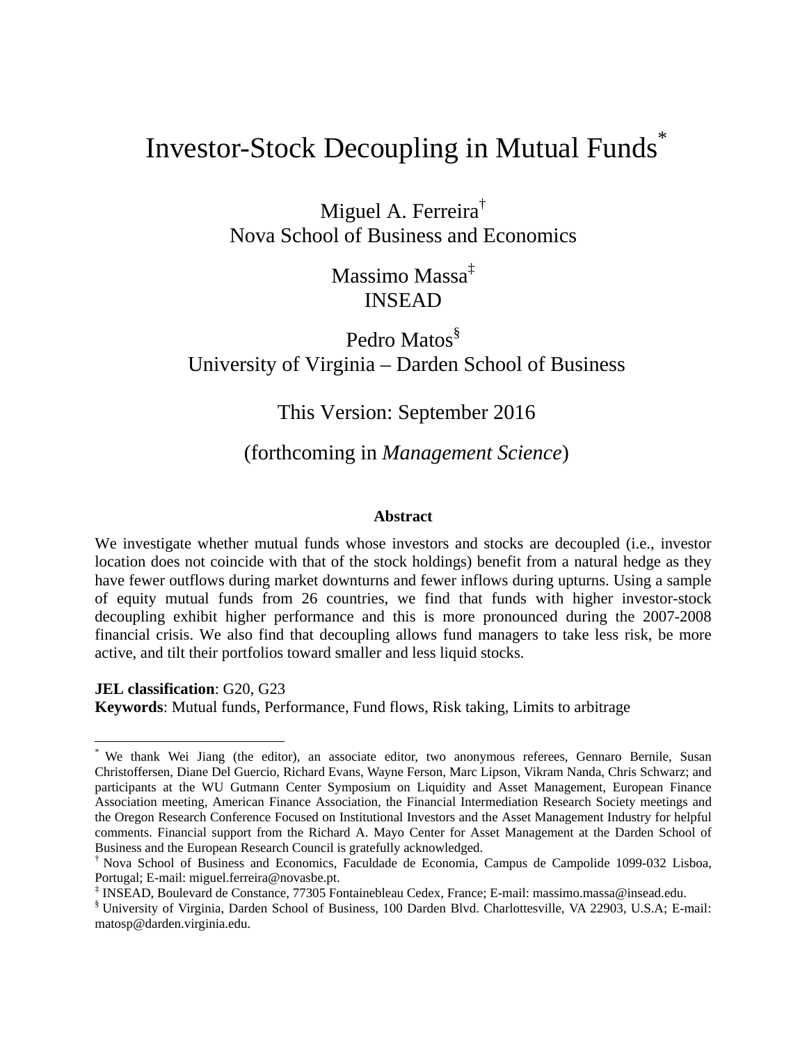# Investor-Stock Decoupling in Mutual Funds[*]

Miguel A. Ferreira[†]
Nova School of Business and Economics

Massimo Massa[‡]
INSEAD

Pedro Matos[§]
University of Virginia – Darden School of Business

This Version: September 2016

(forthcoming in *Management Science*)

**Abstract**

We investigate whether mutual funds whose investors and stocks are decoupled (i.e., investor location does not coincide with that of the stock holdings) benefit from a natural hedge as they have fewer outflows during market downturns and fewer inflows during upturns. Using a sample of equity mutual funds from 26 countries, we find that funds with higher investor-stock decoupling exhibit higher performance and this is more pronounced during the 2007-2008 financial crisis. We also find that decoupling allows fund managers to take less risk, be more active, and tilt their portfolios toward smaller and less liquid stocks.

**JEL classification**: G20, G23
**Keywords**: Mutual funds, Performance, Fund flows, Risk taking, Limits to arbitrage

---

[*] We thank Wei Jiang (the editor), an associate editor, two anonymous referees, Gennaro Bernile, Susan Christoffersen, Diane Del Guercio, Richard Evans, Wayne Ferson, Marc Lipson, Vikram Nanda, Chris Schwarz; and participants at the WU Gutmann Center Symposium on Liquidity and Asset Management, European Finance Association meeting, American Finance Association, the Financial Intermediation Research Society meetings and the Oregon Research Conference Focused on Institutional Investors and the Asset Management Industry for helpful comments. Financial support from the Richard A. Mayo Center for Asset Management at the Darden School of Business and the European Research Council is gratefully acknowledged.

[†] Nova School of Business and Economics, Faculdade de Economia, Campus de Campolide 1099-032 Lisboa, Portugal; E-mail: miguel.ferreira@novasbe.pt.

[‡] INSEAD, Boulevard de Constance, 77305 Fontainebleau Cedex, France; E-mail: massimo.massa@insead.edu.

[§] University of Virginia, Darden School of Business, 100 Darden Blvd. Charlottesville, VA 22903, U.S.A; E-mail: matosp@darden.virginia.edu.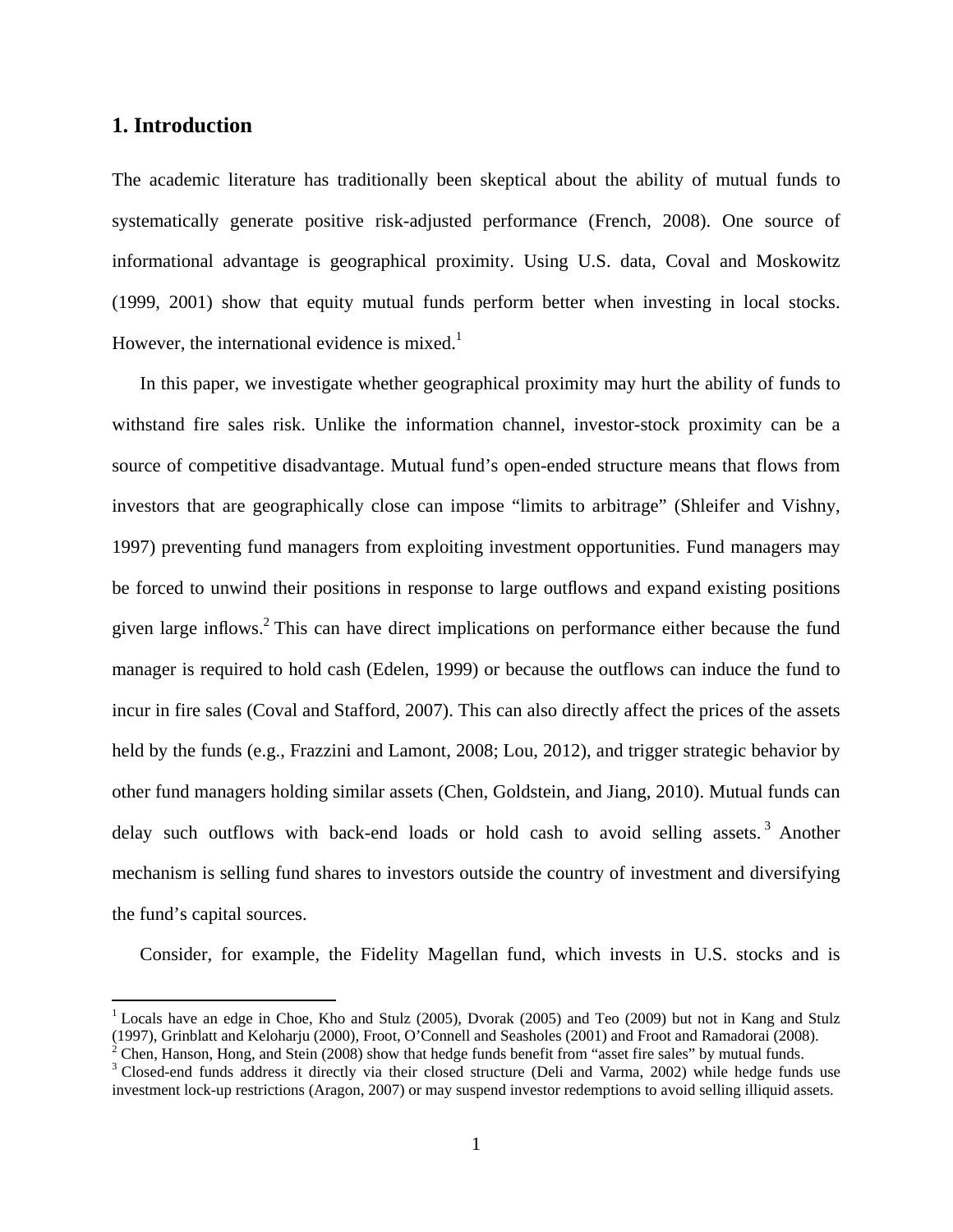## 1. Introduction

The academic literature has traditionally been skeptical about the ability of mutual funds to systematically generate positive risk-adjusted performance (French, 2008). One source of informational advantage is geographical proximity. Using U.S. data, Coval and Moskowitz (1999, 2001) show that equity mutual funds perform better when investing in local stocks. However, the international evidence is mixed.[1]

In this paper, we investigate whether geographical proximity may hurt the ability of funds to withstand fire sales risk. Unlike the information channel, investor-stock proximity can be a source of competitive disadvantage. Mutual fund's open-ended structure means that flows from investors that are geographically close can impose "limits to arbitrage" (Shleifer and Vishny, 1997) preventing fund managers from exploiting investment opportunities. Fund managers may be forced to unwind their positions in response to large outflows and expand existing positions given large inflows.[2] This can have direct implications on performance either because the fund manager is required to hold cash (Edelen, 1999) or because the outflows can induce the fund to incur in fire sales (Coval and Stafford, 2007). This can also directly affect the prices of the assets held by the funds (e.g., Frazzini and Lamont, 2008; Lou, 2012), and trigger strategic behavior by other fund managers holding similar assets (Chen, Goldstein, and Jiang, 2010). Mutual funds can delay such outflows with back-end loads or hold cash to avoid selling assets.[3] Another mechanism is selling fund shares to investors outside the country of investment and diversifying the fund's capital sources.

Consider, for example, the Fidelity Magellan fund, which invests in U.S. stocks and is

[1] Locals have an edge in Choe, Kho and Stulz (2005), Dvorak (2005) and Teo (2009) but not in Kang and Stulz (1997), Grinblatt and Keloharju (2000), Froot, O'Connell and Seasholes (2001) and Froot and Ramadorai (2008).

[2] Chen, Hanson, Hong, and Stein (2008) show that hedge funds benefit from "asset fire sales" by mutual funds.

[3] Closed-end funds address it directly via their closed structure (Deli and Varma, 2002) while hedge funds use investment lock-up restrictions (Aragon, 2007) or may suspend investor redemptions to avoid selling illiquid assets.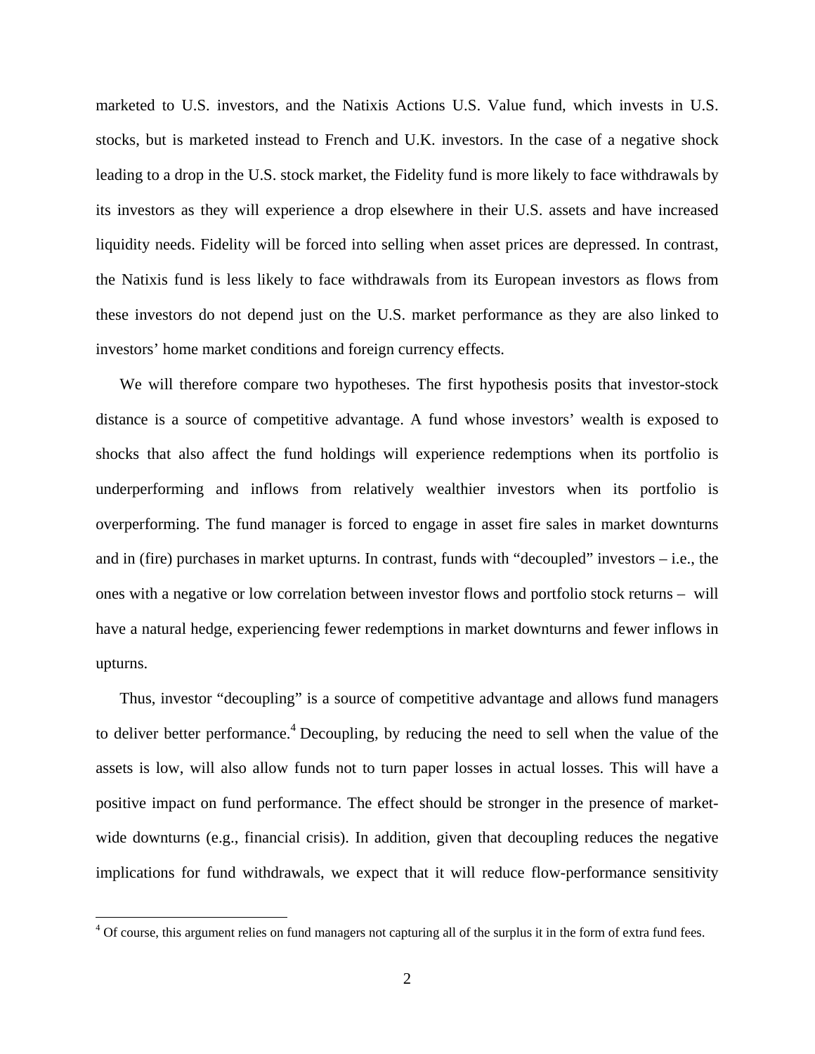marketed to U.S. investors, and the Natixis Actions U.S. Value fund, which invests in U.S. stocks, but is marketed instead to French and U.K. investors. In the case of a negative shock leading to a drop in the U.S. stock market, the Fidelity fund is more likely to face withdrawals by its investors as they will experience a drop elsewhere in their U.S. assets and have increased liquidity needs. Fidelity will be forced into selling when asset prices are depressed. In contrast, the Natixis fund is less likely to face withdrawals from its European investors as flows from these investors do not depend just on the U.S. market performance as they are also linked to investors' home market conditions and foreign currency effects.

We will therefore compare two hypotheses. The first hypothesis posits that investor-stock distance is a source of competitive advantage. A fund whose investors' wealth is exposed to shocks that also affect the fund holdings will experience redemptions when its portfolio is underperforming and inflows from relatively wealthier investors when its portfolio is overperforming. The fund manager is forced to engage in asset fire sales in market downturns and in (fire) purchases in market upturns. In contrast, funds with "decoupled" investors – i.e., the ones with a negative or low correlation between investor flows and portfolio stock returns – will have a natural hedge, experiencing fewer redemptions in market downturns and fewer inflows in upturns.

Thus, investor "decoupling" is a source of competitive advantage and allows fund managers to deliver better performance.[4] Decoupling, by reducing the need to sell when the value of the assets is low, will also allow funds not to turn paper losses in actual losses. This will have a positive impact on fund performance. The effect should be stronger in the presence of market-wide downturns (e.g., financial crisis). In addition, given that decoupling reduces the negative implications for fund withdrawals, we expect that it will reduce flow-performance sensitivity

[4] Of course, this argument relies on fund managers not capturing all of the surplus it in the form of extra fund fees.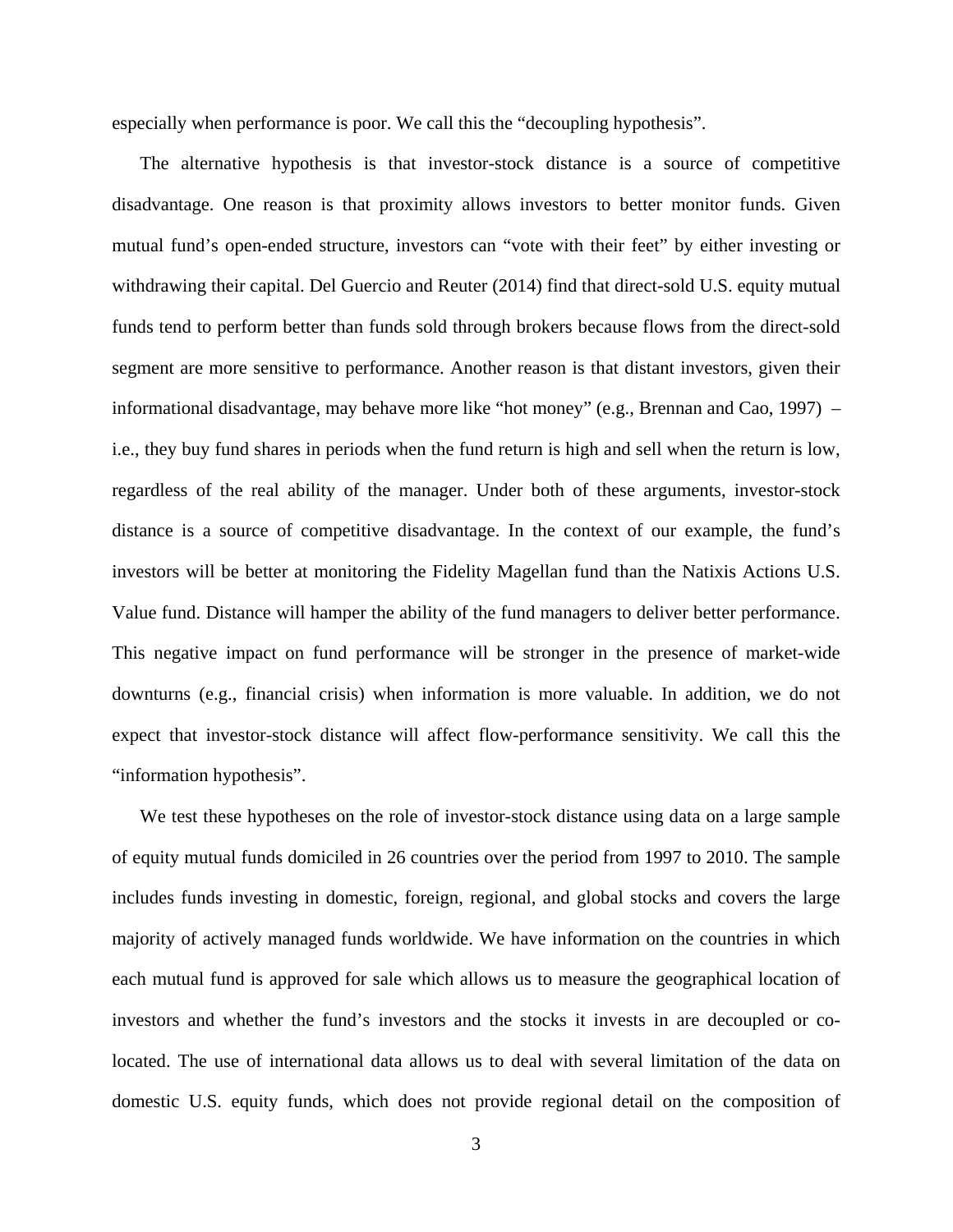especially when performance is poor. We call this the "decoupling hypothesis".

The alternative hypothesis is that investor-stock distance is a source of competitive disadvantage. One reason is that proximity allows investors to better monitor funds. Given mutual fund's open-ended structure, investors can "vote with their feet" by either investing or withdrawing their capital. Del Guercio and Reuter (2014) find that direct-sold U.S. equity mutual funds tend to perform better than funds sold through brokers because flows from the direct-sold segment are more sensitive to performance. Another reason is that distant investors, given their informational disadvantage, may behave more like "hot money" (e.g., Brennan and Cao, 1997) – i.e., they buy fund shares in periods when the fund return is high and sell when the return is low, regardless of the real ability of the manager. Under both of these arguments, investor-stock distance is a source of competitive disadvantage. In the context of our example, the fund's investors will be better at monitoring the Fidelity Magellan fund than the Natixis Actions U.S. Value fund. Distance will hamper the ability of the fund managers to deliver better performance. This negative impact on fund performance will be stronger in the presence of market-wide downturns (e.g., financial crisis) when information is more valuable. In addition, we do not expect that investor-stock distance will affect flow-performance sensitivity. We call this the "information hypothesis".

We test these hypotheses on the role of investor-stock distance using data on a large sample of equity mutual funds domiciled in 26 countries over the period from 1997 to 2010. The sample includes funds investing in domestic, foreign, regional, and global stocks and covers the large majority of actively managed funds worldwide. We have information on the countries in which each mutual fund is approved for sale which allows us to measure the geographical location of investors and whether the fund's investors and the stocks it invests in are decoupled or co-located. The use of international data allows us to deal with several limitation of the data on domestic U.S. equity funds, which does not provide regional detail on the composition of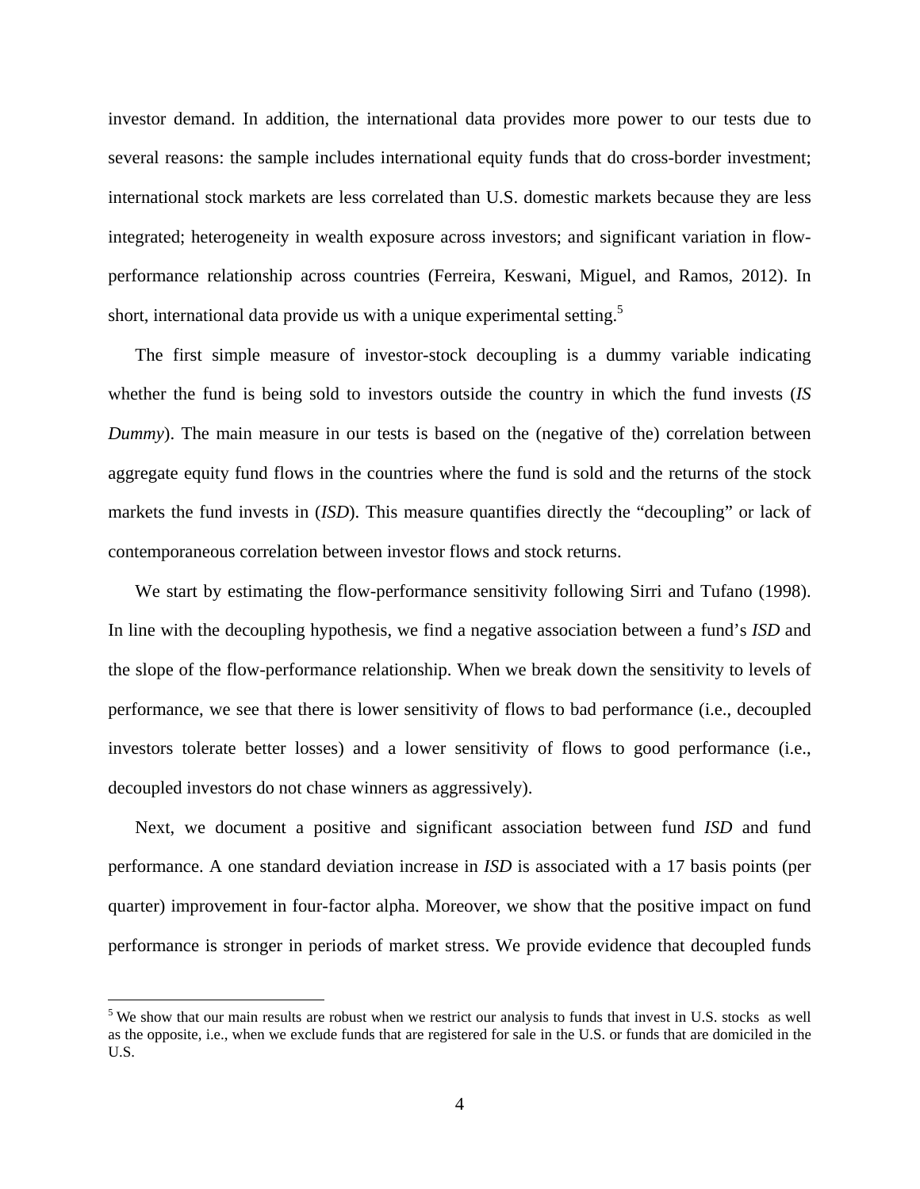investor demand. In addition, the international data provides more power to our tests due to several reasons: the sample includes international equity funds that do cross-border investment; international stock markets are less correlated than U.S. domestic markets because they are less integrated; heterogeneity in wealth exposure across investors; and significant variation in flow-performance relationship across countries (Ferreira, Keswani, Miguel, and Ramos, 2012). In short, international data provide us with a unique experimental setting.[5]

The first simple measure of investor-stock decoupling is a dummy variable indicating whether the fund is being sold to investors outside the country in which the fund invests (*IS Dummy*). The main measure in our tests is based on the (negative of the) correlation between aggregate equity fund flows in the countries where the fund is sold and the returns of the stock markets the fund invests in (*ISD*). This measure quantifies directly the "decoupling" or lack of contemporaneous correlation between investor flows and stock returns.

We start by estimating the flow-performance sensitivity following Sirri and Tufano (1998). In line with the decoupling hypothesis, we find a negative association between a fund's *ISD* and the slope of the flow-performance relationship. When we break down the sensitivity to levels of performance, we see that there is lower sensitivity of flows to bad performance (i.e., decoupled investors tolerate better losses) and a lower sensitivity of flows to good performance (i.e., decoupled investors do not chase winners as aggressively).

Next, we document a positive and significant association between fund *ISD* and fund performance. A one standard deviation increase in *ISD* is associated with a 17 basis points (per quarter) improvement in four-factor alpha. Moreover, we show that the positive impact on fund performance is stronger in periods of market stress. We provide evidence that decoupled funds

[5] We show that our main results are robust when we restrict our analysis to funds that invest in U.S. stocks as well as the opposite, i.e., when we exclude funds that are registered for sale in the U.S. or funds that are domiciled in the U.S.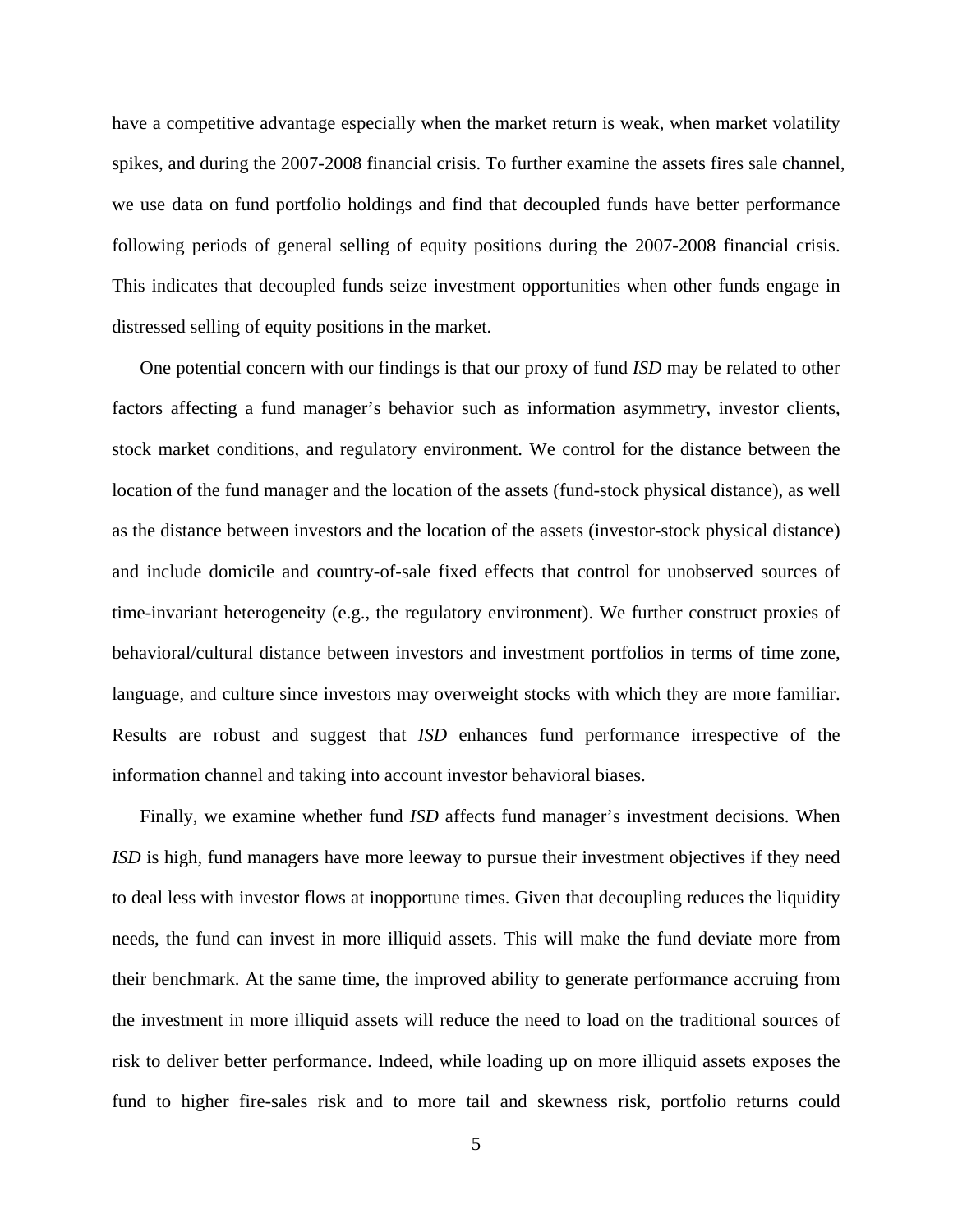have a competitive advantage especially when the market return is weak, when market volatility spikes, and during the 2007-2008 financial crisis. To further examine the assets fires sale channel, we use data on fund portfolio holdings and find that decoupled funds have better performance following periods of general selling of equity positions during the 2007-2008 financial crisis. This indicates that decoupled funds seize investment opportunities when other funds engage in distressed selling of equity positions in the market.

One potential concern with our findings is that our proxy of fund *ISD* may be related to other factors affecting a fund manager's behavior such as information asymmetry, investor clients, stock market conditions, and regulatory environment. We control for the distance between the location of the fund manager and the location of the assets (fund-stock physical distance), as well as the distance between investors and the location of the assets (investor-stock physical distance) and include domicile and country-of-sale fixed effects that control for unobserved sources of time-invariant heterogeneity (e.g., the regulatory environment). We further construct proxies of behavioral/cultural distance between investors and investment portfolios in terms of time zone, language, and culture since investors may overweight stocks with which they are more familiar. Results are robust and suggest that *ISD* enhances fund performance irrespective of the information channel and taking into account investor behavioral biases.

Finally, we examine whether fund *ISD* affects fund manager's investment decisions. When *ISD* is high, fund managers have more leeway to pursue their investment objectives if they need to deal less with investor flows at inopportune times. Given that decoupling reduces the liquidity needs, the fund can invest in more illiquid assets. This will make the fund deviate more from their benchmark. At the same time, the improved ability to generate performance accruing from the investment in more illiquid assets will reduce the need to load on the traditional sources of risk to deliver better performance. Indeed, while loading up on more illiquid assets exposes the fund to higher fire-sales risk and to more tail and skewness risk, portfolio returns could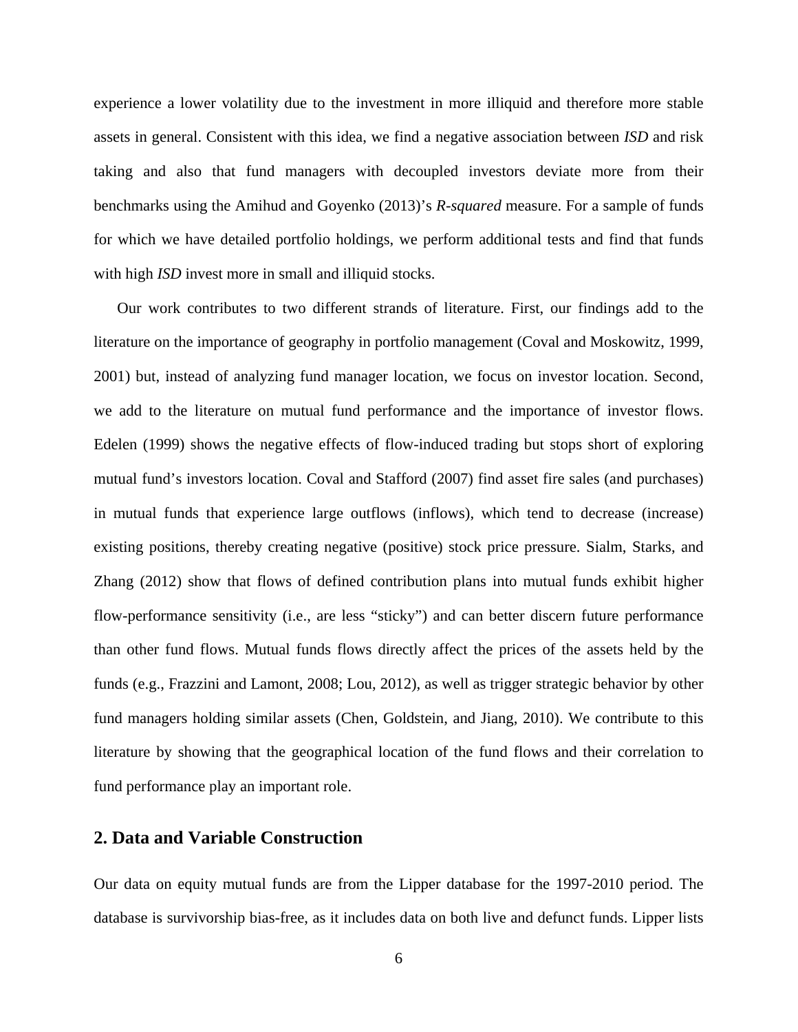experience a lower volatility due to the investment in more illiquid and therefore more stable assets in general. Consistent with this idea, we find a negative association between *ISD* and risk taking and also that fund managers with decoupled investors deviate more from their benchmarks using the Amihud and Goyenko (2013)'s *R-squared* measure. For a sample of funds for which we have detailed portfolio holdings, we perform additional tests and find that funds with high *ISD* invest more in small and illiquid stocks.

Our work contributes to two different strands of literature. First, our findings add to the literature on the importance of geography in portfolio management (Coval and Moskowitz, 1999, 2001) but, instead of analyzing fund manager location, we focus on investor location. Second, we add to the literature on mutual fund performance and the importance of investor flows. Edelen (1999) shows the negative effects of flow-induced trading but stops short of exploring mutual fund's investors location. Coval and Stafford (2007) find asset fire sales (and purchases) in mutual funds that experience large outflows (inflows), which tend to decrease (increase) existing positions, thereby creating negative (positive) stock price pressure. Sialm, Starks, and Zhang (2012) show that flows of defined contribution plans into mutual funds exhibit higher flow-performance sensitivity (i.e., are less "sticky") and can better discern future performance than other fund flows. Mutual funds flows directly affect the prices of the assets held by the funds (e.g., Frazzini and Lamont, 2008; Lou, 2012), as well as trigger strategic behavior by other fund managers holding similar assets (Chen, Goldstein, and Jiang, 2010). We contribute to this literature by showing that the geographical location of the fund flows and their correlation to fund performance play an important role.

## 2. Data and Variable Construction

Our data on equity mutual funds are from the Lipper database for the 1997-2010 period. The database is survivorship bias-free, as it includes data on both live and defunct funds. Lipper lists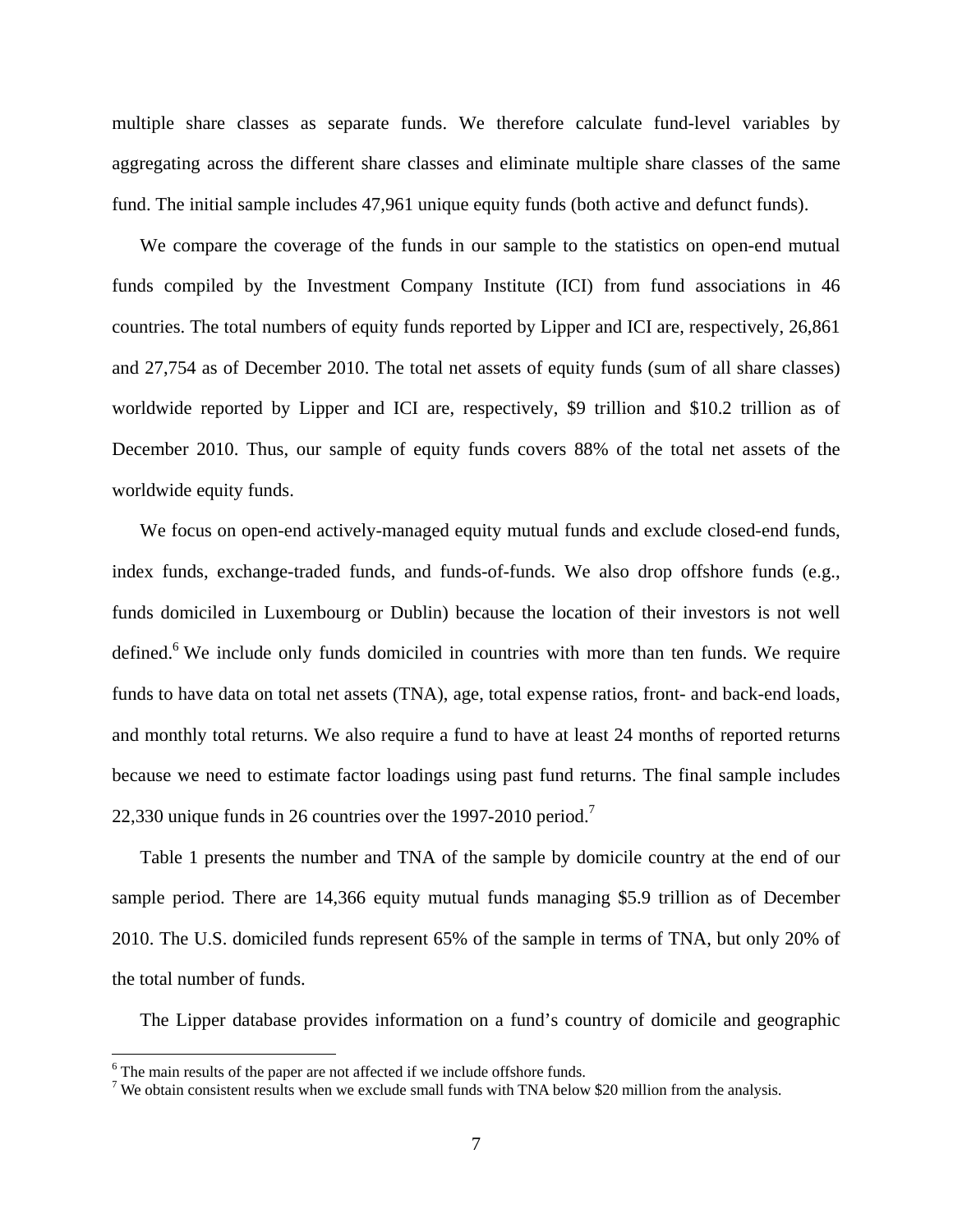multiple share classes as separate funds. We therefore calculate fund-level variables by aggregating across the different share classes and eliminate multiple share classes of the same fund. The initial sample includes 47,961 unique equity funds (both active and defunct funds).

We compare the coverage of the funds in our sample to the statistics on open-end mutual funds compiled by the Investment Company Institute (ICI) from fund associations in 46 countries. The total numbers of equity funds reported by Lipper and ICI are, respectively, 26,861 and 27,754 as of December 2010. The total net assets of equity funds (sum of all share classes) worldwide reported by Lipper and ICI are, respectively, \$9 trillion and \$10.2 trillion as of December 2010. Thus, our sample of equity funds covers 88% of the total net assets of the worldwide equity funds.

We focus on open-end actively-managed equity mutual funds and exclude closed-end funds, index funds, exchange-traded funds, and funds-of-funds. We also drop offshore funds (e.g., funds domiciled in Luxembourg or Dublin) because the location of their investors is not well defined.[6] We include only funds domiciled in countries with more than ten funds. We require funds to have data on total net assets (TNA), age, total expense ratios, front- and back-end loads, and monthly total returns. We also require a fund to have at least 24 months of reported returns because we need to estimate factor loadings using past fund returns. The final sample includes 22,330 unique funds in 26 countries over the 1997-2010 period.[7]

Table 1 presents the number and TNA of the sample by domicile country at the end of our sample period. There are 14,366 equity mutual funds managing \$5.9 trillion as of December 2010. The U.S. domiciled funds represent 65% of the sample in terms of TNA, but only 20% of the total number of funds.

The Lipper database provides information on a fund's country of domicile and geographic

---

[6] The main results of the paper are not affected if we include offshore funds.

[7] We obtain consistent results when we exclude small funds with TNA below \$20 million from the analysis.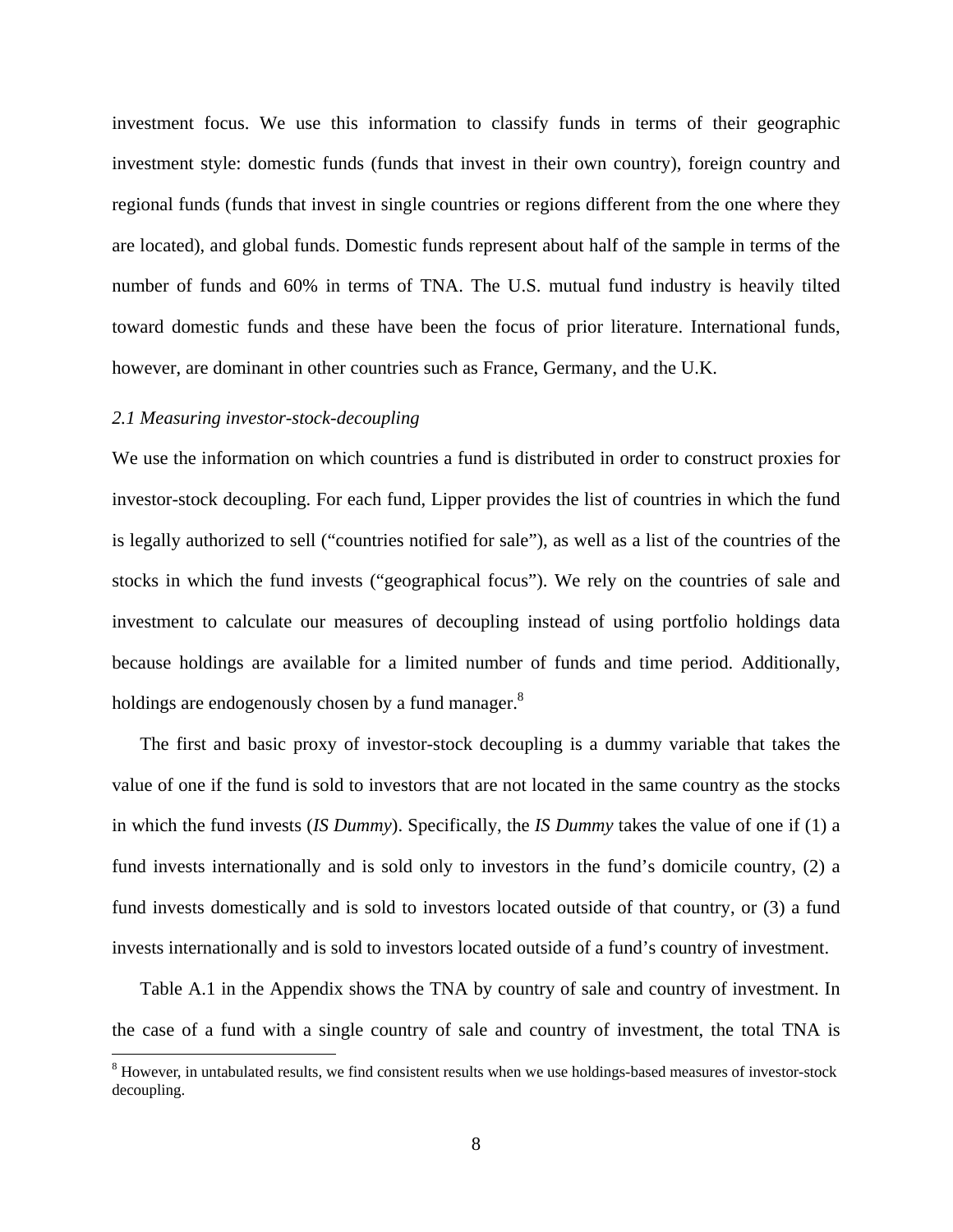investment focus. We use this information to classify funds in terms of their geographic investment style: domestic funds (funds that invest in their own country), foreign country and regional funds (funds that invest in single countries or regions different from the one where they are located), and global funds. Domestic funds represent about half of the sample in terms of the number of funds and 60% in terms of TNA. The U.S. mutual fund industry is heavily tilted toward domestic funds and these have been the focus of prior literature. International funds, however, are dominant in other countries such as France, Germany, and the U.K.

### *2.1 Measuring investor-stock-decoupling*

We use the information on which countries a fund is distributed in order to construct proxies for investor-stock decoupling. For each fund, Lipper provides the list of countries in which the fund is legally authorized to sell ("countries notified for sale"), as well as a list of the countries of the stocks in which the fund invests ("geographical focus"). We rely on the countries of sale and investment to calculate our measures of decoupling instead of using portfolio holdings data because holdings are available for a limited number of funds and time period. Additionally, holdings are endogenously chosen by a fund manager.[8]

The first and basic proxy of investor-stock decoupling is a dummy variable that takes the value of one if the fund is sold to investors that are not located in the same country as the stocks in which the fund invests (*IS Dummy*). Specifically, the *IS Dummy* takes the value of one if (1) a fund invests internationally and is sold only to investors in the fund's domicile country, (2) a fund invests domestically and is sold to investors located outside of that country, or (3) a fund invests internationally and is sold to investors located outside of a fund's country of investment.

Table A.1 in the Appendix shows the TNA by country of sale and country of investment. In the case of a fund with a single country of sale and country of investment, the total TNA is

[8] However, in untabulated results, we find consistent results when we use holdings-based measures of investor-stock decoupling.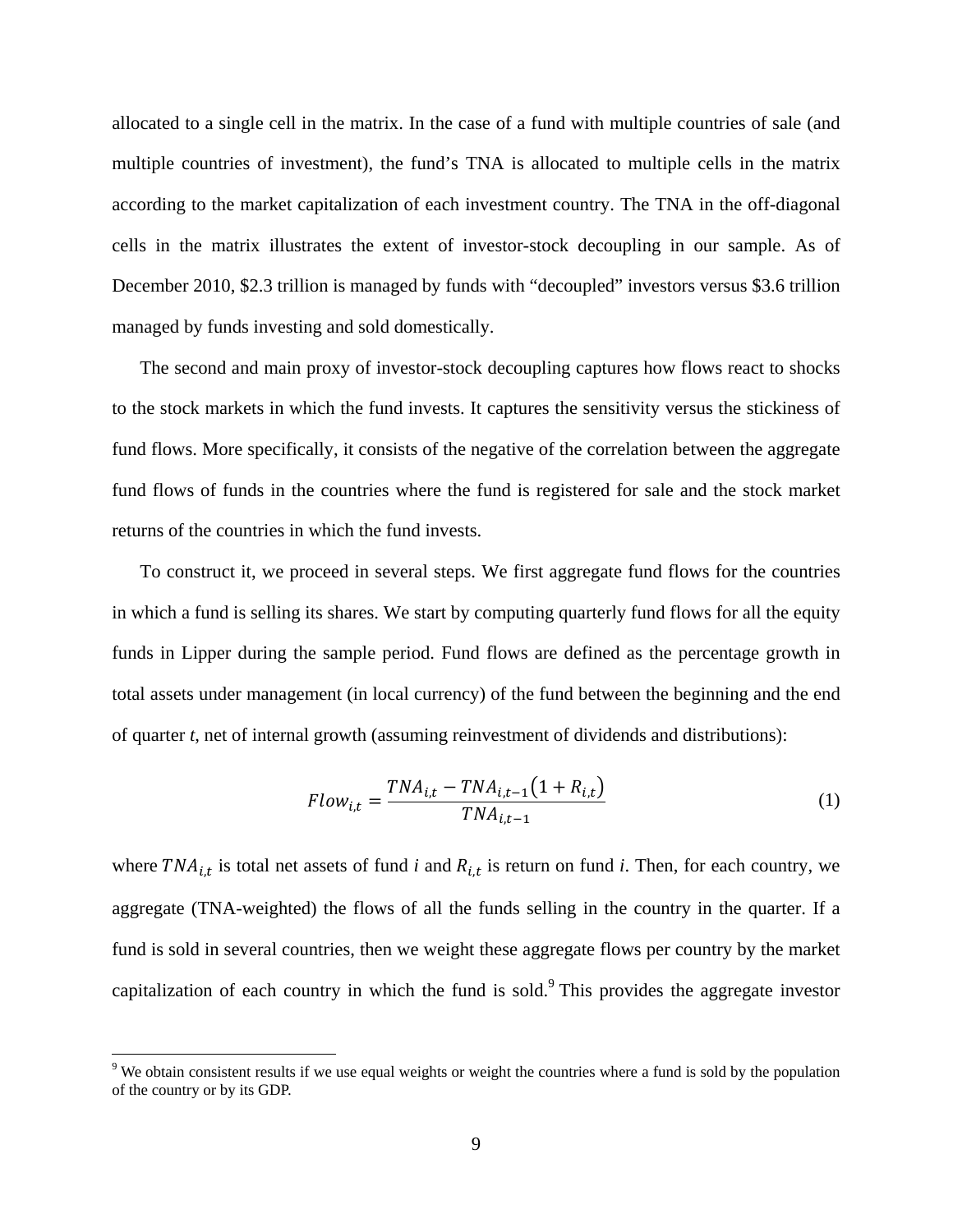allocated to a single cell in the matrix. In the case of a fund with multiple countries of sale (and multiple countries of investment), the fund's TNA is allocated to multiple cells in the matrix according to the market capitalization of each investment country. The TNA in the off-diagonal cells in the matrix illustrates the extent of investor-stock decoupling in our sample. As of December 2010, $2.3 trillion is managed by funds with "decoupled" investors versus $3.6 trillion managed by funds investing and sold domestically.

The second and main proxy of investor-stock decoupling captures how flows react to shocks to the stock markets in which the fund invests. It captures the sensitivity versus the stickiness of fund flows. More specifically, it consists of the negative of the correlation between the aggregate fund flows of funds in the countries where the fund is registered for sale and the stock market returns of the countries in which the fund invests.

To construct it, we proceed in several steps. We first aggregate fund flows for the countries in which a fund is selling its shares. We start by computing quarterly fund flows for all the equity funds in Lipper during the sample period. Fund flows are defined as the percentage growth in total assets under management (in local currency) of the fund between the beginning and the end of quarter *t*, net of internal growth (assuming reinvestment of dividends and distributions):

$$Flow_{i,t} = \frac{TNA_{i,t} - TNA_{i,t-1}\left(1 + R_{i,t}\right)}{TNA_{i,t-1}} \tag{1}$$

where $TNA_{i,t}$ is total net assets of fund *i* and $R_{i,t}$ is return on fund *i*. Then, for each country, we aggregate (TNA-weighted) the flows of all the funds selling in the country in the quarter. If a fund is sold in several countries, then we weight these aggregate flows per country by the market capitalization of each country in which the fund is sold.[9] This provides the aggregate investor

[9] We obtain consistent results if we use equal weights or weight the countries where a fund is sold by the population of the country or by its GDP.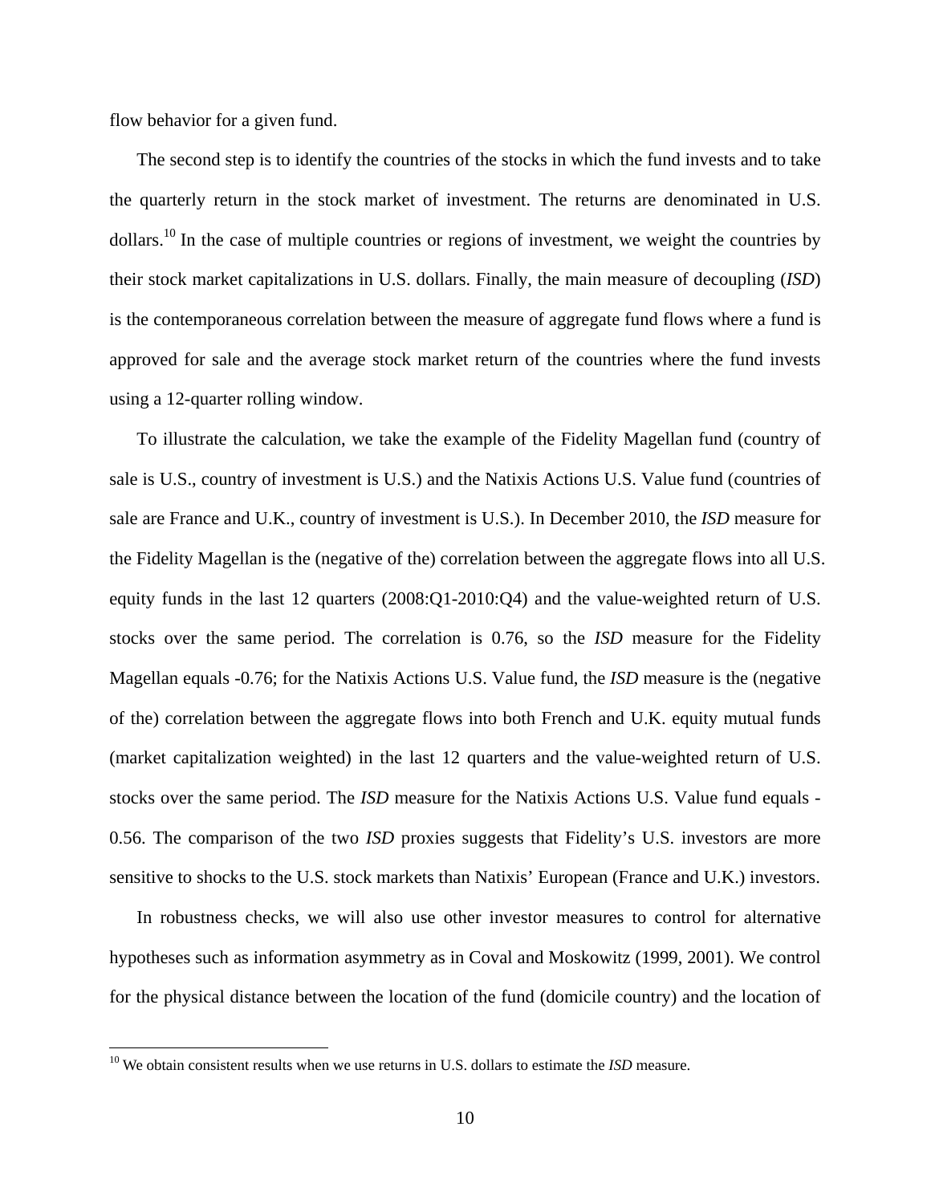flow behavior for a given fund.

The second step is to identify the countries of the stocks in which the fund invests and to take the quarterly return in the stock market of investment. The returns are denominated in U.S. dollars.[10] In the case of multiple countries or regions of investment, we weight the countries by their stock market capitalizations in U.S. dollars. Finally, the main measure of decoupling (*ISD*) is the contemporaneous correlation between the measure of aggregate fund flows where a fund is approved for sale and the average stock market return of the countries where the fund invests using a 12-quarter rolling window.

To illustrate the calculation, we take the example of the Fidelity Magellan fund (country of sale is U.S., country of investment is U.S.) and the Natixis Actions U.S. Value fund (countries of sale are France and U.K., country of investment is U.S.). In December 2010, the *ISD* measure for the Fidelity Magellan is the (negative of the) correlation between the aggregate flows into all U.S. equity funds in the last 12 quarters (2008:Q1-2010:Q4) and the value-weighted return of U.S. stocks over the same period. The correlation is 0.76, so the *ISD* measure for the Fidelity Magellan equals -0.76; for the Natixis Actions U.S. Value fund, the *ISD* measure is the (negative of the) correlation between the aggregate flows into both French and U.K. equity mutual funds (market capitalization weighted) in the last 12 quarters and the value-weighted return of U.S. stocks over the same period. The *ISD* measure for the Natixis Actions U.S. Value fund equals -0.56. The comparison of the two *ISD* proxies suggests that Fidelity's U.S. investors are more sensitive to shocks to the U.S. stock markets than Natixis' European (France and U.K.) investors.

In robustness checks, we will also use other investor measures to control for alternative hypotheses such as information asymmetry as in Coval and Moskowitz (1999, 2001). We control for the physical distance between the location of the fund (domicile country) and the location of

[10] We obtain consistent results when we use returns in U.S. dollars to estimate the *ISD* measure.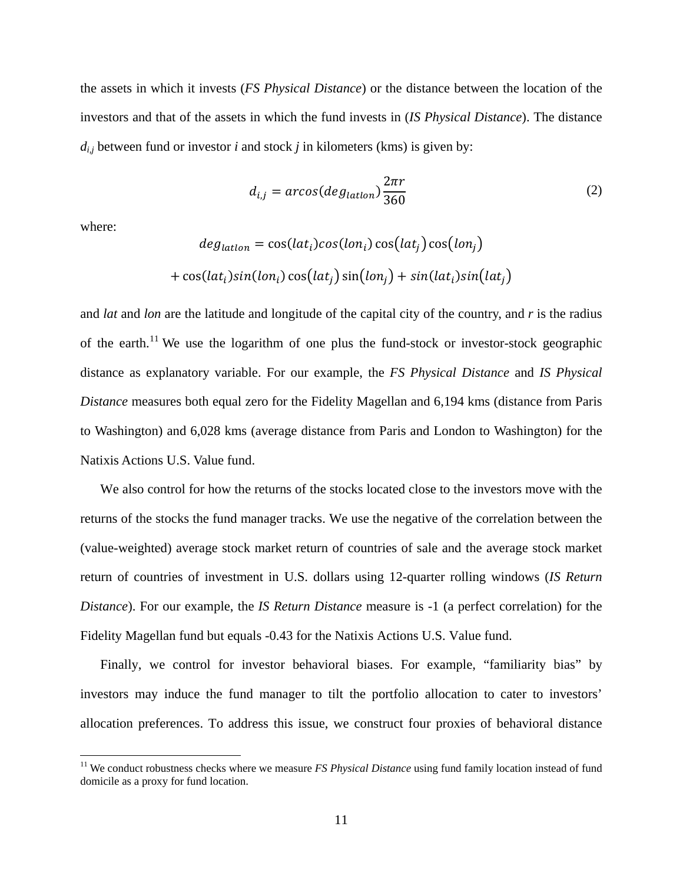the assets in which it invests (*FS Physical Distance*) or the distance between the location of the investors and that of the assets in which the fund invests in (*IS Physical Distance*). The distance $d_{i,j}$ between fund or investor *i* and stock *j* in kilometers (kms) is given by:

$$d_{i,j} = arcos(deg_{latlon})\frac{2\pi r}{360} \tag{2}$$

where:

$$deg_{latlon} = \cos(lat_i)cos(lon_i)\cos(lat_j)\cos(lon_j)$$
$$+ \cos(lat_i)sin(lon_i)\cos(lat_j)\sin(lon_j) + sin(lat_i)sin(lat_j)$$

and *lat* and *lon* are the latitude and longitude of the capital city of the country, and *r* is the radius of the earth.[11] We use the logarithm of one plus the fund-stock or investor-stock geographic distance as explanatory variable. For our example, the *FS Physical Distance* and *IS Physical Distance* measures both equal zero for the Fidelity Magellan and 6,194 kms (distance from Paris to Washington) and 6,028 kms (average distance from Paris and London to Washington) for the Natixis Actions U.S. Value fund.

We also control for how the returns of the stocks located close to the investors move with the returns of the stocks the fund manager tracks. We use the negative of the correlation between the (value-weighted) average stock market return of countries of sale and the average stock market return of countries of investment in U.S. dollars using 12-quarter rolling windows (*IS Return Distance*). For our example, the *IS Return Distance* measure is -1 (a perfect correlation) for the Fidelity Magellan fund but equals -0.43 for the Natixis Actions U.S. Value fund.

Finally, we control for investor behavioral biases. For example, "familiarity bias" by investors may induce the fund manager to tilt the portfolio allocation to cater to investors' allocation preferences. To address this issue, we construct four proxies of behavioral distance

[11] We conduct robustness checks where we measure *FS Physical Distance* using fund family location instead of fund domicile as a proxy for fund location.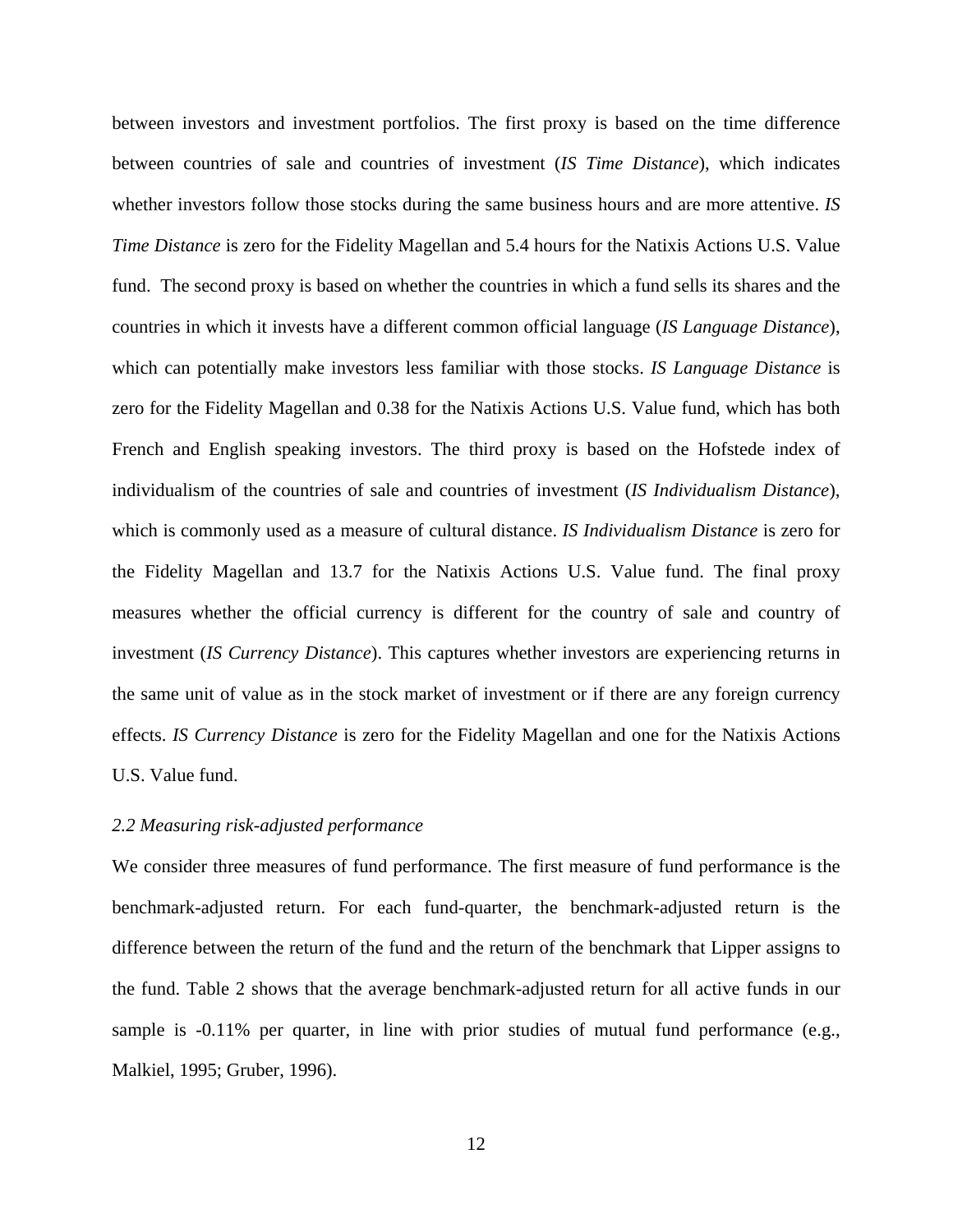between investors and investment portfolios. The first proxy is based on the time difference between countries of sale and countries of investment (*IS Time Distance*), which indicates whether investors follow those stocks during the same business hours and are more attentive. *IS Time Distance* is zero for the Fidelity Magellan and 5.4 hours for the Natixis Actions U.S. Value fund. The second proxy is based on whether the countries in which a fund sells its shares and the countries in which it invests have a different common official language (*IS Language Distance*), which can potentially make investors less familiar with those stocks. *IS Language Distance* is zero for the Fidelity Magellan and 0.38 for the Natixis Actions U.S. Value fund, which has both French and English speaking investors. The third proxy is based on the Hofstede index of individualism of the countries of sale and countries of investment (*IS Individualism Distance*), which is commonly used as a measure of cultural distance. *IS Individualism Distance* is zero for the Fidelity Magellan and 13.7 for the Natixis Actions U.S. Value fund. The final proxy measures whether the official currency is different for the country of sale and country of investment (*IS Currency Distance*). This captures whether investors are experiencing returns in the same unit of value as in the stock market of investment or if there are any foreign currency effects. *IS Currency Distance* is zero for the Fidelity Magellan and one for the Natixis Actions U.S. Value fund.

### *2.2 Measuring risk-adjusted performance*

We consider three measures of fund performance. The first measure of fund performance is the benchmark-adjusted return. For each fund-quarter, the benchmark-adjusted return is the difference between the return of the fund and the return of the benchmark that Lipper assigns to the fund. Table 2 shows that the average benchmark-adjusted return for all active funds in our sample is -0.11% per quarter, in line with prior studies of mutual fund performance (e.g., Malkiel, 1995; Gruber, 1996).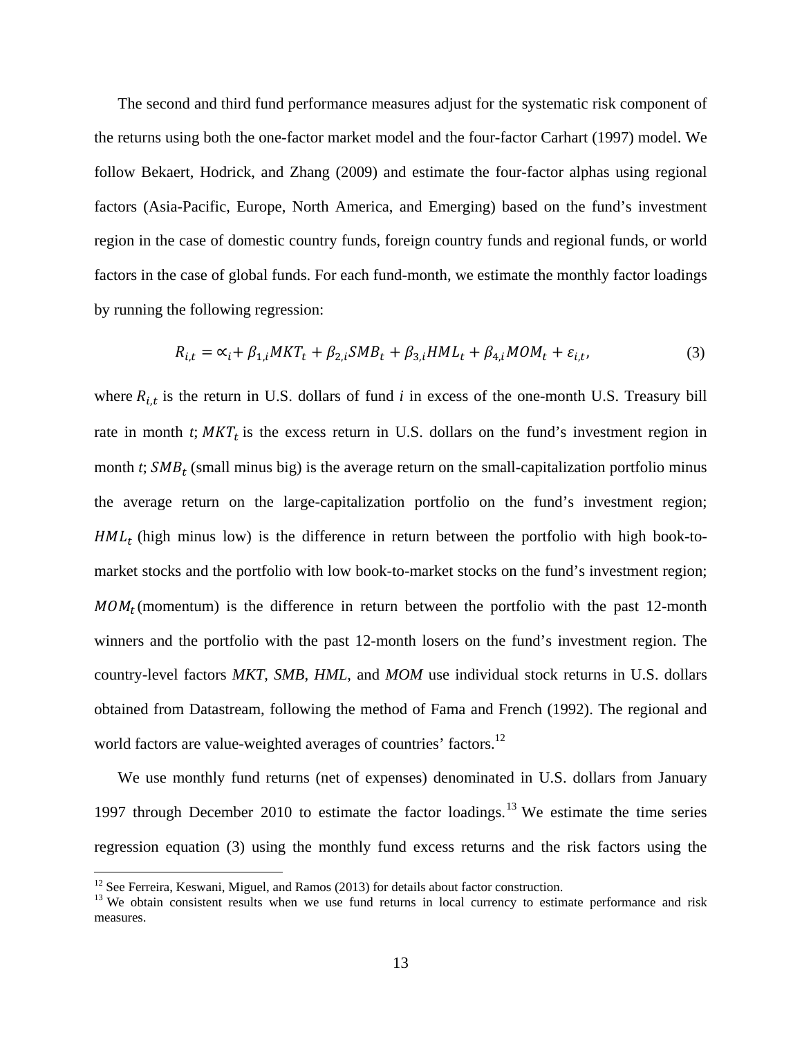The second and third fund performance measures adjust for the systematic risk component of the returns using both the one-factor market model and the four-factor Carhart (1997) model. We follow Bekaert, Hodrick, and Zhang (2009) and estimate the four-factor alphas using regional factors (Asia-Pacific, Europe, North America, and Emerging) based on the fund's investment region in the case of domestic country funds, foreign country funds and regional funds, or world factors in the case of global funds. For each fund-month, we estimate the monthly factor loadings by running the following regression:

$$R_{i,t} = \propto_i + \beta_{1,i} MKT_t + \beta_{2,i} SMB_t + \beta_{3,i} HML_t + \beta_{4,i} MOM_t + \varepsilon_{i,t}, \tag{3}$$

where $R_{i,t}$ is the return in U.S. dollars of fund *i* in excess of the one-month U.S. Treasury bill rate in month *t*; $MKT_t$ is the excess return in U.S. dollars on the fund's investment region in month *t*; $SMB_t$ (small minus big) is the average return on the small-capitalization portfolio minus the average return on the large-capitalization portfolio on the fund's investment region; $HML_t$ (high minus low) is the difference in return between the portfolio with high book-to-market stocks and the portfolio with low book-to-market stocks on the fund's investment region; $MOM_t$ (momentum) is the difference in return between the portfolio with the past 12-month winners and the portfolio with the past 12-month losers on the fund's investment region. The country-level factors *MKT*, *SMB*, *HML*, and *MOM* use individual stock returns in U.S. dollars obtained from Datastream, following the method of Fama and French (1992). The regional and world factors are value-weighted averages of countries' factors.[12]

We use monthly fund returns (net of expenses) denominated in U.S. dollars from January 1997 through December 2010 to estimate the factor loadings.[13] We estimate the time series regression equation (3) using the monthly fund excess returns and the risk factors using the

[12] See Ferreira, Keswani, Miguel, and Ramos (2013) for details about factor construction.

[13] We obtain consistent results when we use fund returns in local currency to estimate performance and risk measures.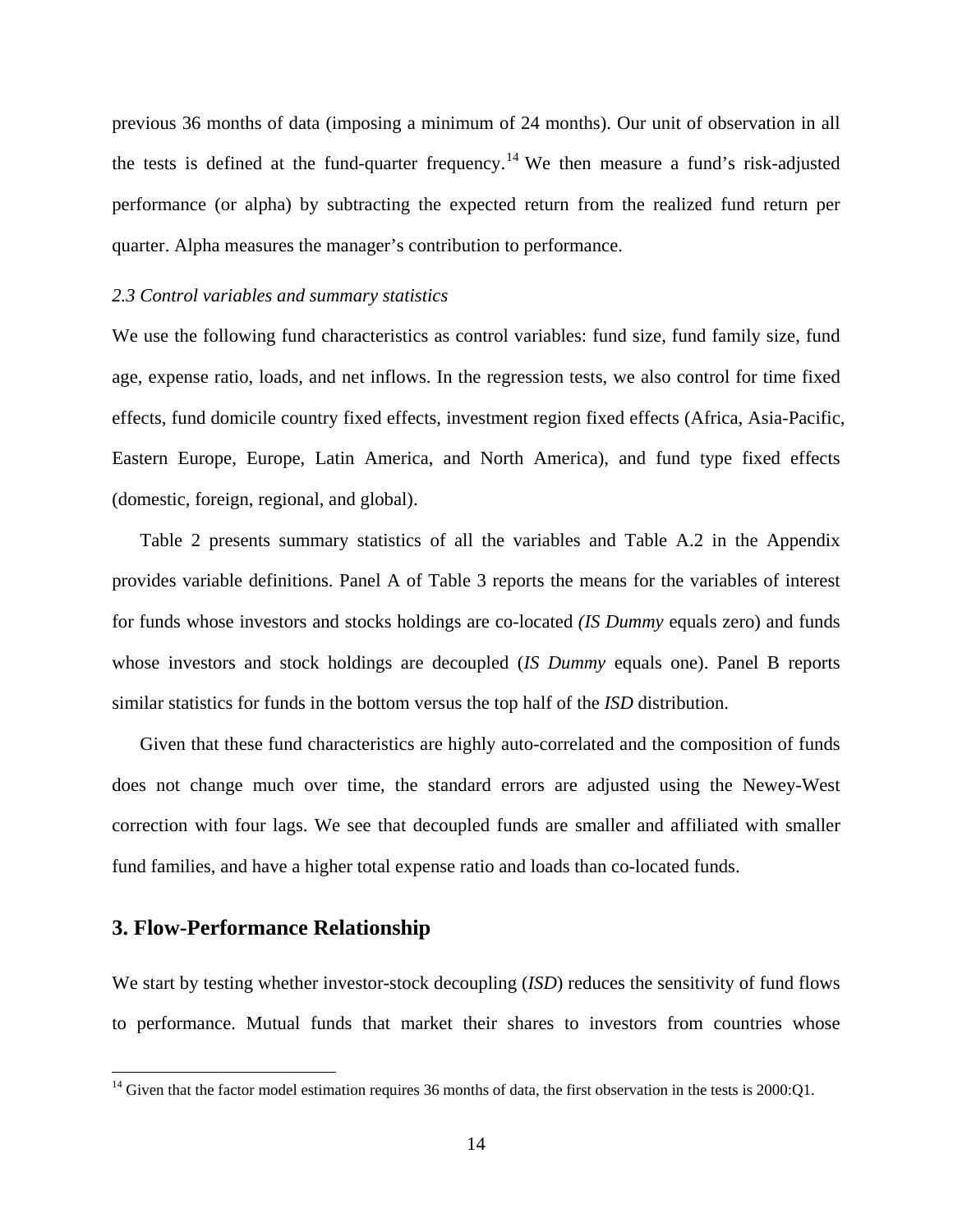previous 36 months of data (imposing a minimum of 24 months). Our unit of observation in all the tests is defined at the fund-quarter frequency.[14] We then measure a fund's risk-adjusted performance (or alpha) by subtracting the expected return from the realized fund return per quarter. Alpha measures the manager's contribution to performance.

### *2.3 Control variables and summary statistics*

We use the following fund characteristics as control variables: fund size, fund family size, fund age, expense ratio, loads, and net inflows. In the regression tests, we also control for time fixed effects, fund domicile country fixed effects, investment region fixed effects (Africa, Asia-Pacific, Eastern Europe, Europe, Latin America, and North America), and fund type fixed effects (domestic, foreign, regional, and global).

Table 2 presents summary statistics of all the variables and Table A.2 in the Appendix provides variable definitions. Panel A of Table 3 reports the means for the variables of interest for funds whose investors and stocks holdings are co-located *(IS Dummy* equals zero) and funds whose investors and stock holdings are decoupled (*IS Dummy* equals one). Panel B reports similar statistics for funds in the bottom versus the top half of the *ISD* distribution.

Given that these fund characteristics are highly auto-correlated and the composition of funds does not change much over time, the standard errors are adjusted using the Newey-West correction with four lags. We see that decoupled funds are smaller and affiliated with smaller fund families, and have a higher total expense ratio and loads than co-located funds.

## 3. Flow-Performance Relationship

We start by testing whether investor-stock decoupling (*ISD*) reduces the sensitivity of fund flows to performance. Mutual funds that market their shares to investors from countries whose

[14] Given that the factor model estimation requires 36 months of data, the first observation in the tests is 2000:Q1.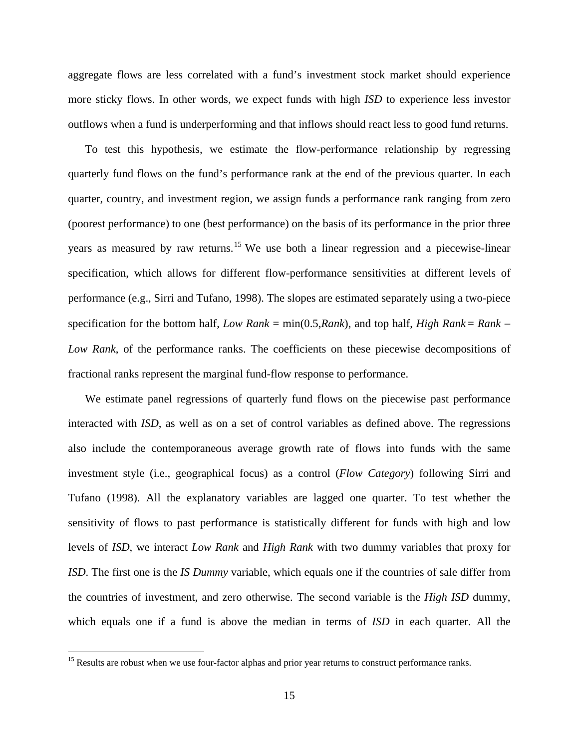aggregate flows are less correlated with a fund's investment stock market should experience more sticky flows. In other words, we expect funds with high *ISD* to experience less investor outflows when a fund is underperforming and that inflows should react less to good fund returns.

To test this hypothesis, we estimate the flow-performance relationship by regressing quarterly fund flows on the fund's performance rank at the end of the previous quarter. In each quarter, country, and investment region, we assign funds a performance rank ranging from zero (poorest performance) to one (best performance) on the basis of its performance in the prior three years as measured by raw returns.[15] We use both a linear regression and a piecewise-linear specification, which allows for different flow-performance sensitivities at different levels of performance (e.g., Sirri and Tufano, 1998). The slopes are estimated separately using a two-piece specification for the bottom half, *Low Rank* = min(0.5,*Rank*), and top half, *High Rank* = *Rank* – *Low Rank*, of the performance ranks. The coefficients on these piecewise decompositions of fractional ranks represent the marginal fund-flow response to performance.

We estimate panel regressions of quarterly fund flows on the piecewise past performance interacted with *ISD*, as well as on a set of control variables as defined above. The regressions also include the contemporaneous average growth rate of flows into funds with the same investment style (i.e., geographical focus) as a control (*Flow Category*) following Sirri and Tufano (1998). All the explanatory variables are lagged one quarter. To test whether the sensitivity of flows to past performance is statistically different for funds with high and low levels of *ISD*, we interact *Low Rank* and *High Rank* with two dummy variables that proxy for *ISD*. The first one is the *IS Dummy* variable, which equals one if the countries of sale differ from the countries of investment, and zero otherwise. The second variable is the *High ISD* dummy, which equals one if a fund is above the median in terms of *ISD* in each quarter. All the

[15] Results are robust when we use four-factor alphas and prior year returns to construct performance ranks.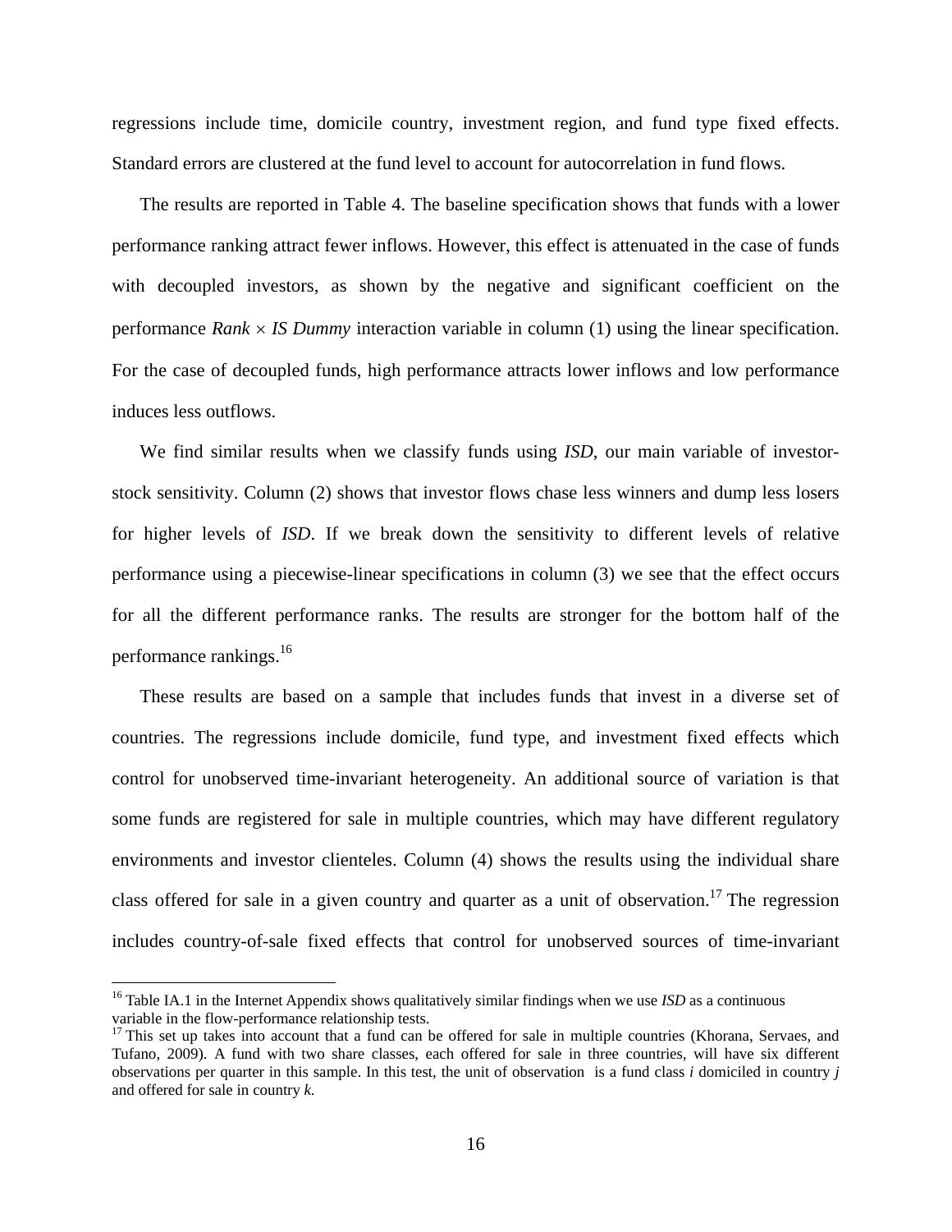regressions include time, domicile country, investment region, and fund type fixed effects. Standard errors are clustered at the fund level to account for autocorrelation in fund flows.

The results are reported in Table 4. The baseline specification shows that funds with a lower performance ranking attract fewer inflows. However, this effect is attenuated in the case of funds with decoupled investors, as shown by the negative and significant coefficient on the performance *Rank* × *IS Dummy* interaction variable in column (1) using the linear specification. For the case of decoupled funds, high performance attracts lower inflows and low performance induces less outflows.

We find similar results when we classify funds using *ISD*, our main variable of investor-stock sensitivity. Column (2) shows that investor flows chase less winners and dump less losers for higher levels of *ISD*. If we break down the sensitivity to different levels of relative performance using a piecewise-linear specifications in column (3) we see that the effect occurs for all the different performance ranks. The results are stronger for the bottom half of the performance rankings.[16]

These results are based on a sample that includes funds that invest in a diverse set of countries. The regressions include domicile, fund type, and investment fixed effects which control for unobserved time-invariant heterogeneity. An additional source of variation is that some funds are registered for sale in multiple countries, which may have different regulatory environments and investor clienteles. Column (4) shows the results using the individual share class offered for sale in a given country and quarter as a unit of observation.[17] The regression includes country-of-sale fixed effects that control for unobserved sources of time-invariant

[16] Table IA.1 in the Internet Appendix shows qualitatively similar findings when we use *ISD* as a continuous variable in the flow-performance relationship tests.

[17] This set up takes into account that a fund can be offered for sale in multiple countries (Khorana, Servaes, and Tufano, 2009). A fund with two share classes, each offered for sale in three countries, will have six different observations per quarter in this sample. In this test, the unit of observation is a fund class *i* domiciled in country *j* and offered for sale in country *k*.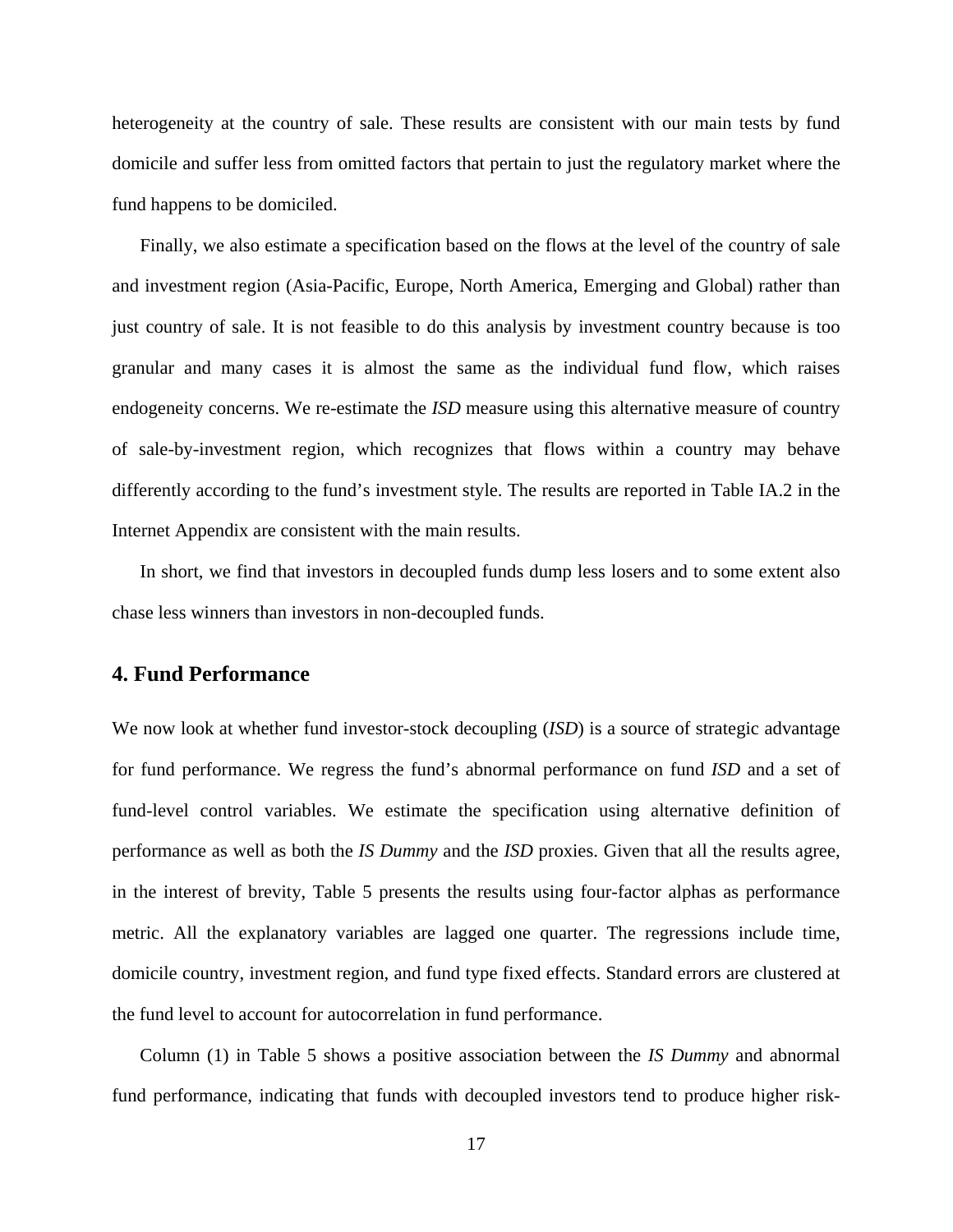heterogeneity at the country of sale. These results are consistent with our main tests by fund domicile and suffer less from omitted factors that pertain to just the regulatory market where the fund happens to be domiciled.

Finally, we also estimate a specification based on the flows at the level of the country of sale and investment region (Asia-Pacific, Europe, North America, Emerging and Global) rather than just country of sale. It is not feasible to do this analysis by investment country because is too granular and many cases it is almost the same as the individual fund flow, which raises endogeneity concerns. We re-estimate the *ISD* measure using this alternative measure of country of sale-by-investment region, which recognizes that flows within a country may behave differently according to the fund's investment style. The results are reported in Table IA.2 in the Internet Appendix are consistent with the main results.

In short, we find that investors in decoupled funds dump less losers and to some extent also chase less winners than investors in non-decoupled funds.

## 4. Fund Performance

We now look at whether fund investor-stock decoupling (*ISD*) is a source of strategic advantage for fund performance. We regress the fund's abnormal performance on fund *ISD* and a set of fund-level control variables. We estimate the specification using alternative definition of performance as well as both the *IS Dummy* and the *ISD* proxies. Given that all the results agree, in the interest of brevity, Table 5 presents the results using four-factor alphas as performance metric. All the explanatory variables are lagged one quarter. The regressions include time, domicile country, investment region, and fund type fixed effects. Standard errors are clustered at the fund level to account for autocorrelation in fund performance.

Column (1) in Table 5 shows a positive association between the *IS Dummy* and abnormal fund performance, indicating that funds with decoupled investors tend to produce higher risk-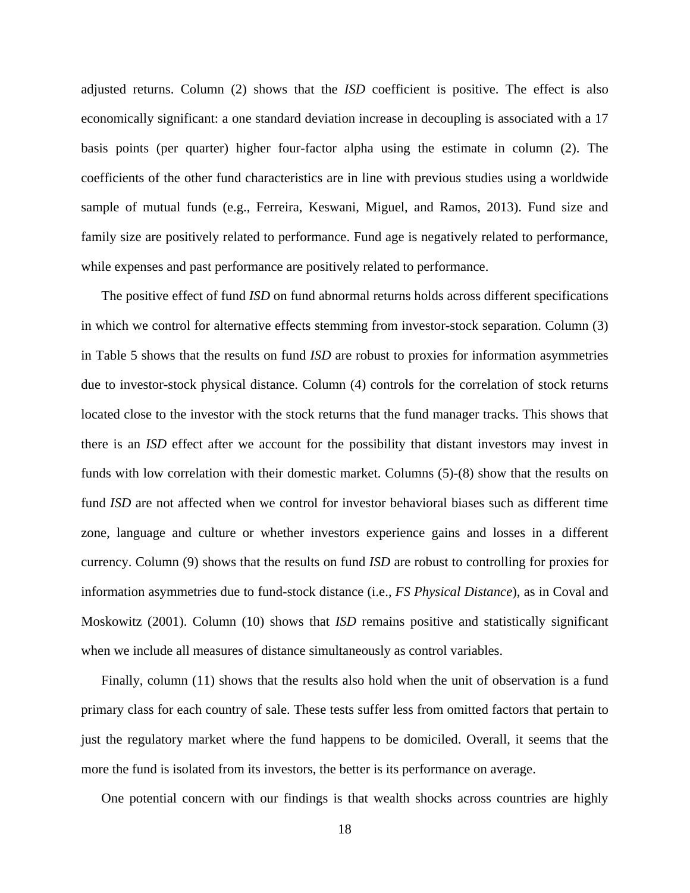adjusted returns. Column (2) shows that the *ISD* coefficient is positive. The effect is also economically significant: a one standard deviation increase in decoupling is associated with a 17 basis points (per quarter) higher four-factor alpha using the estimate in column (2). The coefficients of the other fund characteristics are in line with previous studies using a worldwide sample of mutual funds (e.g., Ferreira, Keswani, Miguel, and Ramos, 2013). Fund size and family size are positively related to performance. Fund age is negatively related to performance, while expenses and past performance are positively related to performance.

The positive effect of fund *ISD* on fund abnormal returns holds across different specifications in which we control for alternative effects stemming from investor-stock separation. Column (3) in Table 5 shows that the results on fund *ISD* are robust to proxies for information asymmetries due to investor-stock physical distance. Column (4) controls for the correlation of stock returns located close to the investor with the stock returns that the fund manager tracks. This shows that there is an *ISD* effect after we account for the possibility that distant investors may invest in funds with low correlation with their domestic market. Columns (5)-(8) show that the results on fund *ISD* are not affected when we control for investor behavioral biases such as different time zone, language and culture or whether investors experience gains and losses in a different currency. Column (9) shows that the results on fund *ISD* are robust to controlling for proxies for information asymmetries due to fund-stock distance (i.e., *FS Physical Distance*), as in Coval and Moskowitz (2001). Column (10) shows that *ISD* remains positive and statistically significant when we include all measures of distance simultaneously as control variables.

Finally, column (11) shows that the results also hold when the unit of observation is a fund primary class for each country of sale. These tests suffer less from omitted factors that pertain to just the regulatory market where the fund happens to be domiciled. Overall, it seems that the more the fund is isolated from its investors, the better is its performance on average.

One potential concern with our findings is that wealth shocks across countries are highly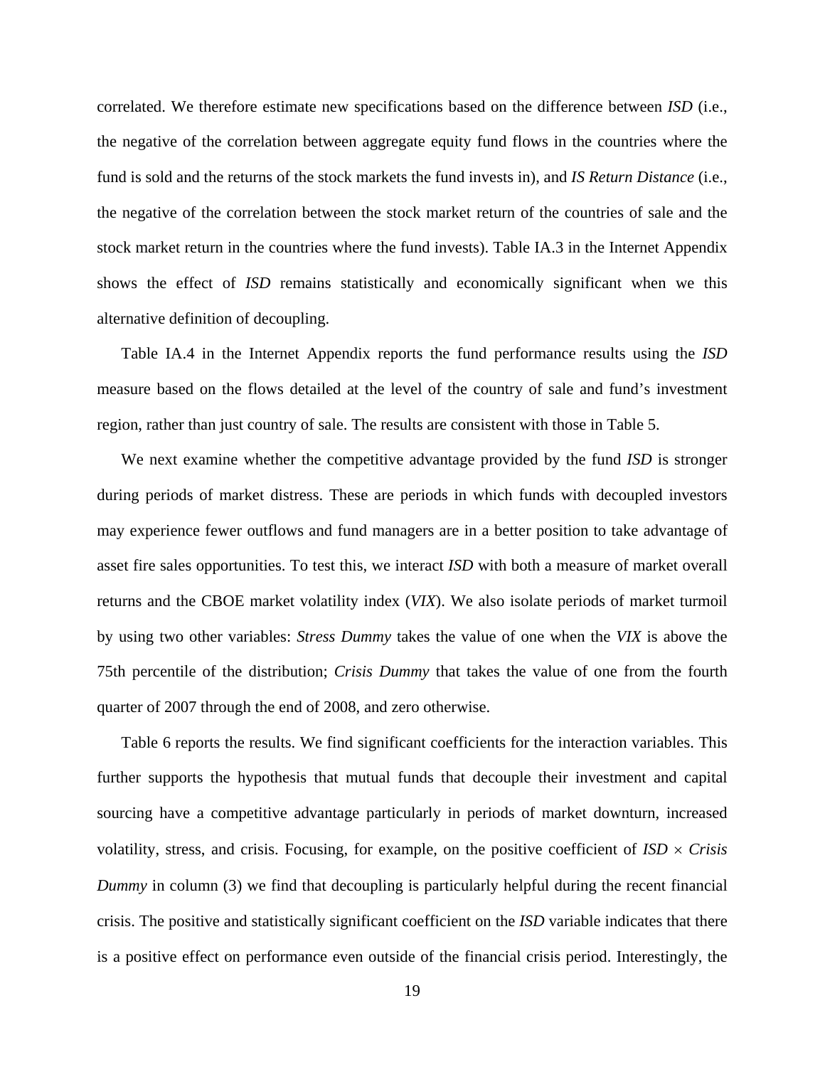correlated. We therefore estimate new specifications based on the difference between *ISD* (i.e., the negative of the correlation between aggregate equity fund flows in the countries where the fund is sold and the returns of the stock markets the fund invests in), and *IS Return Distance* (i.e., the negative of the correlation between the stock market return of the countries of sale and the stock market return in the countries where the fund invests). Table IA.3 in the Internet Appendix shows the effect of *ISD* remains statistically and economically significant when we this alternative definition of decoupling.

Table IA.4 in the Internet Appendix reports the fund performance results using the *ISD* measure based on the flows detailed at the level of the country of sale and fund's investment region, rather than just country of sale. The results are consistent with those in Table 5.

We next examine whether the competitive advantage provided by the fund *ISD* is stronger during periods of market distress. These are periods in which funds with decoupled investors may experience fewer outflows and fund managers are in a better position to take advantage of asset fire sales opportunities. To test this, we interact *ISD* with both a measure of market overall returns and the CBOE market volatility index (*VIX*). We also isolate periods of market turmoil by using two other variables: *Stress Dummy* takes the value of one when the *VIX* is above the 75th percentile of the distribution; *Crisis Dummy* that takes the value of one from the fourth quarter of 2007 through the end of 2008, and zero otherwise.

Table 6 reports the results. We find significant coefficients for the interaction variables. This further supports the hypothesis that mutual funds that decouple their investment and capital sourcing have a competitive advantage particularly in periods of market downturn, increased volatility, stress, and crisis. Focusing, for example, on the positive coefficient of *ISD* × *Crisis Dummy* in column (3) we find that decoupling is particularly helpful during the recent financial crisis. The positive and statistically significant coefficient on the *ISD* variable indicates that there is a positive effect on performance even outside of the financial crisis period. Interestingly, the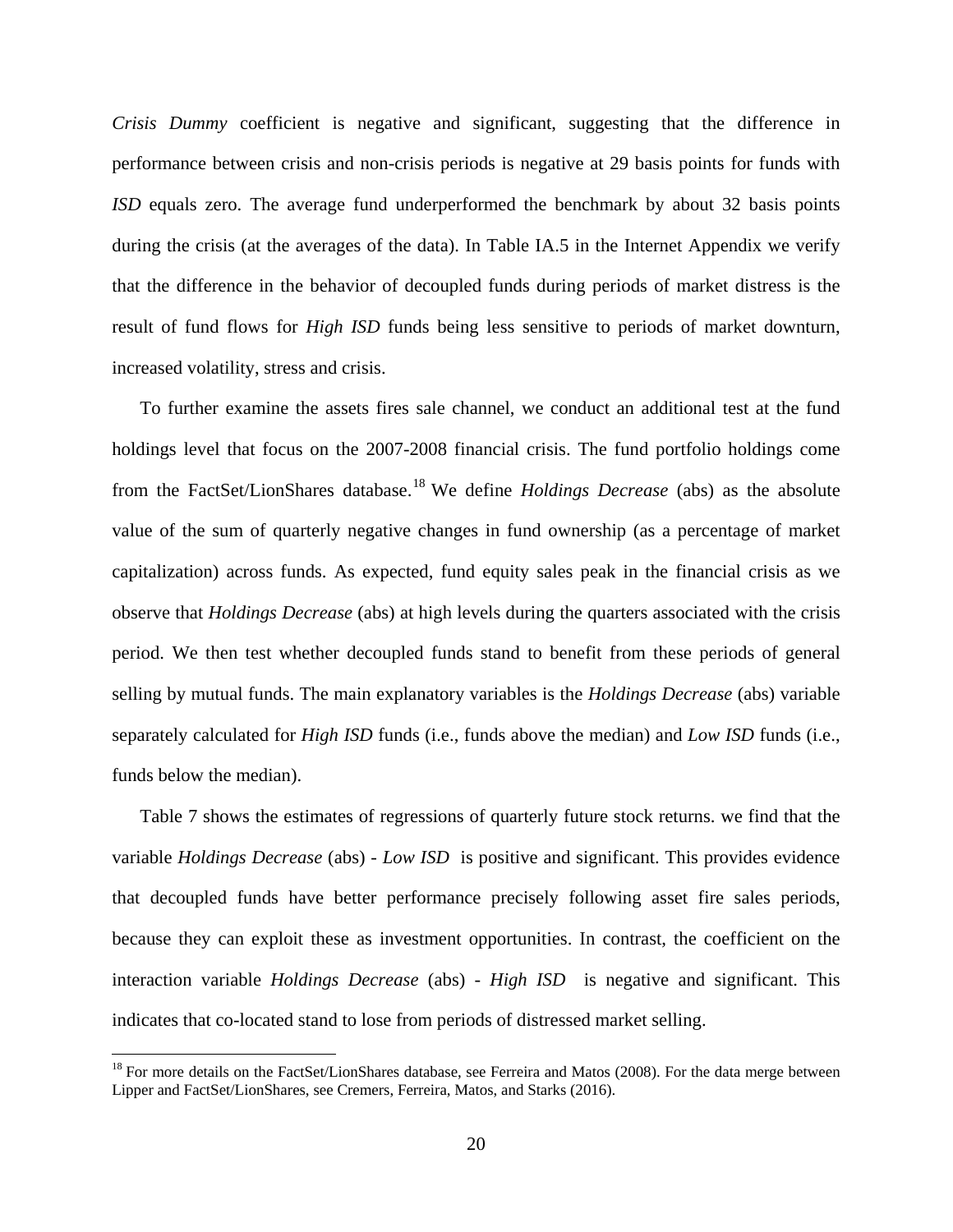*Crisis Dummy* coefficient is negative and significant, suggesting that the difference in performance between crisis and non-crisis periods is negative at 29 basis points for funds with *ISD* equals zero. The average fund underperformed the benchmark by about 32 basis points during the crisis (at the averages of the data). In Table IA.5 in the Internet Appendix we verify that the difference in the behavior of decoupled funds during periods of market distress is the result of fund flows for *High ISD* funds being less sensitive to periods of market downturn, increased volatility, stress and crisis.

To further examine the assets fires sale channel, we conduct an additional test at the fund holdings level that focus on the 2007-2008 financial crisis. The fund portfolio holdings come from the FactSet/LionShares database.[18] We define *Holdings Decrease* (abs) as the absolute value of the sum of quarterly negative changes in fund ownership (as a percentage of market capitalization) across funds. As expected, fund equity sales peak in the financial crisis as we observe that *Holdings Decrease* (abs) at high levels during the quarters associated with the crisis period. We then test whether decoupled funds stand to benefit from these periods of general selling by mutual funds. The main explanatory variables is the *Holdings Decrease* (abs) variable separately calculated for *High ISD* funds (i.e., funds above the median) and *Low ISD* funds (i.e., funds below the median).

Table 7 shows the estimates of regressions of quarterly future stock returns. we find that the variable *Holdings Decrease* (abs) - *Low ISD* is positive and significant. This provides evidence that decoupled funds have better performance precisely following asset fire sales periods, because they can exploit these as investment opportunities. In contrast, the coefficient on the interaction variable *Holdings Decrease* (abs) - *High ISD* is negative and significant. This indicates that co-located stand to lose from periods of distressed market selling.

[18] For more details on the FactSet/LionShares database, see Ferreira and Matos (2008). For the data merge between Lipper and FactSet/LionShares, see Cremers, Ferreira, Matos, and Starks (2016).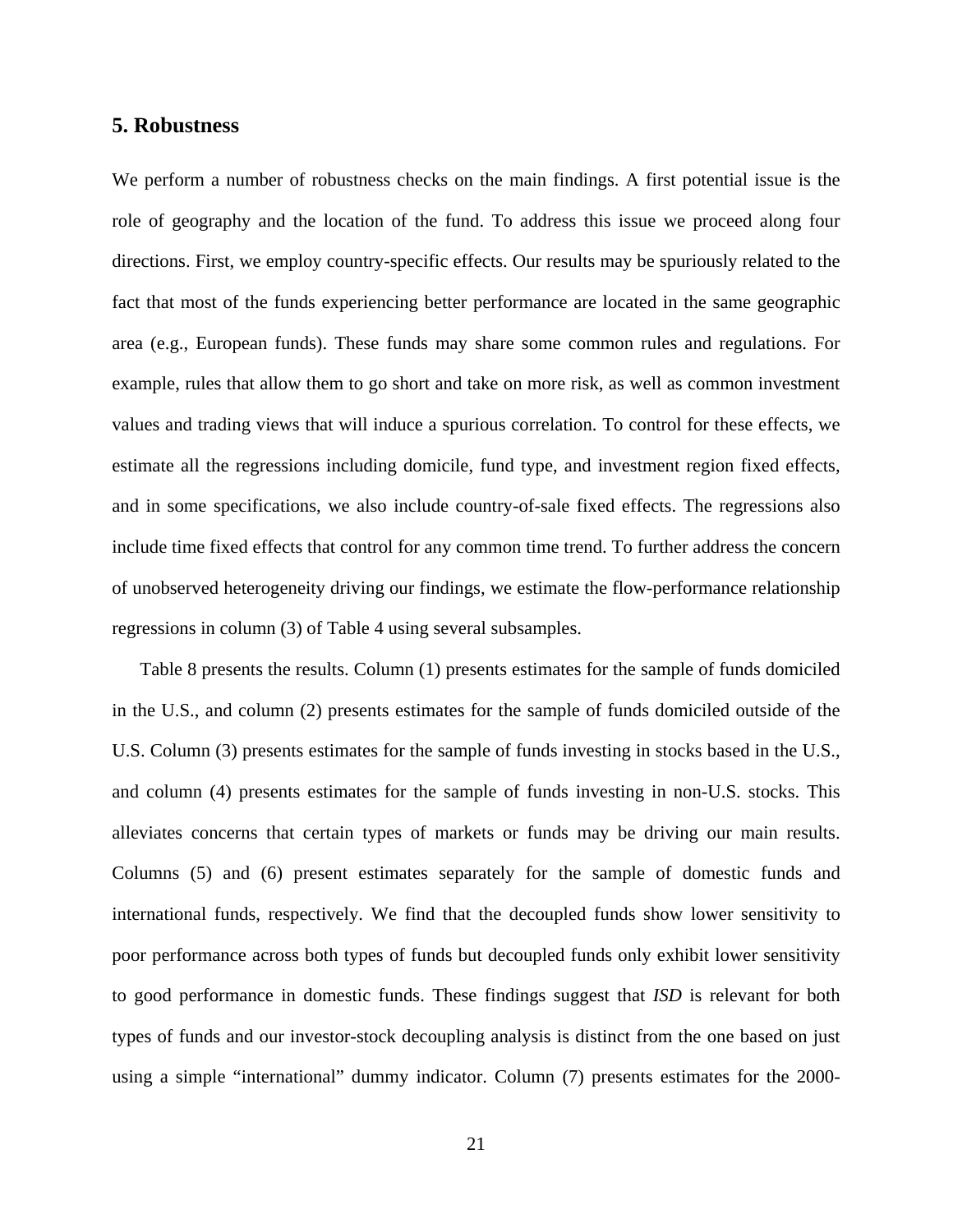## 5. Robustness

We perform a number of robustness checks on the main findings. A first potential issue is the role of geography and the location of the fund. To address this issue we proceed along four directions. First, we employ country-specific effects. Our results may be spuriously related to the fact that most of the funds experiencing better performance are located in the same geographic area (e.g., European funds). These funds may share some common rules and regulations. For example, rules that allow them to go short and take on more risk, as well as common investment values and trading views that will induce a spurious correlation. To control for these effects, we estimate all the regressions including domicile, fund type, and investment region fixed effects, and in some specifications, we also include country-of-sale fixed effects. The regressions also include time fixed effects that control for any common time trend. To further address the concern of unobserved heterogeneity driving our findings, we estimate the flow-performance relationship regressions in column (3) of Table 4 using several subsamples.

Table 8 presents the results. Column (1) presents estimates for the sample of funds domiciled in the U.S., and column (2) presents estimates for the sample of funds domiciled outside of the U.S. Column (3) presents estimates for the sample of funds investing in stocks based in the U.S., and column (4) presents estimates for the sample of funds investing in non-U.S. stocks. This alleviates concerns that certain types of markets or funds may be driving our main results. Columns (5) and (6) present estimates separately for the sample of domestic funds and international funds, respectively. We find that the decoupled funds show lower sensitivity to poor performance across both types of funds but decoupled funds only exhibit lower sensitivity to good performance in domestic funds. These findings suggest that *ISD* is relevant for both types of funds and our investor-stock decoupling analysis is distinct from the one based on just using a simple "international" dummy indicator. Column (7) presents estimates for the 2000-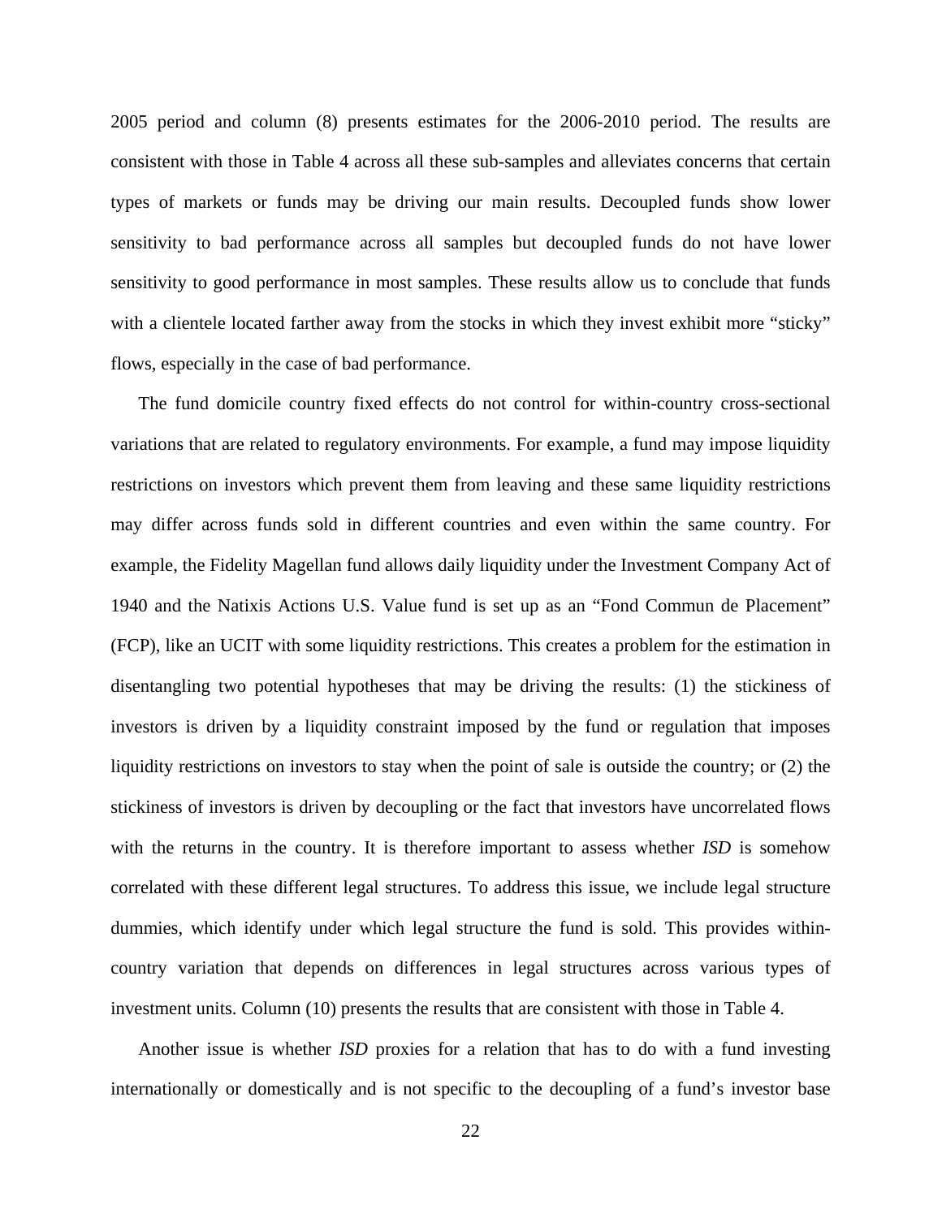2005 period and column (8) presents estimates for the 2006-2010 period. The results are consistent with those in Table 4 across all these sub-samples and alleviates concerns that certain types of markets or funds may be driving our main results. Decoupled funds show lower sensitivity to bad performance across all samples but decoupled funds do not have lower sensitivity to good performance in most samples. These results allow us to conclude that funds with a clientele located farther away from the stocks in which they invest exhibit more "sticky" flows, especially in the case of bad performance.

The fund domicile country fixed effects do not control for within-country cross-sectional variations that are related to regulatory environments. For example, a fund may impose liquidity restrictions on investors which prevent them from leaving and these same liquidity restrictions may differ across funds sold in different countries and even within the same country. For example, the Fidelity Magellan fund allows daily liquidity under the Investment Company Act of 1940 and the Natixis Actions U.S. Value fund is set up as an "Fond Commun de Placement" (FCP), like an UCIT with some liquidity restrictions. This creates a problem for the estimation in disentangling two potential hypotheses that may be driving the results: (1) the stickiness of investors is driven by a liquidity constraint imposed by the fund or regulation that imposes liquidity restrictions on investors to stay when the point of sale is outside the country; or (2) the stickiness of investors is driven by decoupling or the fact that investors have uncorrelated flows with the returns in the country. It is therefore important to assess whether *ISD* is somehow correlated with these different legal structures. To address this issue, we include legal structure dummies, which identify under which legal structure the fund is sold. This provides within-country variation that depends on differences in legal structures across various types of investment units. Column (10) presents the results that are consistent with those in Table 4.

Another issue is whether *ISD* proxies for a relation that has to do with a fund investing internationally or domestically and is not specific to the decoupling of a fund's investor base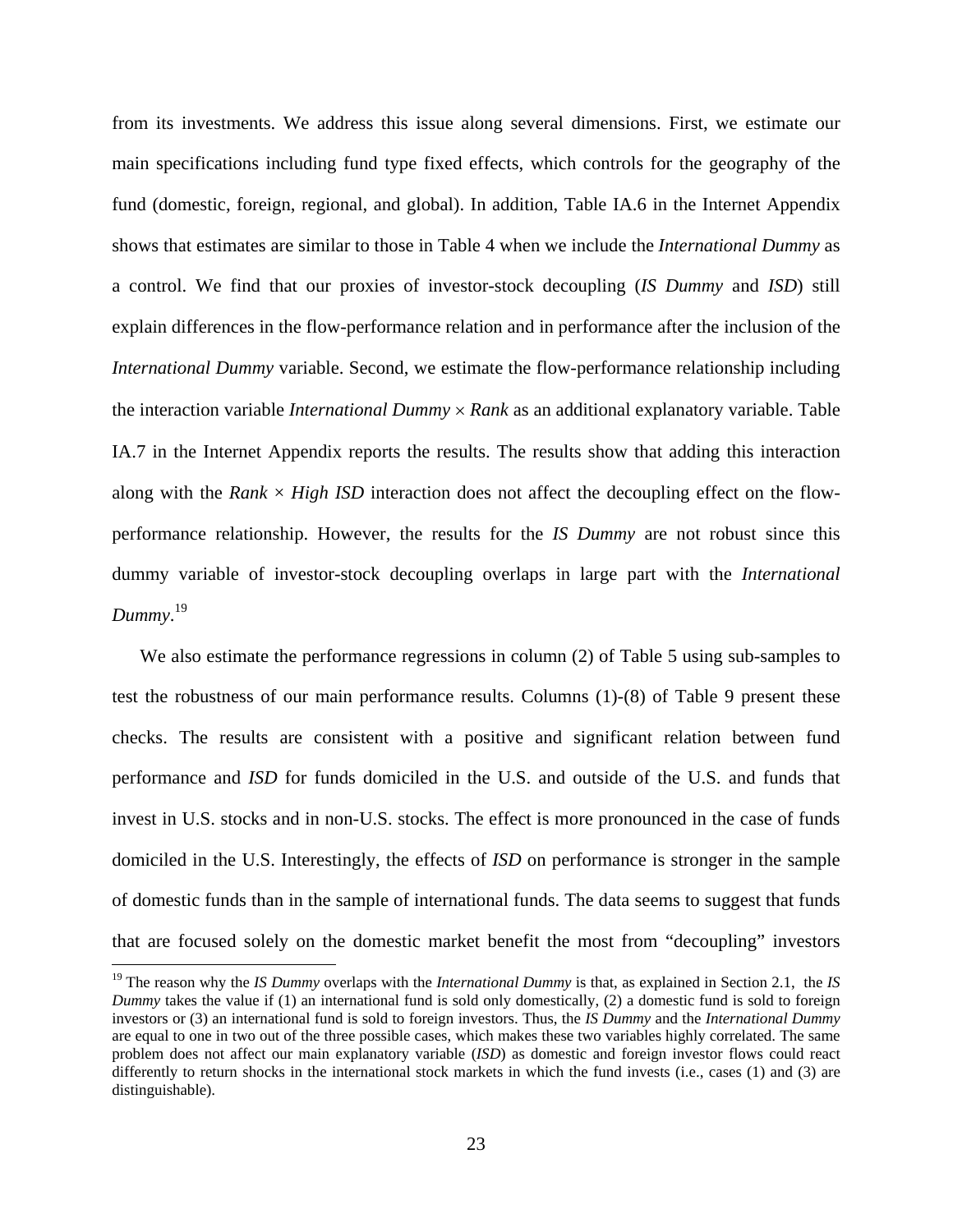from its investments. We address this issue along several dimensions. First, we estimate our main specifications including fund type fixed effects, which controls for the geography of the fund (domestic, foreign, regional, and global). In addition, Table IA.6 in the Internet Appendix shows that estimates are similar to those in Table 4 when we include the *International Dummy* as a control. We find that our proxies of investor-stock decoupling (*IS Dummy* and *ISD*) still explain differences in the flow-performance relation and in performance after the inclusion of the *International Dummy* variable. Second, we estimate the flow-performance relationship including the interaction variable *International Dummy* × *Rank* as an additional explanatory variable. Table IA.7 in the Internet Appendix reports the results. The results show that adding this interaction along with the *Rank* × *High ISD* interaction does not affect the decoupling effect on the flow-performance relationship. However, the results for the *IS Dummy* are not robust since this dummy variable of investor-stock decoupling overlaps in large part with the *International Dummy*.[19]

We also estimate the performance regressions in column (2) of Table 5 using sub-samples to test the robustness of our main performance results. Columns (1)-(8) of Table 9 present these checks. The results are consistent with a positive and significant relation between fund performance and *ISD* for funds domiciled in the U.S. and outside of the U.S. and funds that invest in U.S. stocks and in non-U.S. stocks. The effect is more pronounced in the case of funds domiciled in the U.S. Interestingly, the effects of *ISD* on performance is stronger in the sample of domestic funds than in the sample of international funds. The data seems to suggest that funds that are focused solely on the domestic market benefit the most from "decoupling" investors

[19] The reason why the *IS Dummy* overlaps with the *International Dummy* is that, as explained in Section 2.1, the *IS Dummy* takes the value if (1) an international fund is sold only domestically, (2) a domestic fund is sold to foreign investors or (3) an international fund is sold to foreign investors. Thus, the *IS Dummy* and the *International Dummy* are equal to one in two out of the three possible cases, which makes these two variables highly correlated. The same problem does not affect our main explanatory variable (*ISD*) as domestic and foreign investor flows could react differently to return shocks in the international stock markets in which the fund invests (i.e., cases (1) and (3) are distinguishable).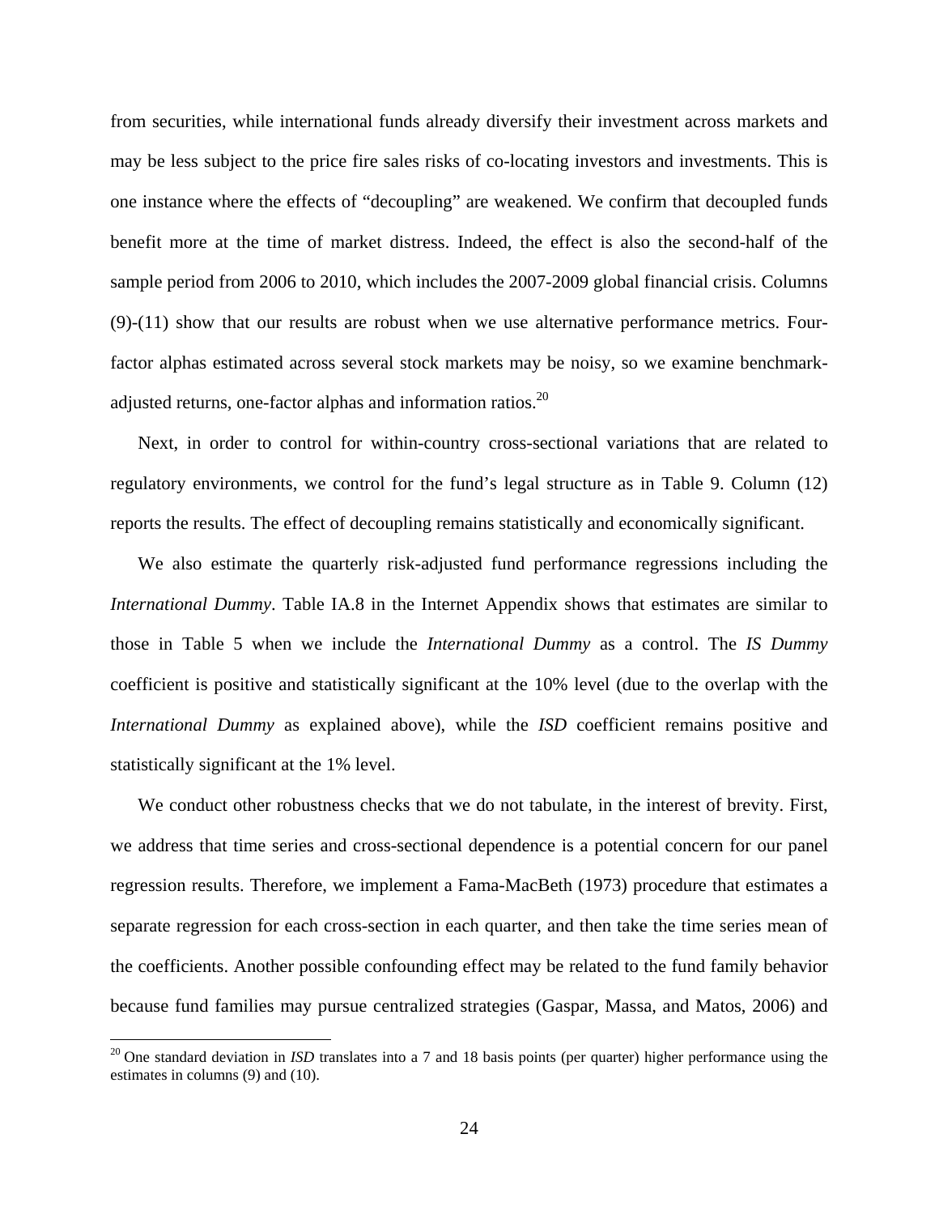from securities, while international funds already diversify their investment across markets and may be less subject to the price fire sales risks of co-locating investors and investments. This is one instance where the effects of "decoupling" are weakened. We confirm that decoupled funds benefit more at the time of market distress. Indeed, the effect is also the second-half of the sample period from 2006 to 2010, which includes the 2007-2009 global financial crisis. Columns (9)-(11) show that our results are robust when we use alternative performance metrics. Four-factor alphas estimated across several stock markets may be noisy, so we examine benchmark-adjusted returns, one-factor alphas and information ratios.[20]

Next, in order to control for within-country cross-sectional variations that are related to regulatory environments, we control for the fund's legal structure as in Table 9. Column (12) reports the results. The effect of decoupling remains statistically and economically significant.

We also estimate the quarterly risk-adjusted fund performance regressions including the *International Dummy*. Table IA.8 in the Internet Appendix shows that estimates are similar to those in Table 5 when we include the *International Dummy* as a control. The *IS Dummy* coefficient is positive and statistically significant at the 10% level (due to the overlap with the *International Dummy* as explained above), while the *ISD* coefficient remains positive and statistically significant at the 1% level.

We conduct other robustness checks that we do not tabulate, in the interest of brevity. First, we address that time series and cross-sectional dependence is a potential concern for our panel regression results. Therefore, we implement a Fama-MacBeth (1973) procedure that estimates a separate regression for each cross-section in each quarter, and then take the time series mean of the coefficients. Another possible confounding effect may be related to the fund family behavior because fund families may pursue centralized strategies (Gaspar, Massa, and Matos, 2006) and

[20] One standard deviation in *ISD* translates into a 7 and 18 basis points (per quarter) higher performance using the estimates in columns (9) and (10).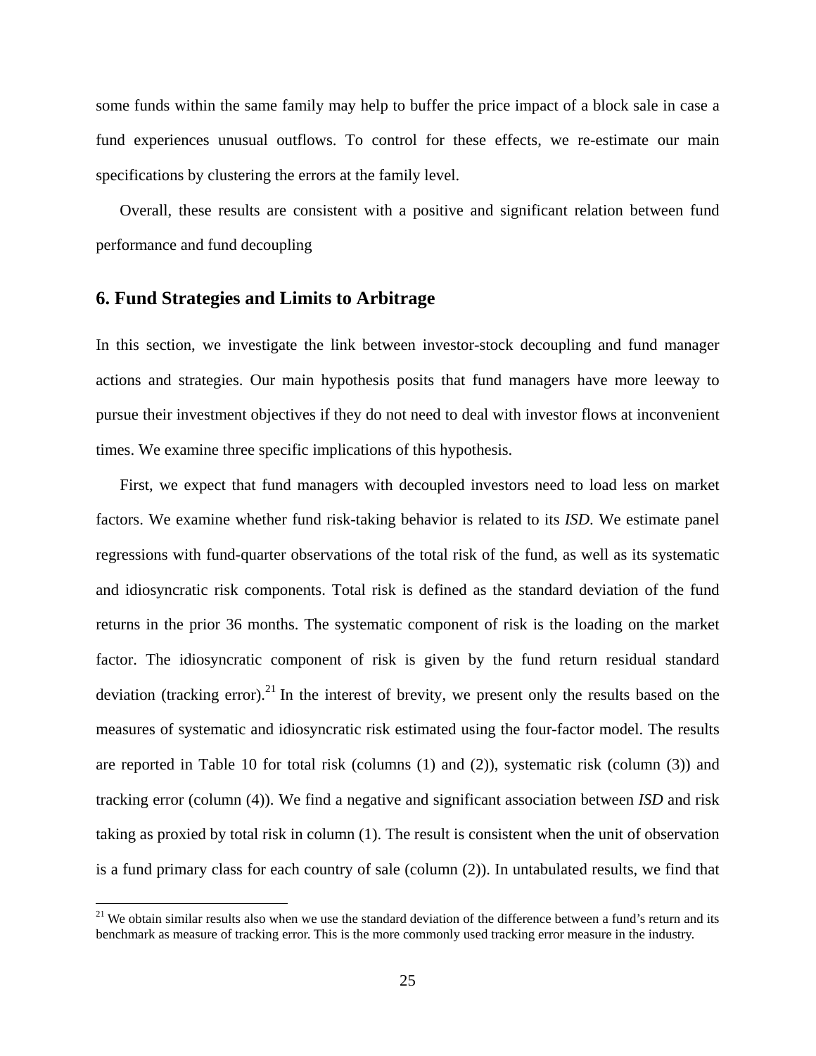some funds within the same family may help to buffer the price impact of a block sale in case a fund experiences unusual outflows. To control for these effects, we re-estimate our main specifications by clustering the errors at the family level.

Overall, these results are consistent with a positive and significant relation between fund performance and fund decoupling

## 6. Fund Strategies and Limits to Arbitrage

In this section, we investigate the link between investor-stock decoupling and fund manager actions and strategies. Our main hypothesis posits that fund managers have more leeway to pursue their investment objectives if they do not need to deal with investor flows at inconvenient times. We examine three specific implications of this hypothesis.

First, we expect that fund managers with decoupled investors need to load less on market factors. We examine whether fund risk-taking behavior is related to its *ISD*. We estimate panel regressions with fund-quarter observations of the total risk of the fund, as well as its systematic and idiosyncratic risk components. Total risk is defined as the standard deviation of the fund returns in the prior 36 months. The systematic component of risk is the loading on the market factor. The idiosyncratic component of risk is given by the fund return residual standard deviation (tracking error).[21] In the interest of brevity, we present only the results based on the measures of systematic and idiosyncratic risk estimated using the four-factor model. The results are reported in Table 10 for total risk (columns (1) and (2)), systematic risk (column (3)) and tracking error (column (4)). We find a negative and significant association between *ISD* and risk taking as proxied by total risk in column (1). The result is consistent when the unit of observation is a fund primary class for each country of sale (column (2)). In untabulated results, we find that

[21] We obtain similar results also when we use the standard deviation of the difference between a fund's return and its benchmark as measure of tracking error. This is the more commonly used tracking error measure in the industry.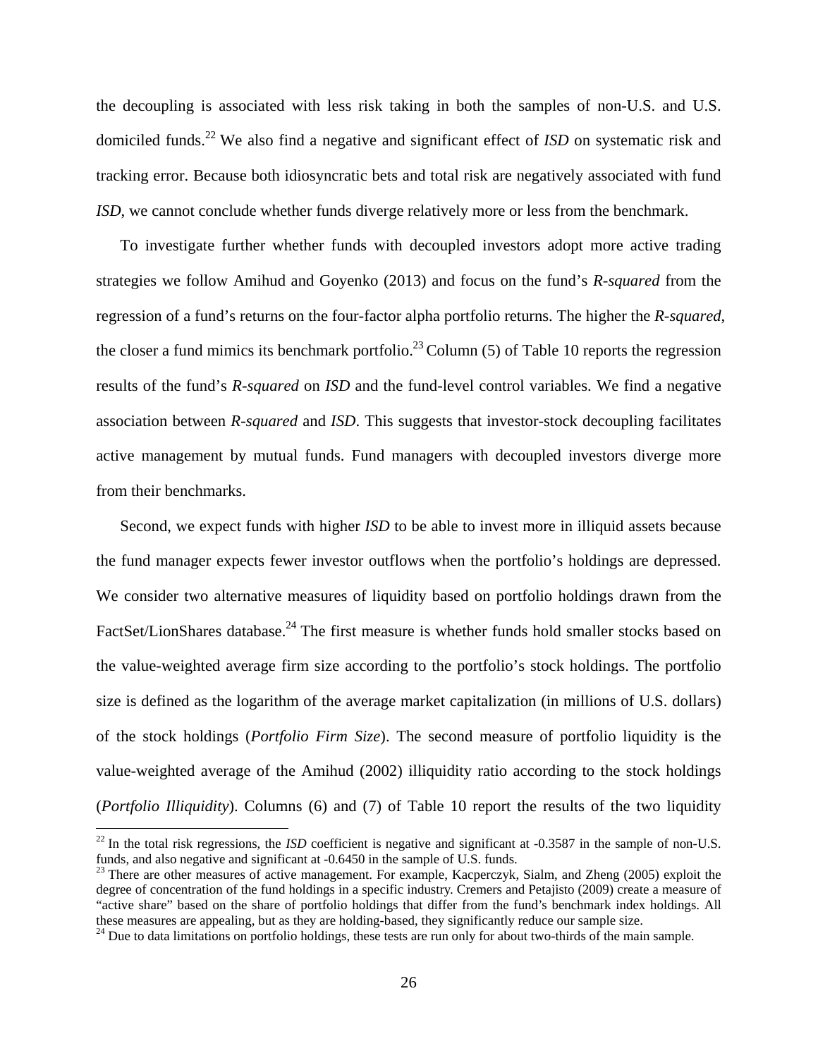the decoupling is associated with less risk taking in both the samples of non-U.S. and U.S. domiciled funds.[22] We also find a negative and significant effect of *ISD* on systematic risk and tracking error. Because both idiosyncratic bets and total risk are negatively associated with fund *ISD*, we cannot conclude whether funds diverge relatively more or less from the benchmark.

To investigate further whether funds with decoupled investors adopt more active trading strategies we follow Amihud and Goyenko (2013) and focus on the fund's *R-squared* from the regression of a fund's returns on the four-factor alpha portfolio returns. The higher the *R-squared*, the closer a fund mimics its benchmark portfolio.[23] Column (5) of Table 10 reports the regression results of the fund's *R-squared* on *ISD* and the fund-level control variables. We find a negative association between *R-squared* and *ISD*. This suggests that investor-stock decoupling facilitates active management by mutual funds. Fund managers with decoupled investors diverge more from their benchmarks.

Second, we expect funds with higher *ISD* to be able to invest more in illiquid assets because the fund manager expects fewer investor outflows when the portfolio's holdings are depressed. We consider two alternative measures of liquidity based on portfolio holdings drawn from the FactSet/LionShares database.[24] The first measure is whether funds hold smaller stocks based on the value-weighted average firm size according to the portfolio's stock holdings. The portfolio size is defined as the logarithm of the average market capitalization (in millions of U.S. dollars) of the stock holdings (*Portfolio Firm Size*). The second measure of portfolio liquidity is the value-weighted average of the Amihud (2002) illiquidity ratio according to the stock holdings (*Portfolio Illiquidity*). Columns (6) and (7) of Table 10 report the results of the two liquidity

---

[22] In the total risk regressions, the *ISD* coefficient is negative and significant at -0.3587 in the sample of non-U.S. funds, and also negative and significant at -0.6450 in the sample of U.S. funds.

[23] There are other measures of active management. For example, Kacperczyk, Sialm, and Zheng (2005) exploit the degree of concentration of the fund holdings in a specific industry. Cremers and Petajisto (2009) create a measure of "active share" based on the share of portfolio holdings that differ from the fund's benchmark index holdings. All these measures are appealing, but as they are holding-based, they significantly reduce our sample size.

[24] Due to data limitations on portfolio holdings, these tests are run only for about two-thirds of the main sample.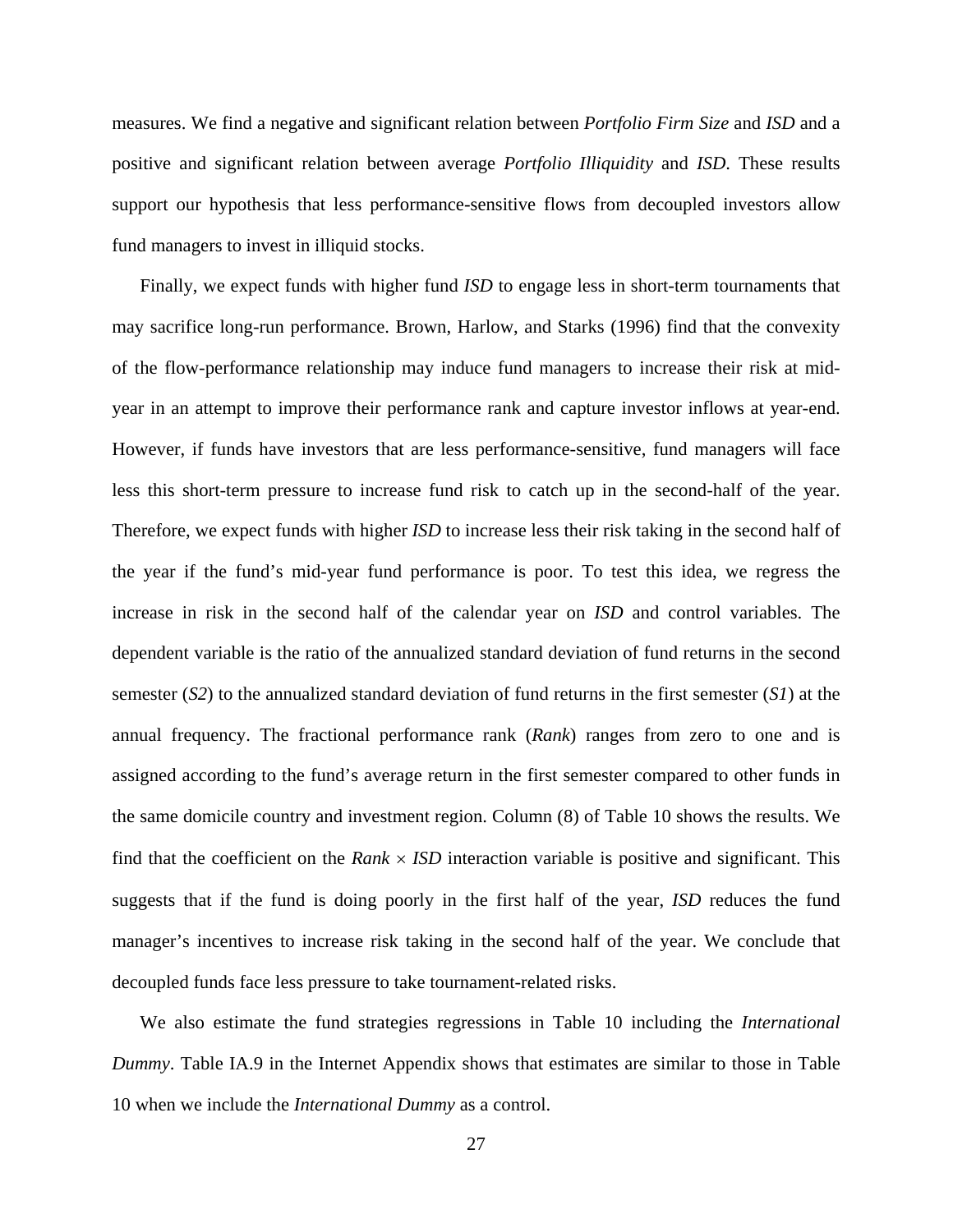measures. We find a negative and significant relation between *Portfolio Firm Size* and *ISD* and a positive and significant relation between average *Portfolio Illiquidity* and *ISD*. These results support our hypothesis that less performance-sensitive flows from decoupled investors allow fund managers to invest in illiquid stocks.

Finally, we expect funds with higher fund *ISD* to engage less in short-term tournaments that may sacrifice long-run performance. Brown, Harlow, and Starks (1996) find that the convexity of the flow-performance relationship may induce fund managers to increase their risk at mid-year in an attempt to improve their performance rank and capture investor inflows at year-end. However, if funds have investors that are less performance-sensitive, fund managers will face less this short-term pressure to increase fund risk to catch up in the second-half of the year. Therefore, we expect funds with higher *ISD* to increase less their risk taking in the second half of the year if the fund's mid-year fund performance is poor. To test this idea, we regress the increase in risk in the second half of the calendar year on *ISD* and control variables. The dependent variable is the ratio of the annualized standard deviation of fund returns in the second semester (*S2*) to the annualized standard deviation of fund returns in the first semester (*S1*) at the annual frequency. The fractional performance rank (*Rank*) ranges from zero to one and is assigned according to the fund's average return in the first semester compared to other funds in the same domicile country and investment region. Column (8) of Table 10 shows the results. We find that the coefficient on the *Rank* $\times$ *ISD* interaction variable is positive and significant. This suggests that if the fund is doing poorly in the first half of the year, *ISD* reduces the fund manager's incentives to increase risk taking in the second half of the year. We conclude that decoupled funds face less pressure to take tournament-related risks.

We also estimate the fund strategies regressions in Table 10 including the *International Dummy*. Table IA.9 in the Internet Appendix shows that estimates are similar to those in Table 10 when we include the *International Dummy* as a control.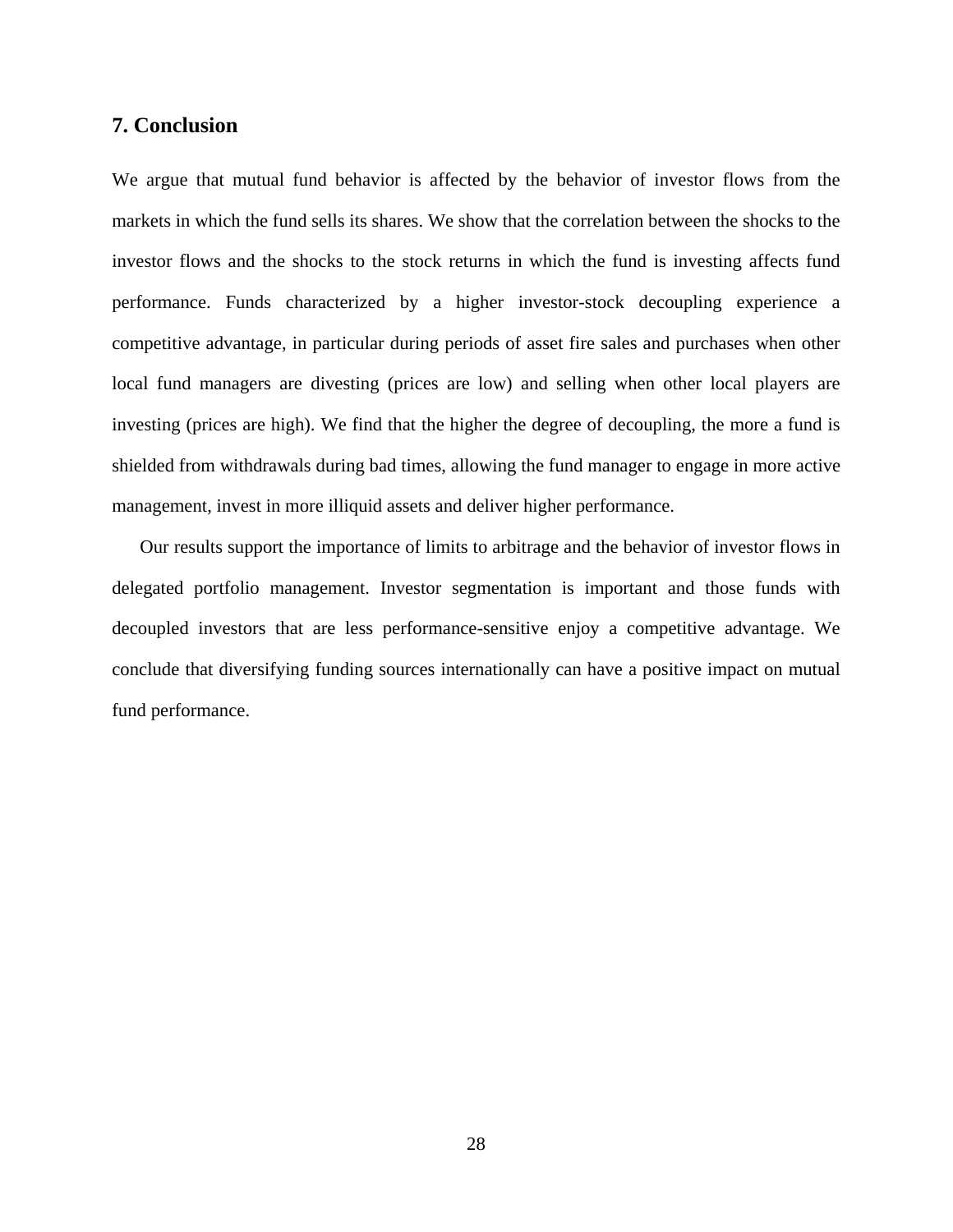## 7. Conclusion

We argue that mutual fund behavior is affected by the behavior of investor flows from the markets in which the fund sells its shares. We show that the correlation between the shocks to the investor flows and the shocks to the stock returns in which the fund is investing affects fund performance. Funds characterized by a higher investor-stock decoupling experience a competitive advantage, in particular during periods of asset fire sales and purchases when other local fund managers are divesting (prices are low) and selling when other local players are investing (prices are high). We find that the higher the degree of decoupling, the more a fund is shielded from withdrawals during bad times, allowing the fund manager to engage in more active management, invest in more illiquid assets and deliver higher performance.

Our results support the importance of limits to arbitrage and the behavior of investor flows in delegated portfolio management. Investor segmentation is important and those funds with decoupled investors that are less performance-sensitive enjoy a competitive advantage. We conclude that diversifying funding sources internationally can have a positive impact on mutual fund performance.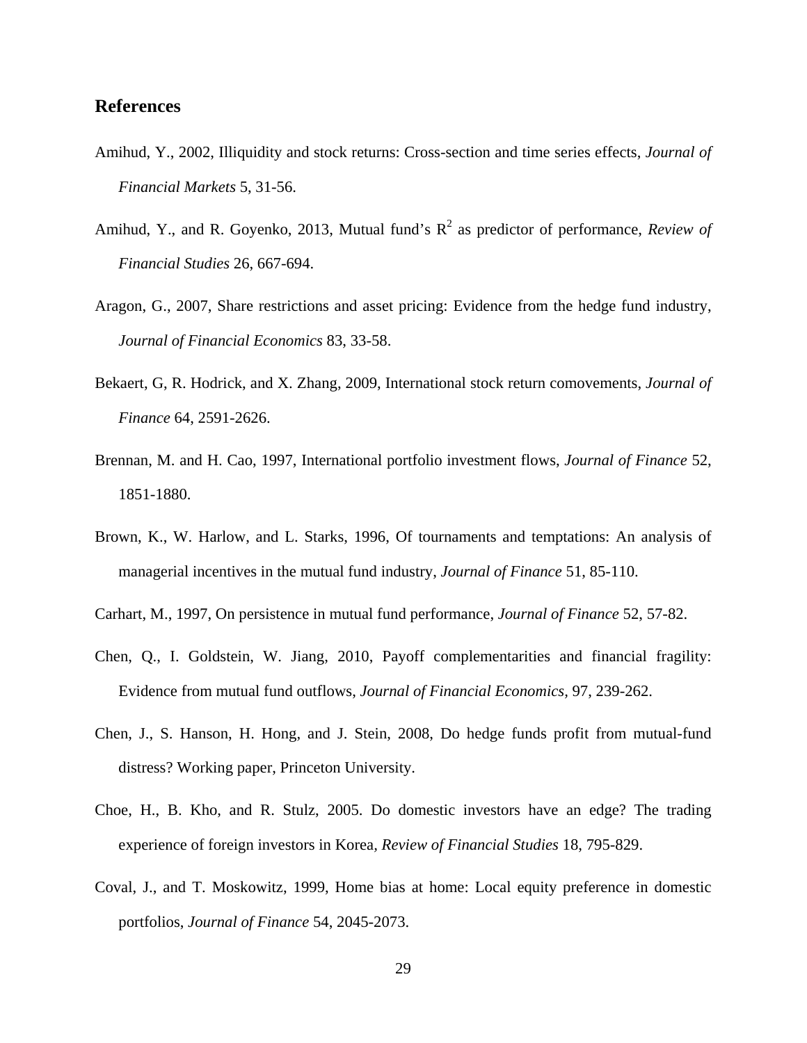## References

Amihud, Y., 2002, Illiquidity and stock returns: Cross-section and time series effects, *Journal of Financial Markets* 5, 31-56.

Amihud, Y., and R. Goyenko, 2013, Mutual fund's $R^2$ as predictor of performance, *Review of Financial Studies* 26, 667-694.

Aragon, G., 2007, Share restrictions and asset pricing: Evidence from the hedge fund industry, *Journal of Financial Economics* 83, 33-58.

Bekaert, G, R. Hodrick, and X. Zhang, 2009, International stock return comovements, *Journal of Finance* 64, 2591-2626.

Brennan, M. and H. Cao, 1997, International portfolio investment flows, *Journal of Finance* 52, 1851-1880.

Brown, K., W. Harlow, and L. Starks, 1996, Of tournaments and temptations: An analysis of managerial incentives in the mutual fund industry, *Journal of Finance* 51, 85-110.

Carhart, M., 1997, On persistence in mutual fund performance, *Journal of Finance* 52, 57-82.

Chen, Q., I. Goldstein, W. Jiang, 2010, Payoff complementarities and financial fragility: Evidence from mutual fund outflows, *Journal of Financial Economics*, 97, 239-262.

Chen, J., S. Hanson, H. Hong, and J. Stein, 2008, Do hedge funds profit from mutual-fund distress? Working paper, Princeton University.

Choe, H., B. Kho, and R. Stulz, 2005. Do domestic investors have an edge? The trading experience of foreign investors in Korea, *Review of Financial Studies* 18, 795-829.

Coval, J., and T. Moskowitz, 1999, Home bias at home: Local equity preference in domestic portfolios, *Journal of Finance* 54, 2045-2073.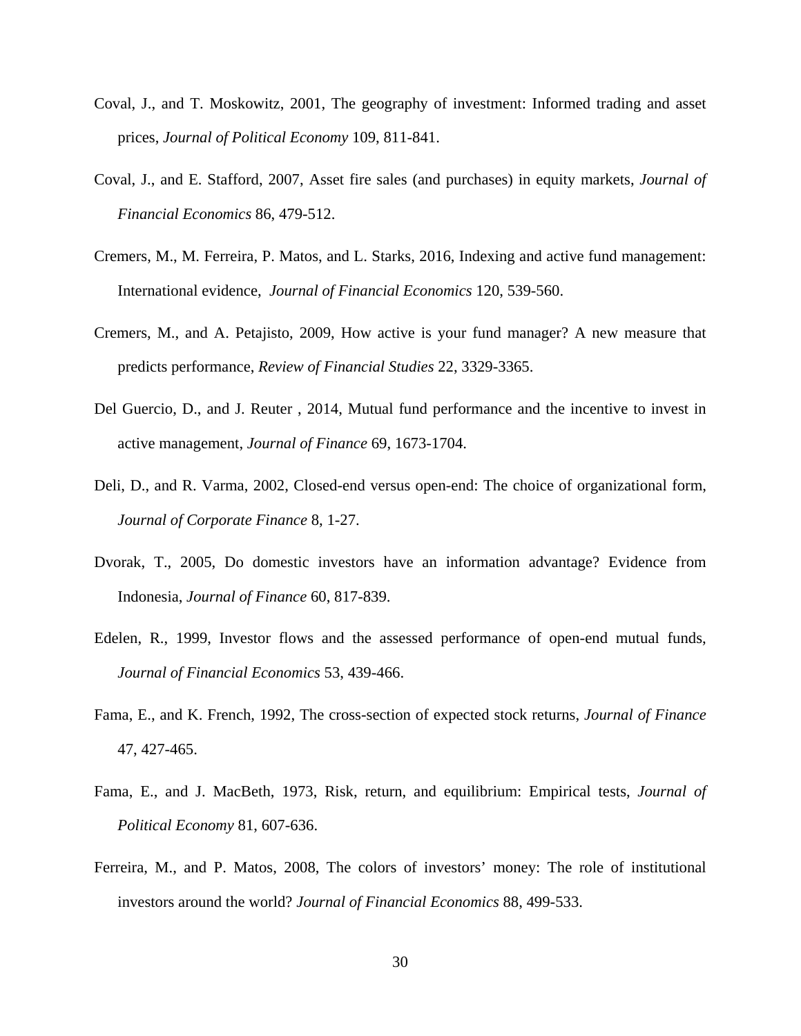Coval, J., and T. Moskowitz, 2001, The geography of investment: Informed trading and asset prices, *Journal of Political Economy* 109, 811-841.

Coval, J., and E. Stafford, 2007, Asset fire sales (and purchases) in equity markets, *Journal of Financial Economics* 86, 479-512.

Cremers, M., M. Ferreira, P. Matos, and L. Starks, 2016, Indexing and active fund management: International evidence, *Journal of Financial Economics* 120, 539-560.

Cremers, M., and A. Petajisto, 2009, How active is your fund manager? A new measure that predicts performance, *Review of Financial Studies* 22, 3329-3365.

Del Guercio, D., and J. Reuter , 2014, Mutual fund performance and the incentive to invest in active management, *Journal of Finance* 69, 1673-1704.

Deli, D., and R. Varma, 2002, Closed-end versus open-end: The choice of organizational form, *Journal of Corporate Finance* 8, 1-27.

Dvorak, T., 2005, Do domestic investors have an information advantage? Evidence from Indonesia, *Journal of Finance* 60, 817-839.

Edelen, R., 1999, Investor flows and the assessed performance of open-end mutual funds, *Journal of Financial Economics* 53, 439-466.

Fama, E., and K. French, 1992, The cross-section of expected stock returns, *Journal of Finance* 47, 427-465.

Fama, E., and J. MacBeth, 1973, Risk, return, and equilibrium: Empirical tests, *Journal of Political Economy* 81, 607-636.

Ferreira, M., and P. Matos, 2008, The colors of investors' money: The role of institutional investors around the world? *Journal of Financial Economics* 88, 499-533.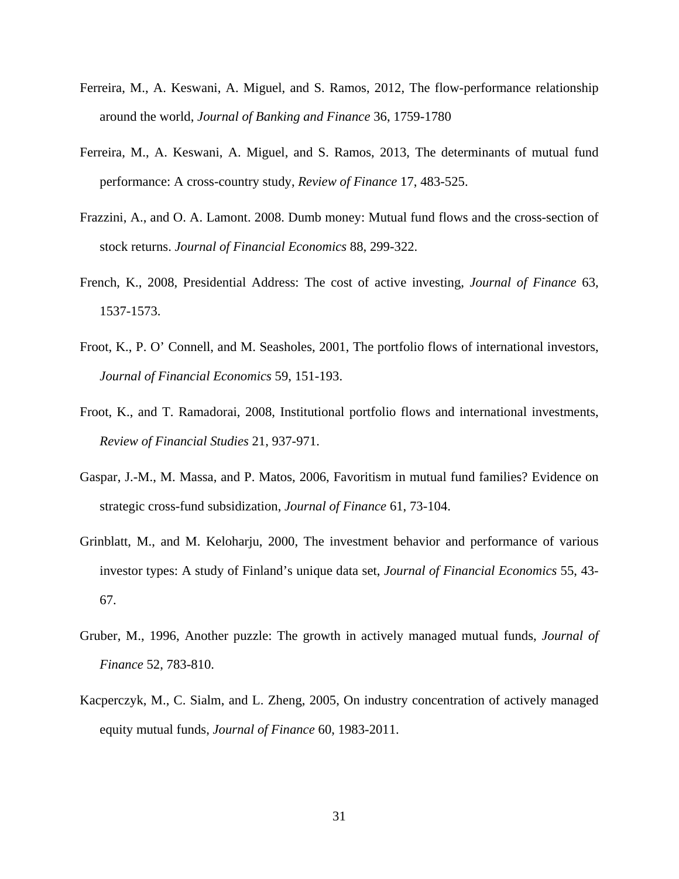Ferreira, M., A. Keswani, A. Miguel, and S. Ramos, 2012, The flow-performance relationship around the world, *Journal of Banking and Finance* 36, 1759-1780

Ferreira, M., A. Keswani, A. Miguel, and S. Ramos, 2013, The determinants of mutual fund performance: A cross-country study, *Review of Finance* 17, 483-525.

Frazzini, A., and O. A. Lamont. 2008. Dumb money: Mutual fund flows and the cross-section of stock returns. *Journal of Financial Economics* 88, 299-322.

French, K., 2008, Presidential Address: The cost of active investing, *Journal of Finance* 63, 1537-1573.

Froot, K., P. O' Connell, and M. Seasholes, 2001, The portfolio flows of international investors, *Journal of Financial Economics* 59, 151-193.

Froot, K., and T. Ramadorai, 2008, Institutional portfolio flows and international investments, *Review of Financial Studies* 21, 937-971.

Gaspar, J.-M., M. Massa, and P. Matos, 2006, Favoritism in mutual fund families? Evidence on strategic cross-fund subsidization, *Journal of Finance* 61, 73-104.

Grinblatt, M., and M. Keloharju, 2000, The investment behavior and performance of various investor types: A study of Finland's unique data set, *Journal of Financial Economics* 55, 43-67.

Gruber, M., 1996, Another puzzle: The growth in actively managed mutual funds, *Journal of Finance* 52, 783-810.

Kacperczyk, M., C. Sialm, and L. Zheng, 2005, On industry concentration of actively managed equity mutual funds, *Journal of Finance* 60, 1983-2011.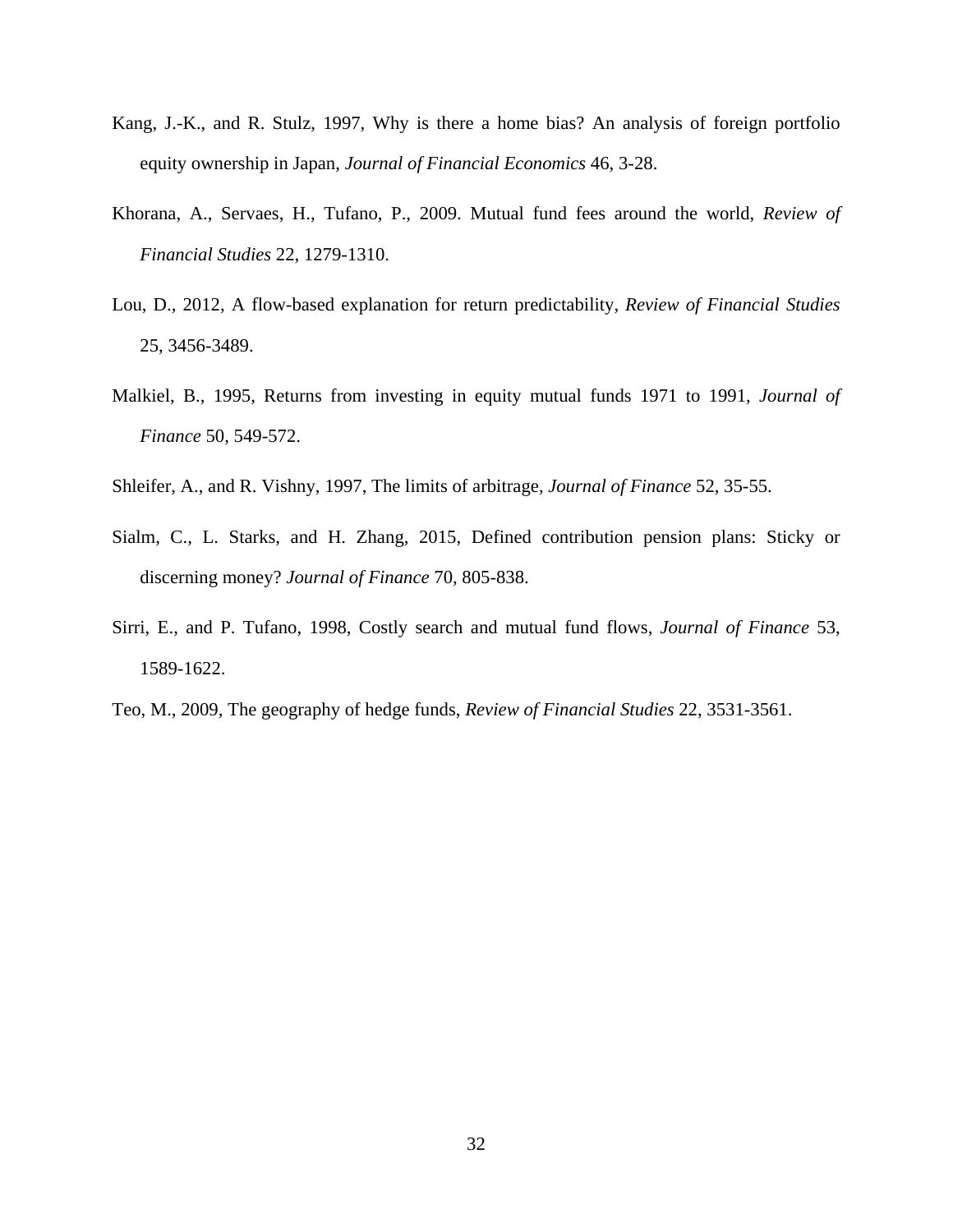Kang, J.-K., and R. Stulz, 1997, Why is there a home bias? An analysis of foreign portfolio equity ownership in Japan, *Journal of Financial Economics* 46, 3-28.

Khorana, A., Servaes, H., Tufano, P., 2009. Mutual fund fees around the world, *Review of Financial Studies* 22, 1279-1310.

Lou, D., 2012, A flow-based explanation for return predictability, *Review of Financial Studies* 25, 3456-3489.

Malkiel, B., 1995, Returns from investing in equity mutual funds 1971 to 1991, *Journal of Finance* 50, 549-572.

Shleifer, A., and R. Vishny, 1997, The limits of arbitrage, *Journal of Finance* 52, 35-55.

Sialm, C., L. Starks, and H. Zhang, 2015, Defined contribution pension plans: Sticky or discerning money? *Journal of Finance* 70, 805-838.

Sirri, E., and P. Tufano, 1998, Costly search and mutual fund flows, *Journal of Finance* 53, 1589-1622.

Teo, M., 2009, The geography of hedge funds, *Review of Financial Studies* 22, 3531-3561.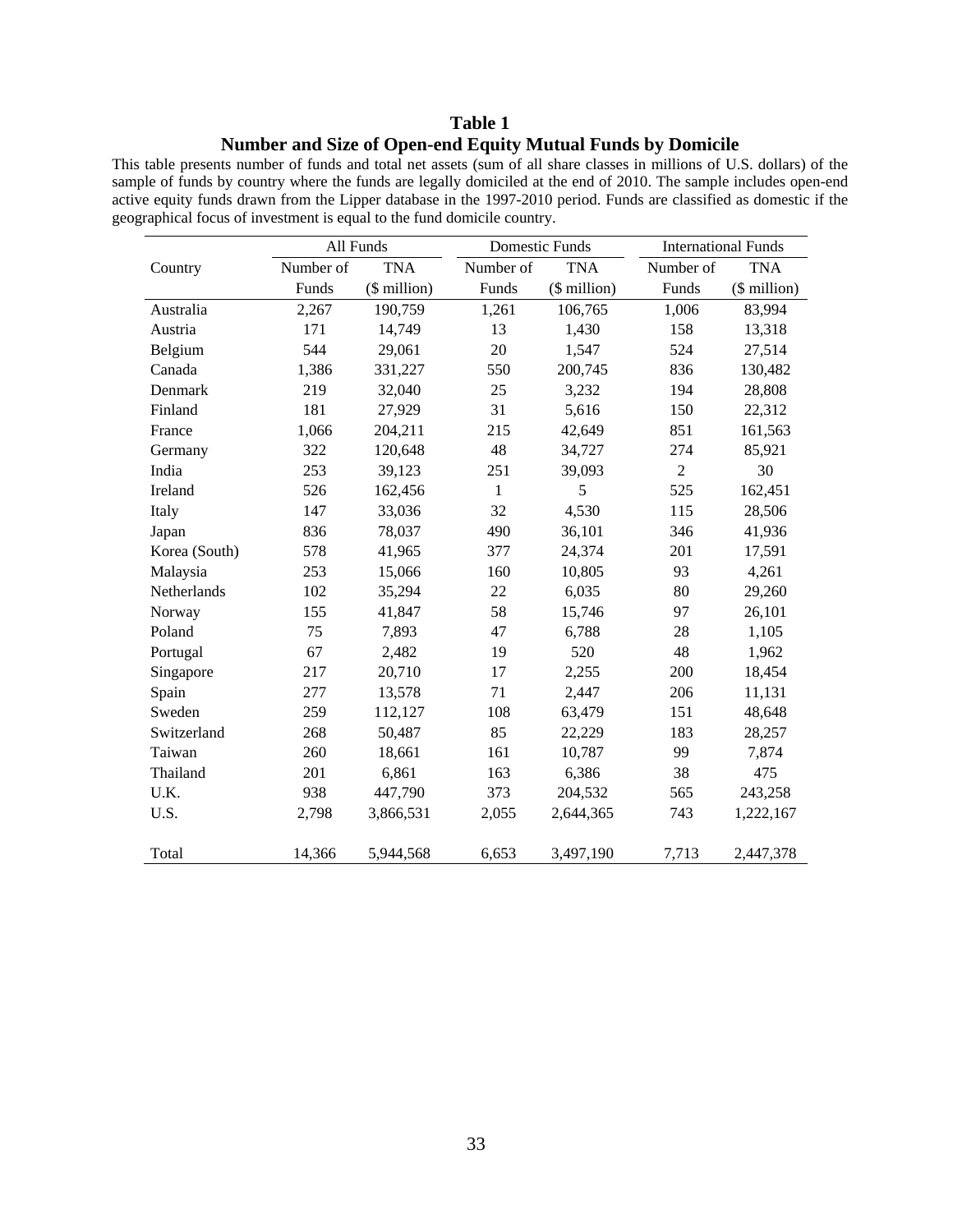# Table 1

## Number and Size of Open-end Equity Mutual Funds by Domicile

This table presents number of funds and total net assets (sum of all share classes in millions of U.S. dollars) of the sample of funds by country where the funds are legally domiciled at the end of 2010. The sample includes open-end active equity funds drawn from the Lipper database in the 1997-2010 period. Funds are classified as domestic if the geographical focus of investment is equal to the fund domicile country.

| | All Funds | | Domestic Funds | | International Funds | |
|---|---|---|---|---|---|---|
| Country | Number of Funds | TNA ($ million) | Number of Funds | TNA ($ million) | Number of Funds | TNA ($ million) |
| Australia | 2,267 | 190,759 | 1,261 | 106,765 | 1,006 | 83,994 |
| Austria | 171 | 14,749 | 13 | 1,430 | 158 | 13,318 |
| Belgium | 544 | 29,061 | 20 | 1,547 | 524 | 27,514 |
| Canada | 1,386 | 331,227 | 550 | 200,745 | 836 | 130,482 |
| Denmark | 219 | 32,040 | 25 | 3,232 | 194 | 28,808 |
| Finland | 181 | 27,929 | 31 | 5,616 | 150 | 22,312 |
| France | 1,066 | 204,211 | 215 | 42,649 | 851 | 161,563 |
| Germany | 322 | 120,648 | 48 | 34,727 | 274 | 85,921 |
| India | 253 | 39,123 | 251 | 39,093 | 2 | 30 |
| Ireland | 526 | 162,456 | 1 | 5 | 525 | 162,451 |
| Italy | 147 | 33,036 | 32 | 4,530 | 115 | 28,506 |
| Japan | 836 | 78,037 | 490 | 36,101 | 346 | 41,936 |
| Korea (South) | 578 | 41,965 | 377 | 24,374 | 201 | 17,591 |
| Malaysia | 253 | 15,066 | 160 | 10,805 | 93 | 4,261 |
| Netherlands | 102 | 35,294 | 22 | 6,035 | 80 | 29,260 |
| Norway | 155 | 41,847 | 58 | 15,746 | 97 | 26,101 |
| Poland | 75 | 7,893 | 47 | 6,788 | 28 | 1,105 |
| Portugal | 67 | 2,482 | 19 | 520 | 48 | 1,962 |
| Singapore | 217 | 20,710 | 17 | 2,255 | 200 | 18,454 |
| Spain | 277 | 13,578 | 71 | 2,447 | 206 | 11,131 |
| Sweden | 259 | 112,127 | 108 | 63,479 | 151 | 48,648 |
| Switzerland | 268 | 50,487 | 85 | 22,229 | 183 | 28,257 |
| Taiwan | 260 | 18,661 | 161 | 10,787 | 99 | 7,874 |
| Thailand | 201 | 6,861 | 163 | 6,386 | 38 | 475 |
| U.K. | 938 | 447,790 | 373 | 204,532 | 565 | 243,258 |
| U.S. | 2,798 | 3,866,531 | 2,055 | 2,644,365 | 743 | 1,222,167 |
| Total | 14,366 | 5,944,568 | 6,653 | 3,497,190 | 7,713 | 2,447,378 |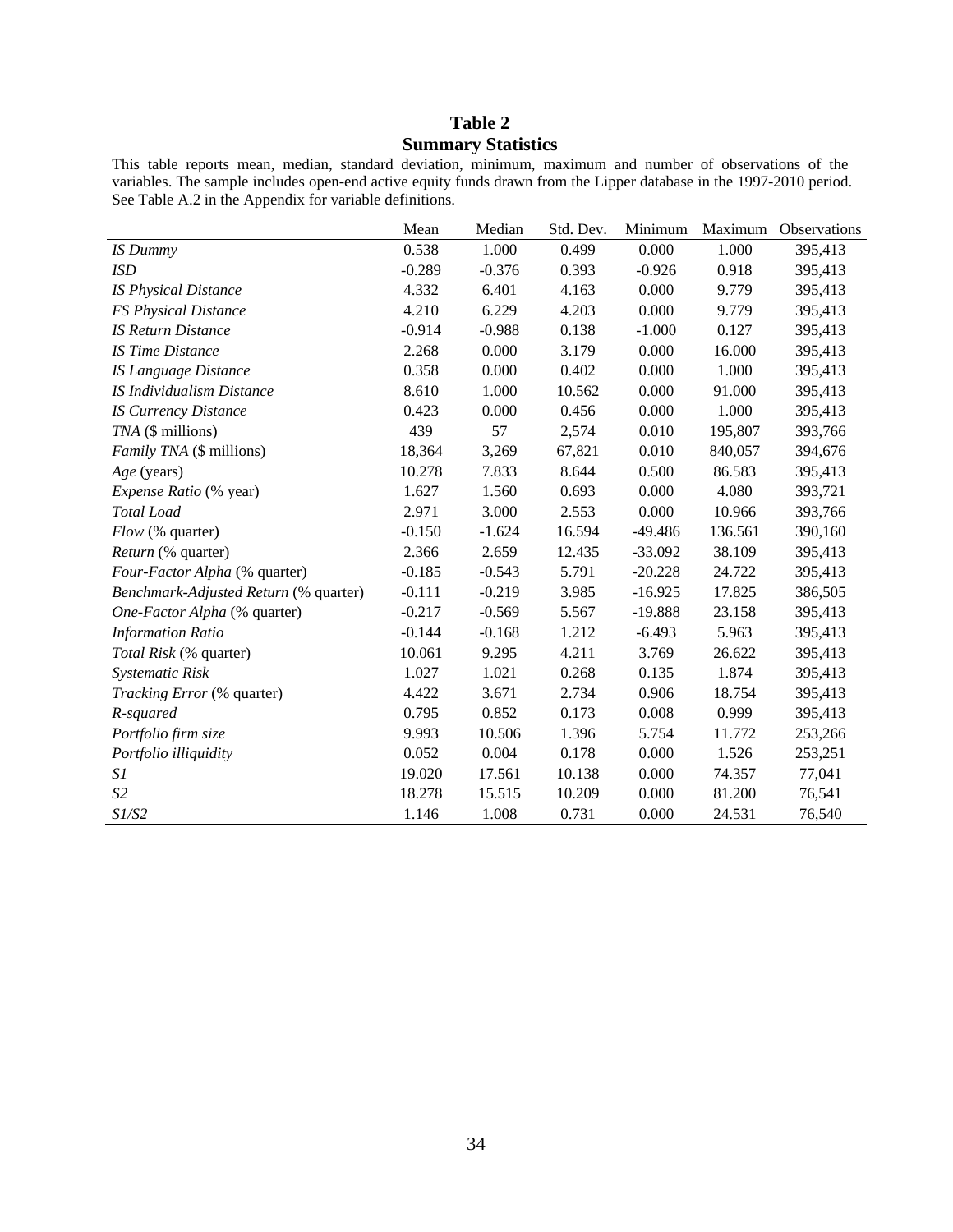## Table 2
## Summary Statistics

This table reports mean, median, standard deviation, minimum, maximum and number of observations of the variables. The sample includes open-end active equity funds drawn from the Lipper database in the 1997-2010 period. See Table A.2 in the Appendix for variable definitions.

| | Mean | Median | Std. Dev. | Minimum | Maximum | Observations |
|---|---|---|---|---|---|---|
| *IS Dummy* | 0.538 | 1.000 | 0.499 | 0.000 | 1.000 | 395,413 |
| *ISD* | -0.289 | -0.376 | 0.393 | -0.926 | 0.918 | 395,413 |
| *IS Physical Distance* | 4.332 | 6.401 | 4.163 | 0.000 | 9.779 | 395,413 |
| *FS Physical Distance* | 4.210 | 6.229 | 4.203 | 0.000 | 9.779 | 395,413 |
| *IS Return Distance* | -0.914 | -0.988 | 0.138 | -1.000 | 0.127 | 395,413 |
| *IS Time Distance* | 2.268 | 0.000 | 3.179 | 0.000 | 16.000 | 395,413 |
| *IS Language Distance* | 0.358 | 0.000 | 0.402 | 0.000 | 1.000 | 395,413 |
| *IS Individualism Distance* | 8.610 | 1.000 | 10.562 | 0.000 | 91.000 | 395,413 |
| *IS Currency Distance* | 0.423 | 0.000 | 0.456 | 0.000 | 1.000 | 395,413 |
| *TNA* ($ millions) | 439 | 57 | 2,574 | 0.010 | 195,807 | 393,766 |
| *Family TNA* ($ millions) | 18,364 | 3,269 | 67,821 | 0.010 | 840,057 | 394,676 |
| *Age* (years) | 10.278 | 7.833 | 8.644 | 0.500 | 86.583 | 395,413 |
| *Expense Ratio* (% year) | 1.627 | 1.560 | 0.693 | 0.000 | 4.080 | 393,721 |
| *Total Load* | 2.971 | 3.000 | 2.553 | 0.000 | 10.966 | 393,766 |
| *Flow* (% quarter) | -0.150 | -1.624 | 16.594 | -49.486 | 136.561 | 390,160 |
| *Return* (% quarter) | 2.366 | 2.659 | 12.435 | -33.092 | 38.109 | 395,413 |
| *Four-Factor Alpha* (% quarter) | -0.185 | -0.543 | 5.791 | -20.228 | 24.722 | 395,413 |
| *Benchmark-Adjusted Return* (% quarter) | -0.111 | -0.219 | 3.985 | -16.925 | 17.825 | 386,505 |
| *One-Factor Alpha* (% quarter) | -0.217 | -0.569 | 5.567 | -19.888 | 23.158 | 395,413 |
| *Information Ratio* | -0.144 | -0.168 | 1.212 | -6.493 | 5.963 | 395,413 |
| *Total Risk* (% quarter) | 10.061 | 9.295 | 4.211 | 3.769 | 26.622 | 395,413 |
| *Systematic Risk* | 1.027 | 1.021 | 0.268 | 0.135 | 1.874 | 395,413 |
| *Tracking Error* (% quarter) | 4.422 | 3.671 | 2.734 | 0.906 | 18.754 | 395,413 |
| *R-squared* | 0.795 | 0.852 | 0.173 | 0.008 | 0.999 | 395,413 |
| *Portfolio firm size* | 9.993 | 10.506 | 1.396 | 5.754 | 11.772 | 253,266 |
| *Portfolio illiquidity* | 0.052 | 0.004 | 0.178 | 0.000 | 1.526 | 253,251 |
| *S1* | 19.020 | 17.561 | 10.138 | 0.000 | 74.357 | 77,041 |
| *S2* | 18.278 | 15.515 | 10.209 | 0.000 | 81.200 | 76,541 |
| *S1/S2* | 1.146 | 1.008 | 0.731 | 0.000 | 24.531 | 76,540 |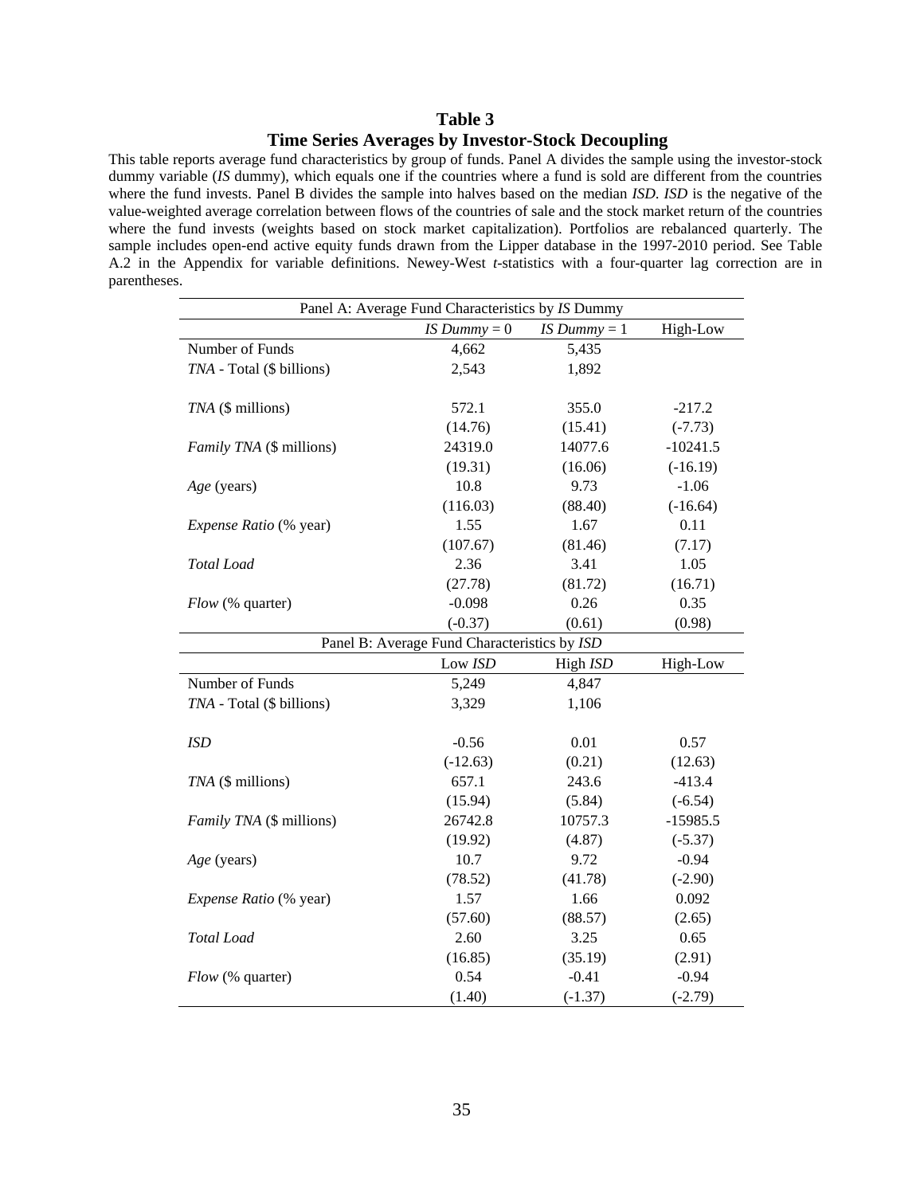# Table 3

## Time Series Averages by Investor-Stock Decoupling

This table reports average fund characteristics by group of funds. Panel A divides the sample using the investor-stock dummy variable (*IS* dummy), which equals one if the countries where a fund is sold are different from the countries where the fund invests. Panel B divides the sample into halves based on the median *ISD*. *ISD* is the negative of the value-weighted average correlation between flows of the countries of sale and the stock market return of the countries where the fund invests (weights based on stock market capitalization). Portfolios are rebalanced quarterly. The sample includes open-end active equity funds drawn from the Lipper database in the 1997-2010 period. See Table A.2 in the Appendix for variable definitions. Newey-West *t*-statistics with a four-quarter lag correction are in parentheses.

| Panel A: Average Fund Characteristics by *IS* Dummy | | | |
|---|---|---|---|
| | *IS Dummy* = 0 | *IS Dummy* = 1 | High-Low |
| Number of Funds | 4,662 | 5,435 | |
| *TNA* - Total ($ billions) | 2,543 | 1,892 | |
| | | | |
| *TNA* ($ millions) | 572.1 | 355.0 | -217.2 |
| | (14.76) | (15.41) | (-7.73) |
| *Family TNA* ($ millions) | 24319.0 | 14077.6 | -10241.5 |
| | (19.31) | (16.06) | (-16.19) |
| *Age* (years) | 10.8 | 9.73 | -1.06 |
| | (116.03) | (88.40) | (-16.64) |
| *Expense Ratio* (% year) | 1.55 | 1.67 | 0.11 |
| | (107.67) | (81.46) | (7.17) |
| *Total Load* | 2.36 | 3.41 | 1.05 |
| | (27.78) | (81.72) | (16.71) |
| *Flow* (% quarter) | -0.098 | 0.26 | 0.35 |
| | (-0.37) | (0.61) | (0.98) |

| Panel B: Average Fund Characteristics by *ISD* | | | |
|---|---|---|---|
| | Low *ISD* | High *ISD* | High-Low |
| Number of Funds | 5,249 | 4,847 | |
| *TNA* - Total ($ billions) | 3,329 | 1,106 | |
| | | | |
| *ISD* | -0.56 | 0.01 | 0.57 |
| | (-12.63) | (0.21) | (12.63) |
| *TNA* ($ millions) | 657.1 | 243.6 | -413.4 |
| | (15.94) | (5.84) | (-6.54) |
| *Family TNA* ($ millions) | 26742.8 | 10757.3 | -15985.5 |
| | (19.92) | (4.87) | (-5.37) |
| *Age* (years) | 10.7 | 9.72 | -0.94 |
| | (78.52) | (41.78) | (-2.90) |
| *Expense Ratio* (% year) | 1.57 | 1.66 | 0.092 |
| | (57.60) | (88.57) | (2.65) |
| *Total Load* | 2.60 | 3.25 | 0.65 |
| | (16.85) | (35.19) | (2.91) |
| *Flow* (% quarter) | 0.54 | -0.41 | -0.94 |
| | (1.40) | (-1.37) | (-2.79) |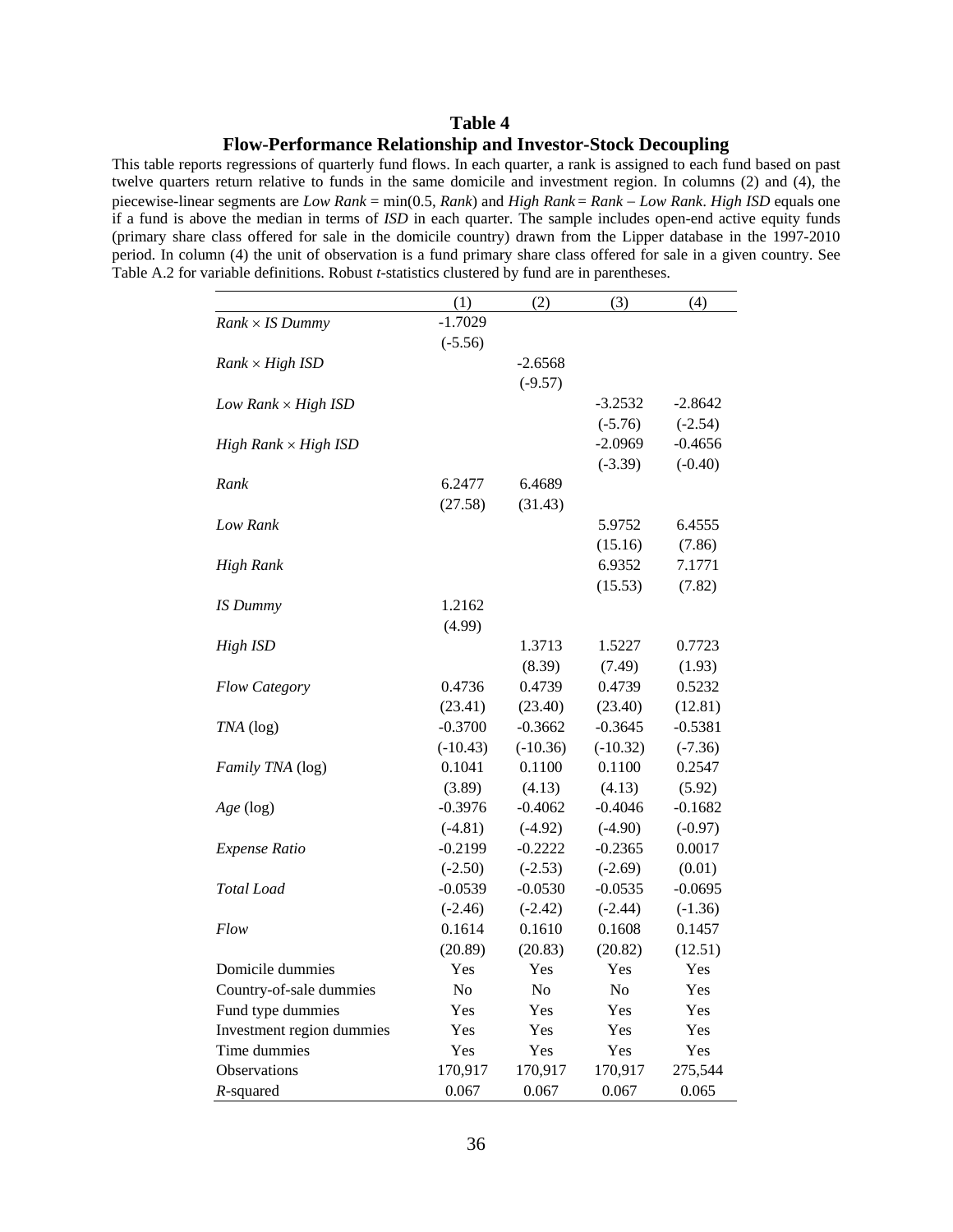# Table 4

## Flow-Performance Relationship and Investor-Stock Decoupling

This table reports regressions of quarterly fund flows. In each quarter, a rank is assigned to each fund based on past twelve quarters return relative to funds in the same domicile and investment region. In columns (2) and (4), the piecewise-linear segments are *Low Rank* = min(0.5, *Rank*) and *High Rank* = *Rank* – *Low Rank*. *High ISD* equals one if a fund is above the median in terms of *ISD* in each quarter. The sample includes open-end active equity funds (primary share class offered for sale in the domicile country) drawn from the Lipper database in the 1997-2010 period. In column (4) the unit of observation is a fund primary share class offered for sale in a given country. See Table A.2 for variable definitions. Robust *t*-statistics clustered by fund are in parentheses.

| | (1) | (2) | (3) | (4) |
|---|---|---|---|---|
| *Rank* × *IS Dummy* | -1.7029 | | | |
| | (-5.56) | | | |
| *Rank* × *High ISD* | | -2.6568 | | |
| | | (-9.57) | | |
| *Low Rank* × *High ISD* | | | -3.2532 | -2.8642 |
| | | | (-5.76) | (-2.54) |
| *High Rank* × *High ISD* | | | -2.0969 | -0.4656 |
| | | | (-3.39) | (-0.40) |
| *Rank* | 6.2477 | 6.4689 | | |
| | (27.58) | (31.43) | | |
| *Low Rank* | | | 5.9752 | 6.4555 |
| | | | (15.16) | (7.86) |
| *High Rank* | | | 6.9352 | 7.1771 |
| | | | (15.53) | (7.82) |
| *IS Dummy* | 1.2162 | | | |
| | (4.99) | | | |
| *High ISD* | | 1.3713 | 1.5227 | 0.7723 |
| | | (8.39) | (7.49) | (1.93) |
| *Flow Category* | 0.4736 | 0.4739 | 0.4739 | 0.5232 |
| | (23.41) | (23.40) | (23.40) | (12.81) |
| *TNA* (log) | -0.3700 | -0.3662 | -0.3645 | -0.5381 |
| | (-10.43) | (-10.36) | (-10.32) | (-7.36) |
| *Family TNA* (log) | 0.1041 | 0.1100 | 0.1100 | 0.2547 |
| | (3.89) | (4.13) | (4.13) | (5.92) |
| *Age* (log) | -0.3976 | -0.4062 | -0.4046 | -0.1682 |
| | (-4.81) | (-4.92) | (-4.90) | (-0.97) |
| *Expense Ratio* | -0.2199 | -0.2222 | -0.2365 | 0.0017 |
| | (-2.50) | (-2.53) | (-2.69) | (0.01) |
| *Total Load* | -0.0539 | -0.0530 | -0.0535 | -0.0695 |
| | (-2.46) | (-2.42) | (-2.44) | (-1.36) |
| *Flow* | 0.1614 | 0.1610 | 0.1608 | 0.1457 |
| | (20.89) | (20.83) | (20.82) | (12.51) |
| Domicile dummies | Yes | Yes | Yes | Yes |
| Country-of-sale dummies | No | No | No | Yes |
| Fund type dummies | Yes | Yes | Yes | Yes |
| Investment region dummies | Yes | Yes | Yes | Yes |
| Time dummies | Yes | Yes | Yes | Yes |
| Observations | 170,917 | 170,917 | 170,917 | 275,544 |
| $R$-squared | 0.067 | 0.067 | 0.067 | 0.065 |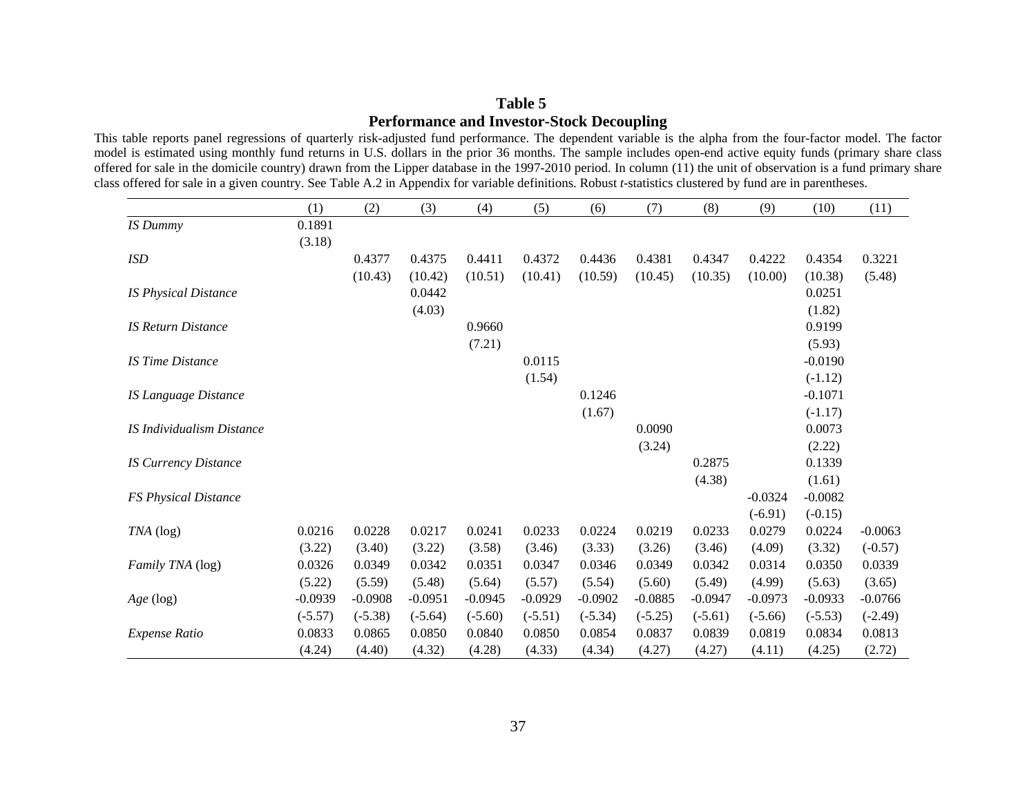**Table 5**
**Performance and Investor-Stock Decoupling**

This table reports panel regressions of quarterly risk-adjusted fund performance. The dependent variable is the alpha from the four-factor model. The factor model is estimated using monthly fund returns in U.S. dollars in the prior 36 months. The sample includes open-end active equity funds (primary share class offered for sale in the domicile country) drawn from the Lipper database in the 1997-2010 period. In column (11) the unit of observation is a fund primary share class offered for sale in a given country. See Table A.2 in Appendix for variable definitions. Robust *t*-statistics clustered by fund are in parentheses.

| | (1) | (2) | (3) | (4) | (5) | (6) | (7) | (8) | (9) | (10) | (11) |
|---|---|---|---|---|---|---|---|---|---|---|---|
| *IS Dummy* | 0.1891 | | | | | | | | | | |
| | (3.18) | | | | | | | | | | |
| *ISD* | | 0.4377 | 0.4375 | 0.4411 | 0.4372 | 0.4436 | 0.4381 | 0.4347 | 0.4222 | 0.4354 | 0.3221 |
| | | (10.43) | (10.42) | (10.51) | (10.41) | (10.59) | (10.45) | (10.35) | (10.00) | (10.38) | (5.48) |
| *IS Physical Distance* | | | 0.0442 | | | | | | | 0.0251 | |
| | | | (4.03) | | | | | | | (1.82) | |
| *IS Return Distance* | | | | 0.9660 | | | | | | 0.9199 | |
| | | | | (7.21) | | | | | | (5.93) | |
| *IS Time Distance* | | | | | 0.0115 | | | | | -0.0190 | |
| | | | | | (1.54) | | | | | (-1.12) | |
| *IS Language Distance* | | | | | | 0.1246 | | | | -0.1071 | |
| | | | | | | (1.67) | | | | (-1.17) | |
| *IS Individualism Distance* | | | | | | | 0.0090 | | | 0.0073 | |
| | | | | | | | (3.24) | | | (2.22) | |
| *IS Currency Distance* | | | | | | | | 0.2875 | | 0.1339 | |
| | | | | | | | | (4.38) | | (1.61) | |
| *FS Physical Distance* | | | | | | | | | -0.0324 | -0.0082 | |
| | | | | | | | | | (-6.91) | (-0.15) | |
| *TNA* (log) | 0.0216 | 0.0228 | 0.0217 | 0.0241 | 0.0233 | 0.0224 | 0.0219 | 0.0233 | 0.0279 | 0.0224 | -0.0063 |
| | (3.22) | (3.40) | (3.22) | (3.58) | (3.46) | (3.33) | (3.26) | (3.46) | (4.09) | (3.32) | (-0.57) |
| *Family TNA* (log) | 0.0326 | 0.0349 | 0.0342 | 0.0351 | 0.0347 | 0.0346 | 0.0349 | 0.0342 | 0.0314 | 0.0350 | 0.0339 |
| | (5.22) | (5.59) | (5.48) | (5.64) | (5.57) | (5.54) | (5.60) | (5.49) | (4.99) | (5.63) | (3.65) |
| *Age* (log) | -0.0939 | -0.0908 | -0.0951 | -0.0945 | -0.0929 | -0.0902 | -0.0885 | -0.0947 | -0.0973 | -0.0933 | -0.0766 |
| | (-5.57) | (-5.38) | (-5.64) | (-5.60) | (-5.51) | (-5.34) | (-5.25) | (-5.61) | (-5.66) | (-5.53) | (-2.49) |
| *Expense Ratio* | 0.0833 | 0.0865 | 0.0850 | 0.0840 | 0.0850 | 0.0854 | 0.0837 | 0.0839 | 0.0819 | 0.0834 | 0.0813 |
| | (4.24) | (4.40) | (4.32) | (4.28) | (4.33) | (4.34) | (4.27) | (4.27) | (4.11) | (4.25) | (2.72) |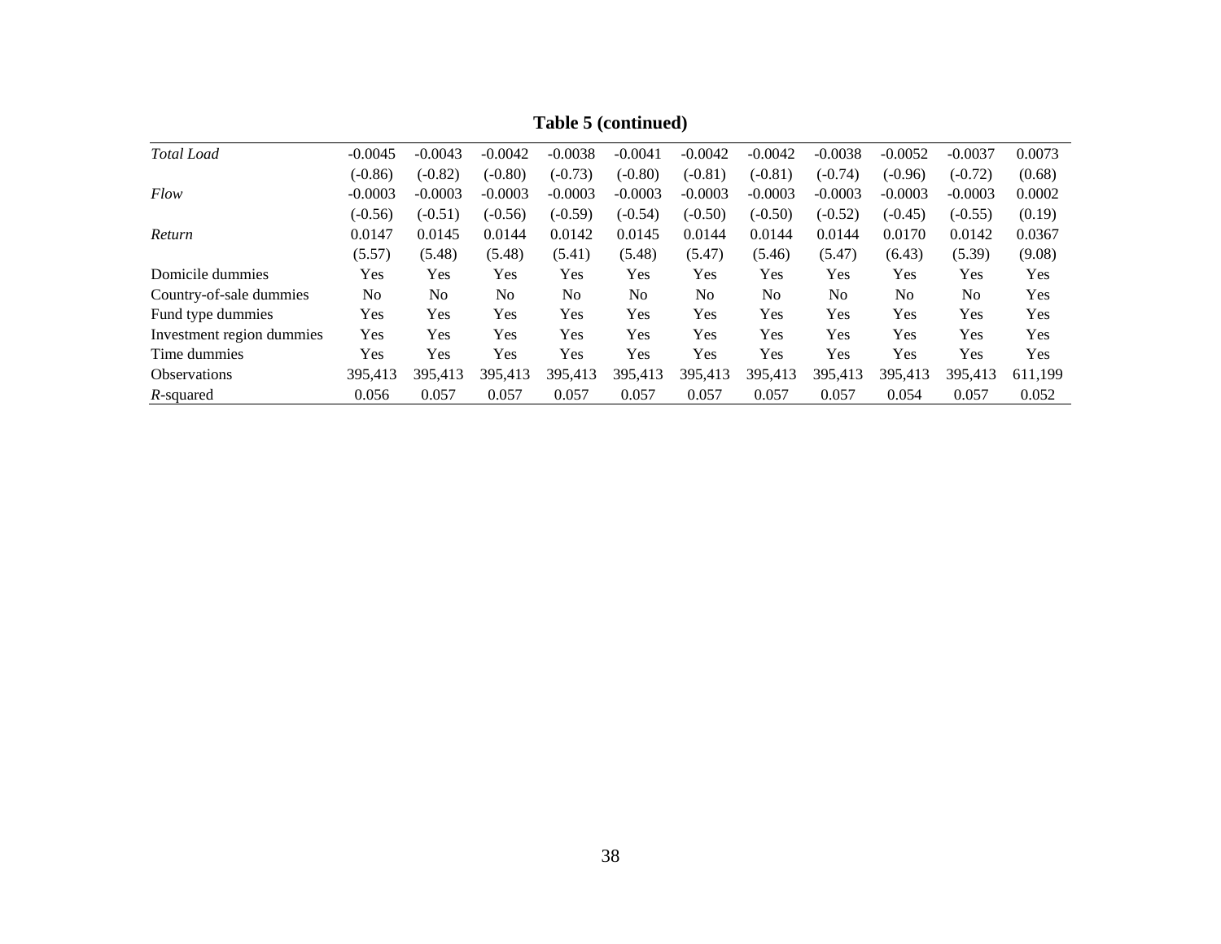**Table 5 (continued)**

| | | | | | | | | | | | |
|---|---|---|---|---|---|---|---|---|---|---|---|
| *Total Load* | -0.0045 | -0.0043 | -0.0042 | -0.0038 | -0.0041 | -0.0042 | -0.0042 | -0.0038 | -0.0052 | -0.0037 | 0.0073 |
| | (-0.86) | (-0.82) | (-0.80) | (-0.73) | (-0.80) | (-0.81) | (-0.81) | (-0.74) | (-0.96) | (-0.72) | (0.68) |
| *Flow* | -0.0003 | -0.0003 | -0.0003 | -0.0003 | -0.0003 | -0.0003 | -0.0003 | -0.0003 | -0.0003 | -0.0003 | 0.0002 |
| | (-0.56) | (-0.51) | (-0.56) | (-0.59) | (-0.54) | (-0.50) | (-0.50) | (-0.52) | (-0.45) | (-0.55) | (0.19) |
| *Return* | 0.0147 | 0.0145 | 0.0144 | 0.0142 | 0.0145 | 0.0144 | 0.0144 | 0.0144 | 0.0170 | 0.0142 | 0.0367 |
| | (5.57) | (5.48) | (5.48) | (5.41) | (5.48) | (5.47) | (5.46) | (5.47) | (6.43) | (5.39) | (9.08) |
| Domicile dummies | Yes | Yes | Yes | Yes | Yes | Yes | Yes | Yes | Yes | Yes | Yes |
| Country-of-sale dummies | No | No | No | No | No | No | No | No | No | No | Yes |
| Fund type dummies | Yes | Yes | Yes | Yes | Yes | Yes | Yes | Yes | Yes | Yes | Yes |
| Investment region dummies | Yes | Yes | Yes | Yes | Yes | Yes | Yes | Yes | Yes | Yes | Yes |
| Time dummies | Yes | Yes | Yes | Yes | Yes | Yes | Yes | Yes | Yes | Yes | Yes |
| Observations | 395,413 | 395,413 | 395,413 | 395,413 | 395,413 | 395,413 | 395,413 | 395,413 | 395,413 | 395,413 | 611,199 |
| $R$-squared | 0.056 | 0.057 | 0.057 | 0.057 | 0.057 | 0.057 | 0.057 | 0.057 | 0.054 | 0.057 | 0.052 |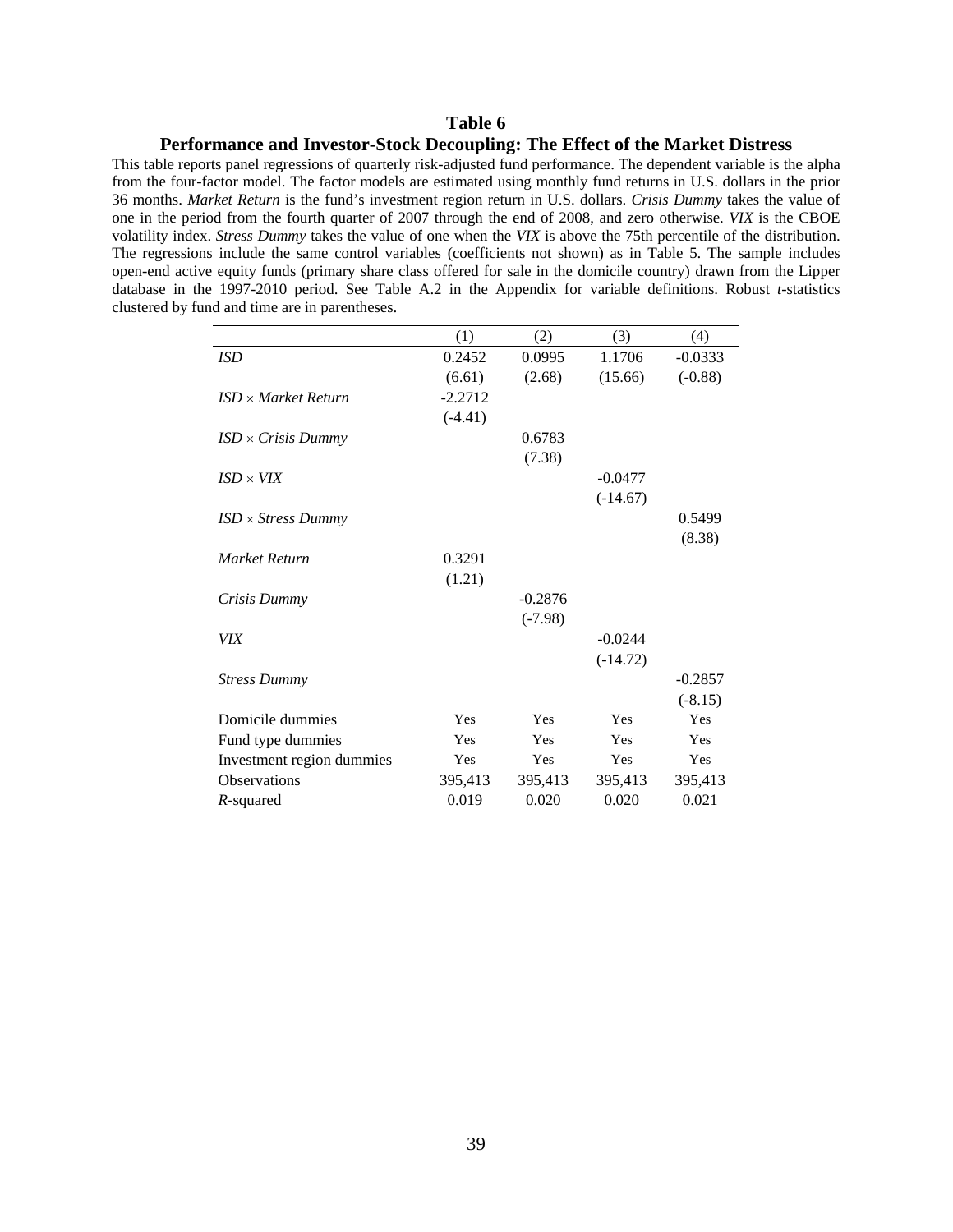# Table 6

## Performance and Investor-Stock Decoupling: The Effect of the Market Distress

This table reports panel regressions of quarterly risk-adjusted fund performance. The dependent variable is the alpha from the four-factor model. The factor models are estimated using monthly fund returns in U.S. dollars in the prior 36 months. *Market Return* is the fund's investment region return in U.S. dollars. *Crisis Dummy* takes the value of one in the period from the fourth quarter of 2007 through the end of 2008, and zero otherwise. *VIX* is the CBOE volatility index. *Stress Dummy* takes the value of one when the *VIX* is above the 75th percentile of the distribution. The regressions include the same control variables (coefficients not shown) as in Table 5. The sample includes open-end active equity funds (primary share class offered for sale in the domicile country) drawn from the Lipper database in the 1997-2010 period. See Table A.2 in the Appendix for variable definitions. Robust *t*-statistics clustered by fund and time are in parentheses.

| | (1) | (2) | (3) | (4) |
|---|---|---|---|---|
| *ISD* | 0.2452 | 0.0995 | 1.1706 | -0.0333 |
| | (6.61) | (2.68) | (15.66) | (-0.88) |
| *ISD* × *Market Return* | -2.2712 | | | |
| | (-4.41) | | | |
| *ISD* × *Crisis Dummy* | | 0.6783 | | |
| | | (7.38) | | |
| *ISD* × *VIX* | | | -0.0477 | |
| | | | (-14.67) | |
| *ISD* × *Stress Dummy* | | | | 0.5499 |
| | | | | (8.38) |
| *Market Return* | 0.3291 | | | |
| | (1.21) | | | |
| *Crisis Dummy* | | -0.2876 | | |
| | | (-7.98) | | |
| *VIX* | | | -0.0244 | |
| | | | (-14.72) | |
| *Stress Dummy* | | | | -0.2857 |
| | | | | (-8.15) |
| Domicile dummies | Yes | Yes | Yes | Yes |
| Fund type dummies | Yes | Yes | Yes | Yes |
| Investment region dummies | Yes | Yes | Yes | Yes |
| Observations | 395,413 | 395,413 | 395,413 | 395,413 |
| $R$-squared | 0.019 | 0.020 | 0.020 | 0.021 |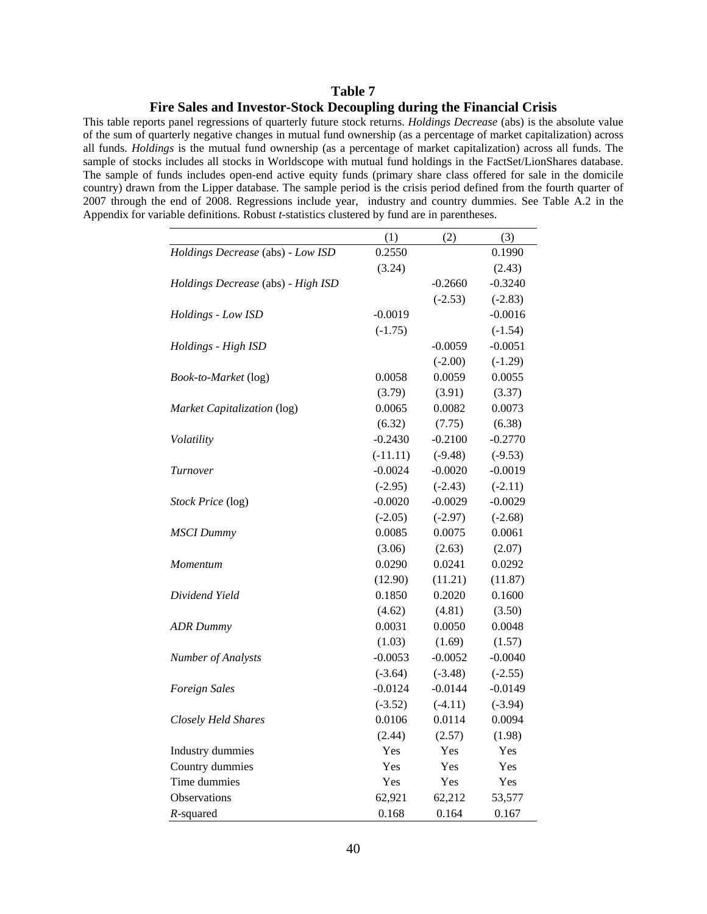# Table 7

## Fire Sales and Investor-Stock Decoupling during the Financial Crisis

This table reports panel regressions of quarterly future stock returns. *Holdings Decrease* (abs) is the absolute value of the sum of quarterly negative changes in mutual fund ownership (as a percentage of market capitalization) across all funds. *Holdings* is the mutual fund ownership (as a percentage of market capitalization) across all funds. The sample of stocks includes all stocks in Worldscope with mutual fund holdings in the FactSet/LionShares database. The sample of funds includes open-end active equity funds (primary share class offered for sale in the domicile country) drawn from the Lipper database. The sample period is the crisis period defined from the fourth quarter of 2007 through the end of 2008. Regressions include year, industry and country dummies. See Table A.2 in the Appendix for variable definitions. Robust *t*-statistics clustered by fund are in parentheses.

| | (1) | (2) | (3) |
|---|---|---|---|
| *Holdings Decrease* (abs) - *Low ISD* | 0.2550 | | 0.1990 |
| | (3.24) | | (2.43) |
| *Holdings Decrease* (abs) - *High ISD* | | -0.2660 | -0.3240 |
| | | (-2.53) | (-2.83) |
| *Holdings - Low ISD* | -0.0019 | | -0.0016 |
| | (-1.75) | | (-1.54) |
| *Holdings - High ISD* | | -0.0059 | -0.0051 |
| | | (-2.00) | (-1.29) |
| *Book-to-Market* (log) | 0.0058 | 0.0059 | 0.0055 |
| | (3.79) | (3.91) | (3.37) |
| *Market Capitalization* (log) | 0.0065 | 0.0082 | 0.0073 |
| | (6.32) | (7.75) | (6.38) |
| *Volatility* | -0.2430 | -0.2100 | -0.2770 |
| | (-11.11) | (-9.48) | (-9.53) |
| *Turnover* | -0.0024 | -0.0020 | -0.0019 |
| | (-2.95) | (-2.43) | (-2.11) |
| *Stock Price* (log) | -0.0020 | -0.0029 | -0.0029 |
| | (-2.05) | (-2.97) | (-2.68) |
| *MSCI Dummy* | 0.0085 | 0.0075 | 0.0061 |
| | (3.06) | (2.63) | (2.07) |
| *Momentum* | 0.0290 | 0.0241 | 0.0292 |
| | (12.90) | (11.21) | (11.87) |
| *Dividend Yield* | 0.1850 | 0.2020 | 0.1600 |
| | (4.62) | (4.81) | (3.50) |
| *ADR Dummy* | 0.0031 | 0.0050 | 0.0048 |
| | (1.03) | (1.69) | (1.57) |
| *Number of Analysts* | -0.0053 | -0.0052 | -0.0040 |
| | (-3.64) | (-3.48) | (-2.55) |
| *Foreign Sales* | -0.0124 | -0.0144 | -0.0149 |
| | (-3.52) | (-4.11) | (-3.94) |
| *Closely Held Shares* | 0.0106 | 0.0114 | 0.0094 |
| | (2.44) | (2.57) | (1.98) |
| Industry dummies | Yes | Yes | Yes |
| Country dummies | Yes | Yes | Yes |
| Time dummies | Yes | Yes | Yes |
| Observations | 62,921 | 62,212 | 53,577 |
| *R*-squared | 0.168 | 0.164 | 0.167 |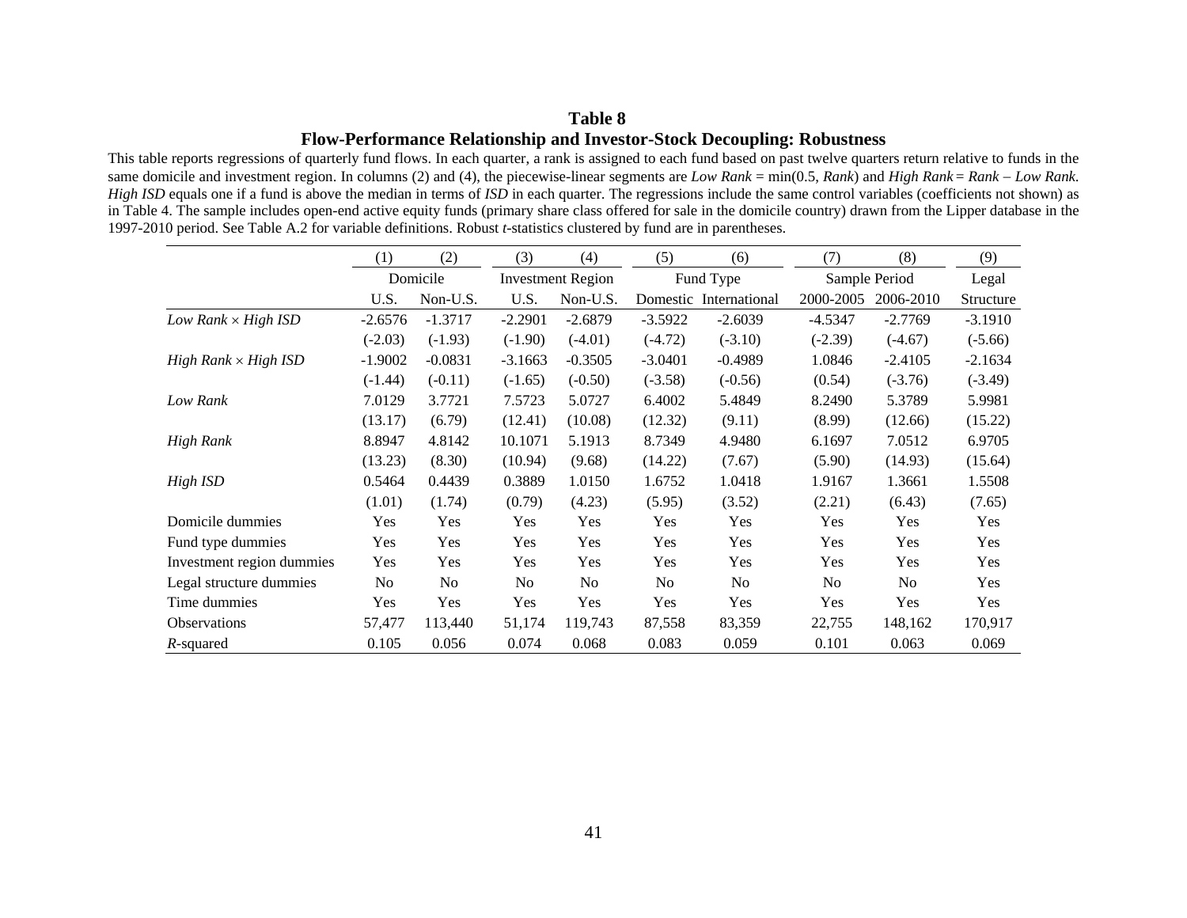# Table 8

## Flow-Performance Relationship and Investor-Stock Decoupling: Robustness

This table reports regressions of quarterly fund flows. In each quarter, a rank is assigned to each fund based on past twelve quarters return relative to funds in the same domicile and investment region. In columns (2) and (4), the piecewise-linear segments are *Low Rank* = min(0.5, *Rank*) and *High Rank* = *Rank* – *Low Rank*. *High ISD* equals one if a fund is above the median in terms of *ISD* in each quarter. The regressions include the same control variables (coefficients not shown) as in Table 4. The sample includes open-end active equity funds (primary share class offered for sale in the domicile country) drawn from the Lipper database in the 1997-2010 period. See Table A.2 for variable definitions. Robust *t*-statistics clustered by fund are in parentheses.

| | (1) | (2) | (3) | (4) | (5) | (6) | (7) | (8) | (9) |
|---|---|---|---|---|---|---|---|---|---|
| | Domicile | | Investment Region | | Fund Type | | Sample Period | | Legal |
| | U.S. | Non-U.S. | U.S. | Non-U.S. | Domestic | International | 2000-2005 | 2006-2010 | Structure |
| *Low Rank* × *High ISD* | -2.6576 | -1.3717 | -2.2901 | -2.6879 | -3.5922 | -2.6039 | -4.5347 | -2.7769 | -3.1910 |
| | (-2.03) | (-1.93) | (-1.90) | (-4.01) | (-4.72) | (-3.10) | (-2.39) | (-4.67) | (-5.66) |
| *High Rank* × *High ISD* | -1.9002 | -0.0831 | -3.1663 | -0.3505 | -3.0401 | -0.4989 | 1.0846 | -2.4105 | -2.1634 |
| | (-1.44) | (-0.11) | (-1.65) | (-0.50) | (-3.58) | (-0.56) | (0.54) | (-3.76) | (-3.49) |
| *Low Rank* | 7.0129 | 3.7721 | 7.5723 | 5.0727 | 6.4002 | 5.4849 | 8.2490 | 5.3789 | 5.9981 |
| | (13.17) | (6.79) | (12.41) | (10.08) | (12.32) | (9.11) | (8.99) | (12.66) | (15.22) |
| *High Rank* | 8.8947 | 4.8142 | 10.1071 | 5.1913 | 8.7349 | 4.9480 | 6.1697 | 7.0512 | 6.9705 |
| | (13.23) | (8.30) | (10.94) | (9.68) | (14.22) | (7.67) | (5.90) | (14.93) | (15.64) |
| *High ISD* | 0.5464 | 0.4439 | 0.3889 | 1.0150 | 1.6752 | 1.0418 | 1.9167 | 1.3661 | 1.5508 |
| | (1.01) | (1.74) | (0.79) | (4.23) | (5.95) | (3.52) | (2.21) | (6.43) | (7.65) |
| Domicile dummies | Yes | Yes | Yes | Yes | Yes | Yes | Yes | Yes | Yes |
| Fund type dummies | Yes | Yes | Yes | Yes | Yes | Yes | Yes | Yes | Yes |
| Investment region dummies | Yes | Yes | Yes | Yes | Yes | Yes | Yes | Yes | Yes |
| Legal structure dummies | No | No | No | No | No | No | No | No | Yes |
| Time dummies | Yes | Yes | Yes | Yes | Yes | Yes | Yes | Yes | Yes |
| Observations | 57,477 | 113,440 | 51,174 | 119,743 | 87,558 | 83,359 | 22,755 | 148,162 | 170,917 |
| *R*-squared | 0.105 | 0.056 | 0.074 | 0.068 | 0.083 | 0.059 | 0.101 | 0.063 | 0.069 |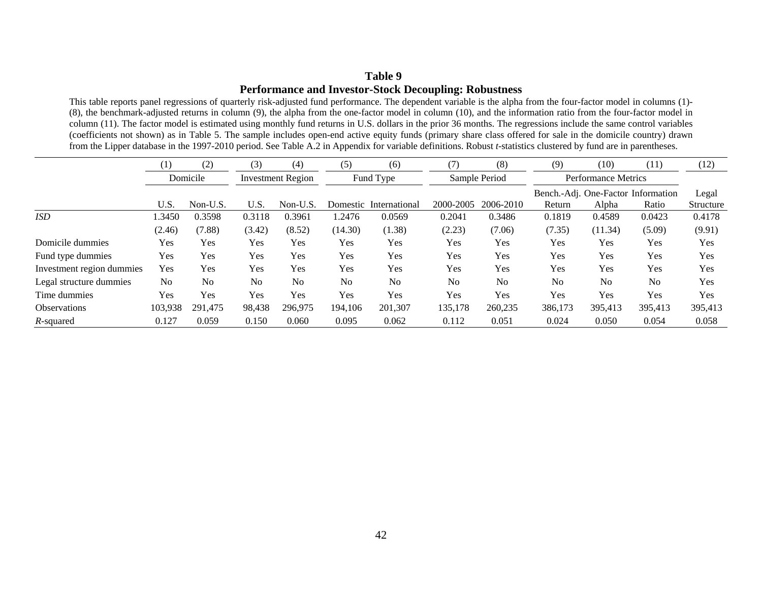# Table 9

## Performance and Investor-Stock Decoupling: Robustness

This table reports panel regressions of quarterly risk-adjusted fund performance. The dependent variable is the alpha from the four-factor model in columns (1)-(8), the benchmark-adjusted returns in column (9), the alpha from the one-factor model in column (10), and the information ratio from the four-factor model in column (11). The factor model is estimated using monthly fund returns in U.S. dollars in the prior 36 months. The regressions include the same control variables (coefficients not shown) as in Table 5. The sample includes open-end active equity funds (primary share class offered for sale in the domicile country) drawn from the Lipper database in the 1997-2010 period. See Table A.2 in Appendix for variable definitions. Robust *t*-statistics clustered by fund are in parentheses.

| | (1) | (2) | (3) | (4) | (5) | (6) | (7) | (8) | (9) | (10) | (11) | (12) |
|---|---|---|---|---|---|---|---|---|---|---|---|---|
| | Domicile | | Investment Region | | Fund Type | | Sample Period | | Performance Metrics | | | |
| | U.S. | Non-U.S. | U.S. | Non-U.S. | Domestic | International | 2000-2005 | 2006-2010 | Bench.-Adj. Return | One-Factor Alpha | Information Ratio | Legal Structure |
| *ISD* | 1.3450 | 0.3598 | 0.3118 | 0.3961 | 1.2476 | 0.0569 | 0.2041 | 0.3486 | 0.1819 | 0.4589 | 0.0423 | 0.4178 |
| | (2.46) | (7.88) | (3.42) | (8.52) | (14.30) | (1.38) | (2.23) | (7.06) | (7.35) | (11.34) | (5.09) | (9.91) |
| Domicile dummies | Yes | Yes | Yes | Yes | Yes | Yes | Yes | Yes | Yes | Yes | Yes | Yes |
| Fund type dummies | Yes | Yes | Yes | Yes | Yes | Yes | Yes | Yes | Yes | Yes | Yes | Yes |
| Investment region dummies | Yes | Yes | Yes | Yes | Yes | Yes | Yes | Yes | Yes | Yes | Yes | Yes |
| Legal structure dummies | No | No | No | No | No | No | No | No | No | No | No | Yes |
| Time dummies | Yes | Yes | Yes | Yes | Yes | Yes | Yes | Yes | Yes | Yes | Yes | Yes |
| Observations | 103,938 | 291,475 | 98,438 | 296,975 | 194,106 | 201,307 | 135,178 | 260,235 | 386,173 | 395,413 | 395,413 | 395,413 |
| $R$-squared | 0.127 | 0.059 | 0.150 | 0.060 | 0.095 | 0.062 | 0.112 | 0.051 | 0.024 | 0.050 | 0.054 | 0.058 |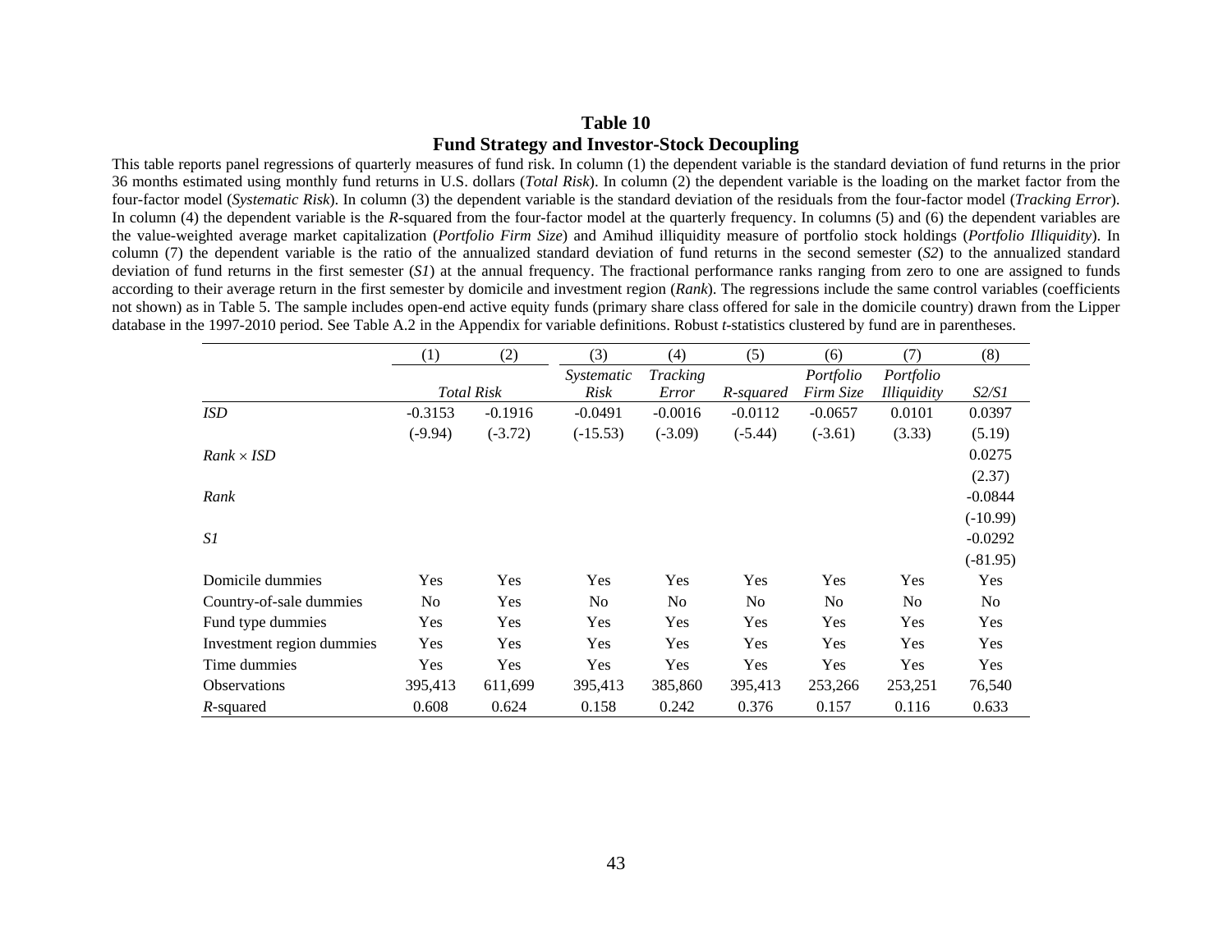## Table 10

## Fund Strategy and Investor-Stock Decoupling

This table reports panel regressions of quarterly measures of fund risk. In column (1) the dependent variable is the standard deviation of fund returns in the prior 36 months estimated using monthly fund returns in U.S. dollars (*Total Risk*). In column (2) the dependent variable is the loading on the market factor from the four-factor model (*Systematic Risk*). In column (3) the dependent variable is the standard deviation of the residuals from the four-factor model (*Tracking Error*). In column (4) the dependent variable is the *R*-squared from the four-factor model at the quarterly frequency. In columns (5) and (6) the dependent variables are the value-weighted average market capitalization (*Portfolio Firm Size*) and Amihud illiquidity measure of portfolio stock holdings (*Portfolio Illiquidity*). In column (7) the dependent variable is the ratio of the annualized standard deviation of fund returns in the second semester (*S2*) to the annualized standard deviation of fund returns in the first semester (*S1*) at the annual frequency. The fractional performance ranks ranging from zero to one are assigned to funds according to their average return in the first semester by domicile and investment region (*Rank*). The regressions include the same control variables (coefficients not shown) as in Table 5. The sample includes open-end active equity funds (primary share class offered for sale in the domicile country) drawn from the Lipper database in the 1997-2010 period. See Table A.2 in the Appendix for variable definitions. Robust *t*-statistics clustered by fund are in parentheses.

| | (1) | (2) | (3) | (4) | (5) | (6) | (7) | (8) |
|---|---|---|---|---|---|---|---|---|
| | *Total Risk* | | *Systematic Risk* | *Tracking Error* | *R-squared* | *Portfolio Firm Size* | *Portfolio Illiquidity* | *S2/S1* |
| *ISD* | -0.3153 | -0.1916 | -0.0491 | -0.0016 | -0.0112 | -0.0657 | 0.0101 | 0.0397 |
| | (-9.94) | (-3.72) | (-15.53) | (-3.09) | (-5.44) | (-3.61) | (3.33) | (5.19) |
| *Rank* × *ISD* | | | | | | | | 0.0275 |
| | | | | | | | | (2.37) |
| *Rank* | | | | | | | | -0.0844 |
| | | | | | | | | (-10.99) |
| *S1* | | | | | | | | -0.0292 |
| | | | | | | | | (-81.95) |
| Domicile dummies | Yes | Yes | Yes | Yes | Yes | Yes | Yes | Yes |
| Country-of-sale dummies | No | Yes | No | No | No | No | No | No |
| Fund type dummies | Yes | Yes | Yes | Yes | Yes | Yes | Yes | Yes |
| Investment region dummies | Yes | Yes | Yes | Yes | Yes | Yes | Yes | Yes |
| Time dummies | Yes | Yes | Yes | Yes | Yes | Yes | Yes | Yes |
| Observations | 395,413 | 611,699 | 395,413 | 385,860 | 395,413 | 253,266 | 253,251 | 76,540 |
| *R*-squared | 0.608 | 0.624 | 0.158 | 0.242 | 0.376 | 0.157 | 0.116 | 0.633 |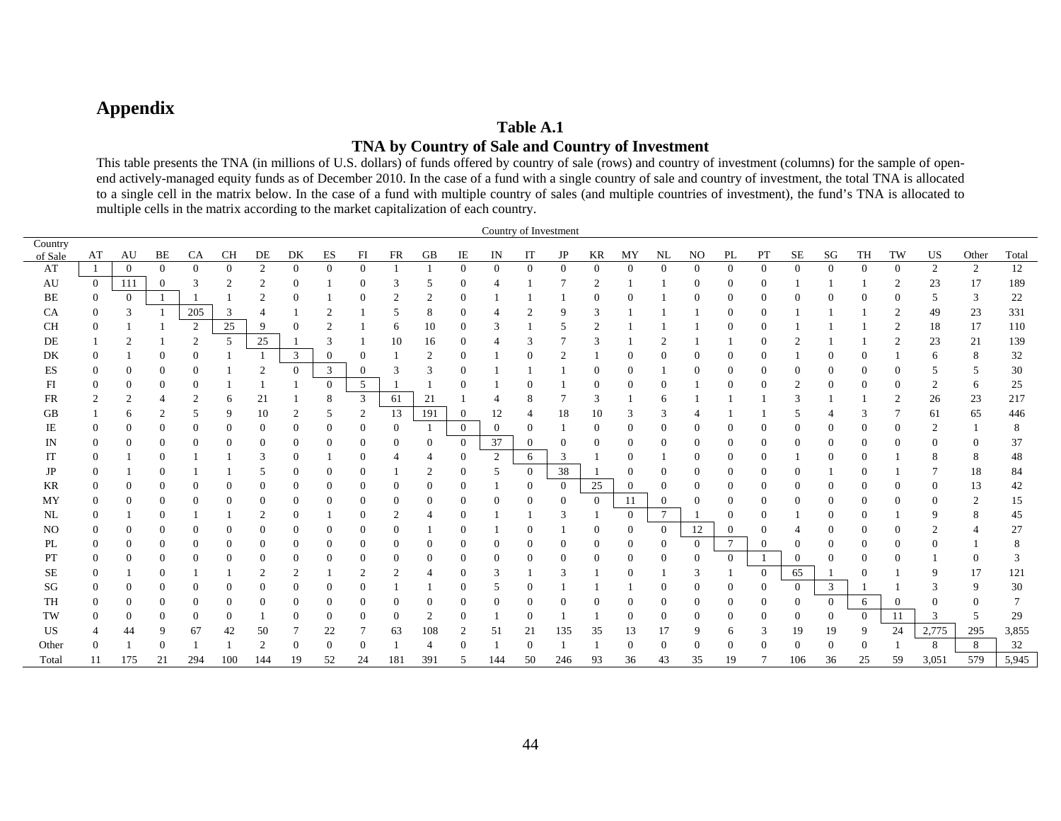# Appendix

**Table A.1**

**TNA by Country of Sale and Country of Investment**

This table presents the TNA (in millions of U.S. dollars) of funds offered by country of sale (rows) and country of investment (columns) for the sample of open-end actively-managed equity funds as of December 2010. In the case of a fund with a single country of sale and country of investment, the total TNA is allocated to a single cell in the matrix below. In the case of a fund with multiple country of sales (and multiple countries of investment), the fund's TNA is allocated to multiple cells in the matrix according to the market capitalization of each country.

| Country of Sale | AT | AU | BE | CA | CH | DE | DK | ES | FI | FR | GB | IE | IN | IT | JP | KR | MY | NL | NO | PL | PT | SE | SG | TH | TW | US | Other | Total |
|---|---|---|---|---|---|---|---|---|---|---|---|---|---|---|---|---|---|---|---|---|---|---|---|---|---|---|---|---|
| AT | 1 | 0 | 0 | 0 | 0 | 2 | 0 | 0 | 0 | 1 | 1 | 0 | 0 | 0 | 0 | 0 | 0 | 0 | 0 | 0 | 0 | 0 | 0 | 0 | 0 | 2 | 2 | 12 |
| AU | 0 | 111 | 0 | 3 | 2 | 2 | 0 | 1 | 0 | 3 | 5 | 0 | 4 | 1 | 7 | 2 | 1 | 1 | 0 | 0 | 0 | 1 | 1 | 1 | 2 | 23 | 17 | 189 |
| BE | 0 | 0 | 1 | 1 | 1 | 2 | 0 | 1 | 0 | 2 | 2 | 0 | 1 | 1 | 1 | 0 | 0 | 1 | 0 | 0 | 0 | 0 | 0 | 0 | 0 | 5 | 3 | 22 |
| CA | 0 | 3 | 1 | 205 | 3 | 4 | 1 | 2 | 1 | 5 | 8 | 0 | 4 | 2 | 9 | 3 | 1 | 1 | 1 | 0 | 0 | 1 | 1 | 1 | 2 | 49 | 23 | 331 |
| CH | 0 | 1 | 1 | 2 | 25 | 9 | 0 | 2 | 1 | 6 | 10 | 0 | 3 | 1 | 5 | 2 | 1 | 1 | 1 | 0 | 0 | 1 | 1 | 1 | 2 | 18 | 17 | 110 |
| DE | 1 | 2 | 1 | 2 | 5 | 25 | 1 | 3 | 1 | 10 | 16 | 0 | 4 | 3 | 7 | 3 | 1 | 2 | 1 | 1 | 0 | 2 | 1 | 1 | 2 | 23 | 21 | 139 |
| DK | 0 | 1 | 0 | 0 | 1 | 1 | 3 | 0 | 0 | 1 | 2 | 0 | 1 | 0 | 2 | 1 | 0 | 0 | 0 | 0 | 0 | 1 | 0 | 0 | 1 | 6 | 8 | 32 |
| ES | 0 | 0 | 0 | 0 | 1 | 2 | 0 | 3 | 0 | 3 | 3 | 0 | 1 | 1 | 1 | 0 | 0 | 1 | 0 | 0 | 0 | 0 | 0 | 0 | 0 | 5 | 5 | 30 |
| FI | 0 | 0 | 0 | 0 | 1 | 1 | 1 | 0 | 5 | 1 | 1 | 0 | 1 | 0 | 1 | 0 | 0 | 0 | 1 | 0 | 0 | 2 | 0 | 0 | 0 | 2 | 6 | 25 |
| FR | 2 | 2 | 4 | 2 | 6 | 21 | 1 | 8 | 3 | 61 | 21 | 1 | 4 | 8 | 7 | 3 | 1 | 6 | 1 | 1 | 1 | 3 | 1 | 1 | 2 | 26 | 23 | 217 |
| GB | 1 | 6 | 2 | 5 | 9 | 10 | 2 | 5 | 2 | 13 | 191 | 0 | 12 | 4 | 18 | 10 | 3 | 3 | 4 | 1 | 1 | 5 | 4 | 3 | 7 | 61 | 65 | 446 |
| IE | 0 | 0 | 0 | 0 | 0 | 0 | 0 | 0 | 0 | 0 | 1 | 0 | 0 | 0 | 1 | 0 | 0 | 0 | 0 | 0 | 0 | 0 | 0 | 0 | 0 | 2 | 1 | 8 |
| IN | 0 | 0 | 0 | 0 | 0 | 0 | 0 | 0 | 0 | 0 | 0 | 0 | 37 | 0 | 0 | 0 | 0 | 0 | 0 | 0 | 0 | 0 | 0 | 0 | 0 | 0 | 0 | 37 |
| IT | 0 | 1 | 0 | 1 | 1 | 3 | 0 | 1 | 0 | 4 | 4 | 0 | 2 | 6 | 3 | 1 | 0 | 1 | 0 | 0 | 0 | 1 | 0 | 0 | 1 | 8 | 8 | 48 |
| JP | 0 | 1 | 0 | 1 | 1 | 5 | 0 | 0 | 0 | 1 | 2 | 0 | 5 | 0 | 38 | 1 | 0 | 0 | 0 | 0 | 0 | 0 | 1 | 0 | 1 | 7 | 18 | 84 |
| KR | 0 | 0 | 0 | 0 | 0 | 0 | 0 | 0 | 0 | 0 | 0 | 0 | 1 | 0 | 0 | 25 | 0 | 0 | 0 | 0 | 0 | 0 | 0 | 0 | 0 | 0 | 13 | 42 |
| MY | 0 | 0 | 0 | 0 | 0 | 0 | 0 | 0 | 0 | 0 | 0 | 0 | 0 | 0 | 0 | 0 | 11 | 0 | 0 | 0 | 0 | 0 | 0 | 0 | 0 | 0 | 2 | 15 |
| NL | 0 | 1 | 0 | 1 | 1 | 2 | 0 | 1 | 0 | 2 | 4 | 0 | 1 | 1 | 3 | 1 | 0 | 7 | 1 | 0 | 0 | 1 | 0 | 0 | 1 | 9 | 8 | 45 |
| NO | 0 | 0 | 0 | 0 | 0 | 0 | 0 | 0 | 0 | 0 | 1 | 0 | 1 | 0 | 1 | 0 | 0 | 0 | 12 | 0 | 0 | 4 | 0 | 0 | 0 | 2 | 4 | 27 |
| PL | 0 | 0 | 0 | 0 | 0 | 0 | 0 | 0 | 0 | 0 | 0 | 0 | 0 | 0 | 0 | 0 | 0 | 0 | 0 | 7 | 0 | 0 | 0 | 0 | 0 | 0 | 1 | 8 |
| PT | 0 | 0 | 0 | 0 | 0 | 0 | 0 | 0 | 0 | 0 | 0 | 0 | 0 | 0 | 0 | 0 | 0 | 0 | 0 | 0 | 1 | 0 | 0 | 0 | 0 | 1 | 0 | 3 |
| SE | 0 | 1 | 0 | 1 | 1 | 2 | 2 | 1 | 2 | 2 | 4 | 0 | 3 | 1 | 3 | 1 | 0 | 1 | 3 | 1 | 0 | 65 | 1 | 0 | 1 | 9 | 17 | 121 |
| SG | 0 | 0 | 0 | 0 | 0 | 0 | 0 | 0 | 0 | 1 | 1 | 0 | 5 | 0 | 1 | 1 | 1 | 0 | 0 | 0 | 0 | 0 | 3 | 1 | 1 | 3 | 9 | 30 |
| TH | 0 | 0 | 0 | 0 | 0 | 0 | 0 | 0 | 0 | 0 | 0 | 0 | 0 | 0 | 0 | 0 | 0 | 0 | 0 | 0 | 0 | 0 | 0 | 6 | 0 | 0 | 0 | 7 |
| TW | 0 | 0 | 0 | 0 | 0 | 1 | 0 | 0 | 0 | 0 | 2 | 0 | 1 | 0 | 1 | 1 | 0 | 0 | 0 | 0 | 0 | 0 | 0 | 0 | 11 | 3 | 5 | 29 |
| US | 4 | 44 | 9 | 67 | 42 | 50 | 7 | 22 | 7 | 63 | 108 | 2 | 51 | 21 | 135 | 35 | 13 | 17 | 9 | 6 | 3 | 19 | 19 | 9 | 24 | 2,775 | 295 | 3,855 |
| Other | 0 | 1 | 0 | 1 | 1 | 2 | 0 | 0 | 0 | 1 | 4 | 0 | 1 | 0 | 1 | 1 | 0 | 0 | 0 | 0 | 0 | 0 | 0 | 0 | 1 | 8 | 8 | 32 |
| Total | 11 | 175 | 21 | 294 | 100 | 144 | 19 | 52 | 24 | 181 | 391 | 5 | 144 | 50 | 246 | 93 | 36 | 43 | 35 | 19 | 7 | 106 | 36 | 25 | 59 | 3,051 | 579 | 5,945 |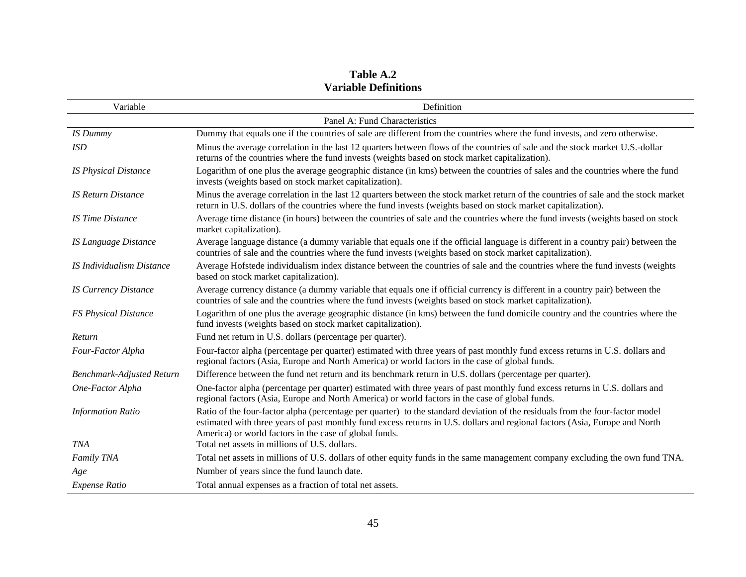**Table A.2**
**Variable Definitions**

| Variable | Definition |
|---|---|
| | Panel A: Fund Characteristics |
| *IS Dummy* | Dummy that equals one if the countries of sale are different from the countries where the fund invests, and zero otherwise. |
| *ISD* | Minus the average correlation in the last 12 quarters between flows of the countries of sale and the stock market U.S.-dollar returns of the countries where the fund invests (weights based on stock market capitalization). |
| *IS Physical Distance* | Logarithm of one plus the average geographic distance (in kms) between the countries of sales and the countries where the fund invests (weights based on stock market capitalization). |
| *IS Return Distance* | Minus the average correlation in the last 12 quarters between the stock market return of the countries of sale and the stock market return in U.S. dollars of the countries where the fund invests (weights based on stock market capitalization). |
| *IS Time Distance* | Average time distance (in hours) between the countries of sale and the countries where the fund invests (weights based on stock market capitalization). |
| *IS Language Distance* | Average language distance (a dummy variable that equals one if the official language is different in a country pair) between the countries of sale and the countries where the fund invests (weights based on stock market capitalization). |
| *IS Individualism Distance* | Average Hofstede individualism index distance between the countries of sale and the countries where the fund invests (weights based on stock market capitalization). |
| *IS Currency Distance* | Average currency distance (a dummy variable that equals one if official currency is different in a country pair) between the countries of sale and the countries where the fund invests (weights based on stock market capitalization). |
| *FS Physical Distance* | Logarithm of one plus the average geographic distance (in kms) between the fund domicile country and the countries where the fund invests (weights based on stock market capitalization). |
| *Return* | Fund net return in U.S. dollars (percentage per quarter). |
| *Four-Factor Alpha* | Four-factor alpha (percentage per quarter) estimated with three years of past monthly fund excess returns in U.S. dollars and regional factors (Asia, Europe and North America) or world factors in the case of global funds. |
| *Benchmark-Adjusted Return* | Difference between the fund net return and its benchmark return in U.S. dollars (percentage per quarter). |
| *One-Factor Alpha* | One-factor alpha (percentage per quarter) estimated with three years of past monthly fund excess returns in U.S. dollars and regional factors (Asia, Europe and North America) or world factors in the case of global funds. |
| *Information Ratio* | Ratio of the four-factor alpha (percentage per quarter) to the standard deviation of the residuals from the four-factor model estimated with three years of past monthly fund excess returns in U.S. dollars and regional factors (Asia, Europe and North America) or world factors in the case of global funds. |
| *TNA* | Total net assets in millions of U.S. dollars. |
| *Family TNA* | Total net assets in millions of U.S. dollars of other equity funds in the same management company excluding the own fund TNA. |
| *Age* | Number of years since the fund launch date. |
| *Expense Ratio* | Total annual expenses as a fraction of total net assets. |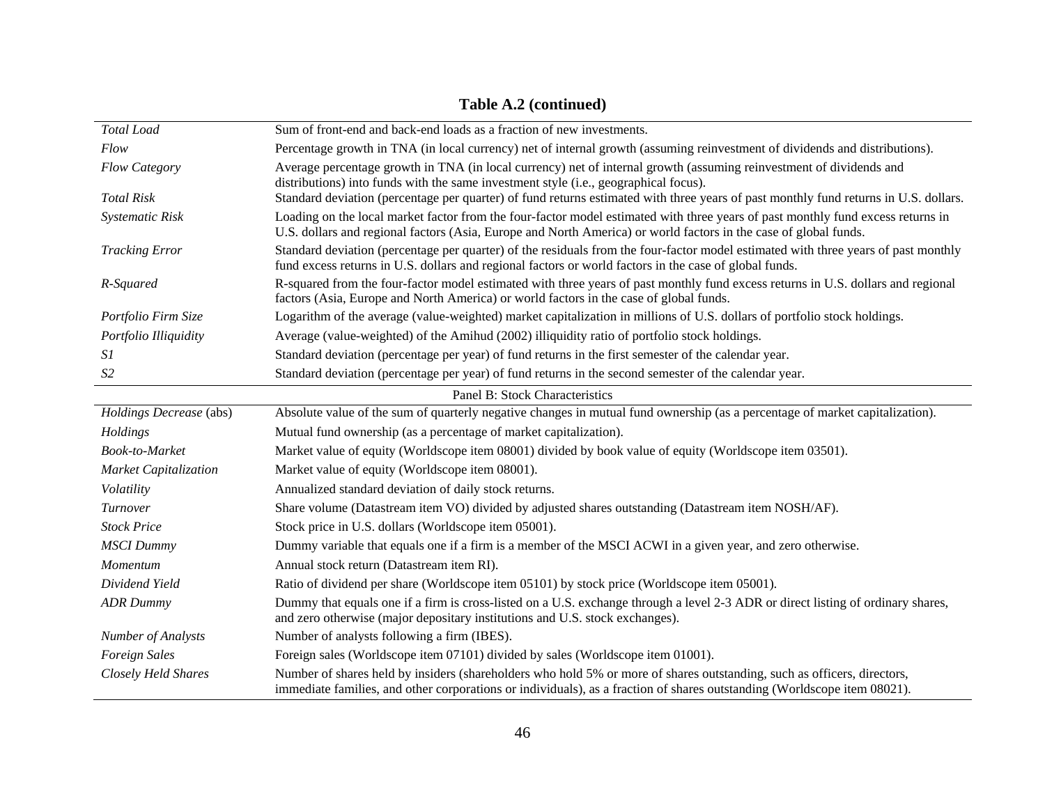**Table A.2 (continued)**

| | |
|---|---|
| *Total Load* | Sum of front-end and back-end loads as a fraction of new investments. |
| *Flow* | Percentage growth in TNA (in local currency) net of internal growth (assuming reinvestment of dividends and distributions). |
| *Flow Category* | Average percentage growth in TNA (in local currency) net of internal growth (assuming reinvestment of dividends and distributions) into funds with the same investment style (i.e., geographical focus). |
| *Total Risk* | Standard deviation (percentage per quarter) of fund returns estimated with three years of past monthly fund returns in U.S. dollars. |
| *Systematic Risk* | Loading on the local market factor from the four-factor model estimated with three years of past monthly fund excess returns in U.S. dollars and regional factors (Asia, Europe and North America) or world factors in the case of global funds. |
| *Tracking Error* | Standard deviation (percentage per quarter) of the residuals from the four-factor model estimated with three years of past monthly fund excess returns in U.S. dollars and regional factors or world factors in the case of global funds. |
| *R-Squared* | R-squared from the four-factor model estimated with three years of past monthly fund excess returns in U.S. dollars and regional factors (Asia, Europe and North America) or world factors in the case of global funds. |
| *Portfolio Firm Size* | Logarithm of the average (value-weighted) market capitalization in millions of U.S. dollars of portfolio stock holdings. |
| *Portfolio Illiquidity* | Average (value-weighted) of the Amihud (2002) illiquidity ratio of portfolio stock holdings. |
| *S1* | Standard deviation (percentage per year) of fund returns in the first semester of the calendar year. |
| *S2* | Standard deviation (percentage per year) of fund returns in the second semester of the calendar year. |
| | Panel B: Stock Characteristics |
| *Holdings Decrease* (abs) | Absolute value of the sum of quarterly negative changes in mutual fund ownership (as a percentage of market capitalization). |
| *Holdings* | Mutual fund ownership (as a percentage of market capitalization). |
| *Book-to-Market* | Market value of equity (Worldscope item 08001) divided by book value of equity (Worldscope item 03501). |
| *Market Capitalization* | Market value of equity (Worldscope item 08001). |
| *Volatility* | Annualized standard deviation of daily stock returns. |
| *Turnover* | Share volume (Datastream item VO) divided by adjusted shares outstanding (Datastream item NOSH/AF). |
| *Stock Price* | Stock price in U.S. dollars (Worldscope item 05001). |
| *MSCI Dummy* | Dummy variable that equals one if a firm is a member of the MSCI ACWI in a given year, and zero otherwise. |
| *Momentum* | Annual stock return (Datastream item RI). |
| *Dividend Yield* | Ratio of dividend per share (Worldscope item 05101) by stock price (Worldscope item 05001). |
| *ADR Dummy* | Dummy that equals one if a firm is cross-listed on a U.S. exchange through a level 2-3 ADR or direct listing of ordinary shares, and zero otherwise (major depositary institutions and U.S. stock exchanges). |
| *Number of Analysts* | Number of analysts following a firm (IBES). |
| *Foreign Sales* | Foreign sales (Worldscope item 07101) divided by sales (Worldscope item 01001). |
| *Closely Held Shares* | Number of shares held by insiders (shareholders who hold 5% or more of shares outstanding, such as officers, directors, immediate families, and other corporations or individuals), as a fraction of shares outstanding (Worldscope item 08021). |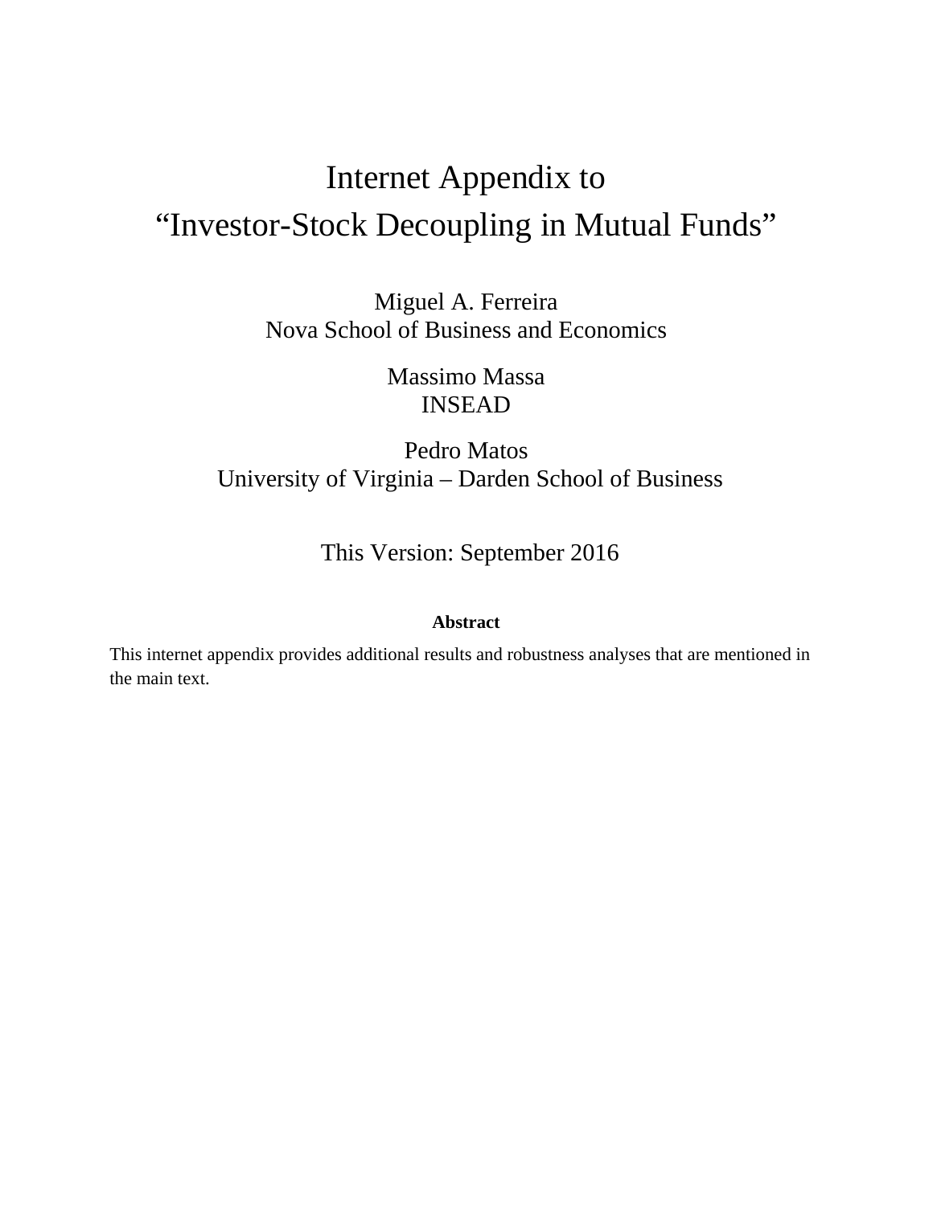# Internet Appendix to "Investor-Stock Decoupling in Mutual Funds"

Miguel A. Ferreira
Nova School of Business and Economics

Massimo Massa
INSEAD

Pedro Matos
University of Virginia – Darden School of Business

This Version: September 2016

**Abstract**

This internet appendix provides additional results and robustness analyses that are mentioned in the main text.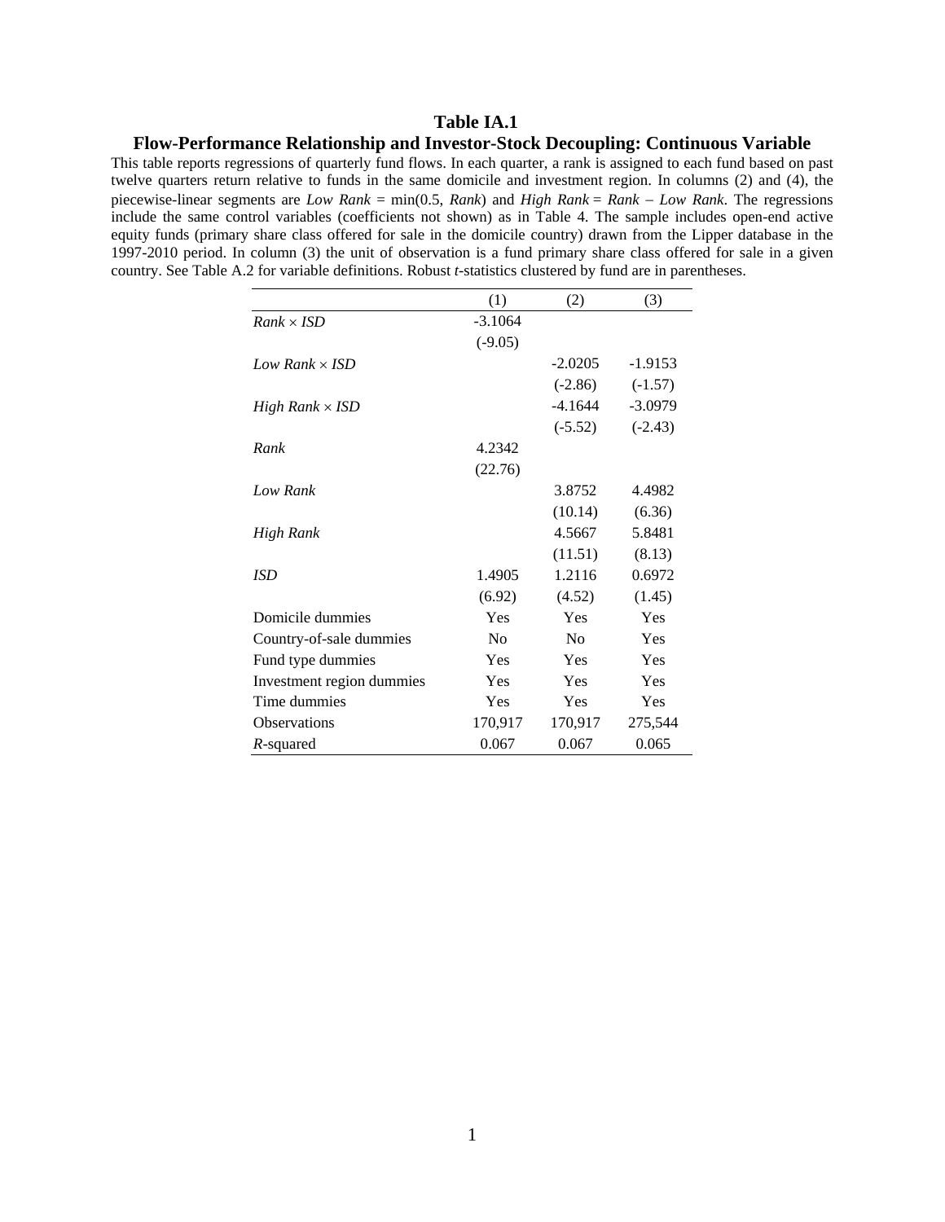**Table IA.1**

**Flow-Performance Relationship and Investor-Stock Decoupling: Continuous Variable**

This table reports regressions of quarterly fund flows. In each quarter, a rank is assigned to each fund based on past twelve quarters return relative to funds in the same domicile and investment region. In columns (2) and (4), the piecewise-linear segments are *Low Rank* = min(0.5, *Rank*) and *High Rank* = *Rank* – *Low Rank*. The regressions include the same control variables (coefficients not shown) as in Table 4. The sample includes open-end active equity funds (primary share class offered for sale in the domicile country) drawn from the Lipper database in the 1997-2010 period. In column (3) the unit of observation is a fund primary share class offered for sale in a given country. See Table A.2 for variable definitions. Robust *t*-statistics clustered by fund are in parentheses.

| | (1) | (2) | (3) |
|---|---|---|---|
| *Rank* × *ISD* | -3.1064 | | |
| | (-9.05) | | |
| *Low Rank* × *ISD* | | -2.0205 | -1.9153 |
| | | (-2.86) | (-1.57) |
| *High Rank* × *ISD* | | -4.1644 | -3.0979 |
| | | (-5.52) | (-2.43) |
| *Rank* | 4.2342 | | |
| | (22.76) | | |
| *Low Rank* | | 3.8752 | 4.4982 |
| | | (10.14) | (6.36) |
| *High Rank* | | 4.5667 | 5.8481 |
| | | (11.51) | (8.13) |
| *ISD* | 1.4905 | 1.2116 | 0.6972 |
| | (6.92) | (4.52) | (1.45) |
| Domicile dummies | Yes | Yes | Yes |
| Country-of-sale dummies | No | No | Yes |
| Fund type dummies | Yes | Yes | Yes |
| Investment region dummies | Yes | Yes | Yes |
| Time dummies | Yes | Yes | Yes |
| Observations | 170,917 | 170,917 | 275,544 |
| *R*-squared | 0.067 | 0.067 | 0.065 |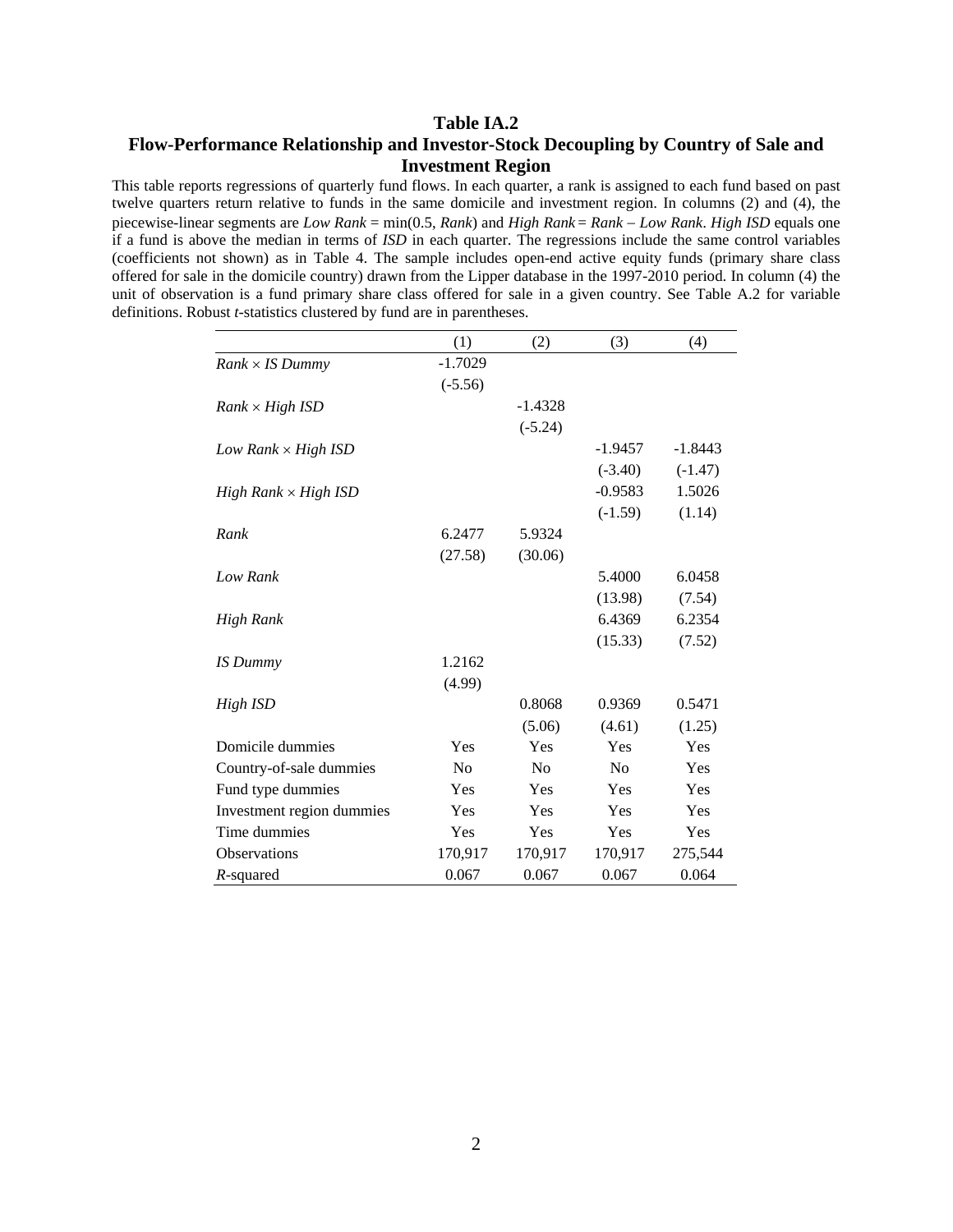## Table IA.2

## Flow-Performance Relationship and Investor-Stock Decoupling by Country of Sale and Investment Region

This table reports regressions of quarterly fund flows. In each quarter, a rank is assigned to each fund based on past twelve quarters return relative to funds in the same domicile and investment region. In columns (2) and (4), the piecewise-linear segments are *Low Rank* = min(0.5, *Rank*) and *High Rank* = *Rank* – *Low Rank*. *High ISD* equals one if a fund is above the median in terms of *ISD* in each quarter. The regressions include the same control variables (coefficients not shown) as in Table 4. The sample includes open-end active equity funds (primary share class offered for sale in the domicile country) drawn from the Lipper database in the 1997-2010 period. In column (4) the unit of observation is a fund primary share class offered for sale in a given country. See Table A.2 for variable definitions. Robust *t*-statistics clustered by fund are in parentheses.

| | (1) | (2) | (3) | (4) |
|---|---|---|---|---|
| *Rank × IS Dummy* | -1.7029 | | | |
| | (-5.56) | | | |
| *Rank × High ISD* | | -1.4328 | | |
| | | (-5.24) | | |
| *Low Rank × High ISD* | | | -1.9457 | -1.8443 |
| | | | (-3.40) | (-1.47) |
| *High Rank × High ISD* | | | -0.9583 | 1.5026 |
| | | | (-1.59) | (1.14) |
| *Rank* | 6.2477 | 5.9324 | | |
| | (27.58) | (30.06) | | |
| *Low Rank* | | | 5.4000 | 6.0458 |
| | | | (13.98) | (7.54) |
| *High Rank* | | | 6.4369 | 6.2354 |
| | | | (15.33) | (7.52) |
| *IS Dummy* | 1.2162 | | | |
| | (4.99) | | | |
| *High ISD* | | 0.8068 | 0.9369 | 0.5471 |
| | | (5.06) | (4.61) | (1.25) |
| Domicile dummies | Yes | Yes | Yes | Yes |
| Country-of-sale dummies | No | No | No | Yes |
| Fund type dummies | Yes | Yes | Yes | Yes |
| Investment region dummies | Yes | Yes | Yes | Yes |
| Time dummies | Yes | Yes | Yes | Yes |
| Observations | 170,917 | 170,917 | 170,917 | 275,544 |
| *R*-squared | 0.067 | 0.067 | 0.067 | 0.064 |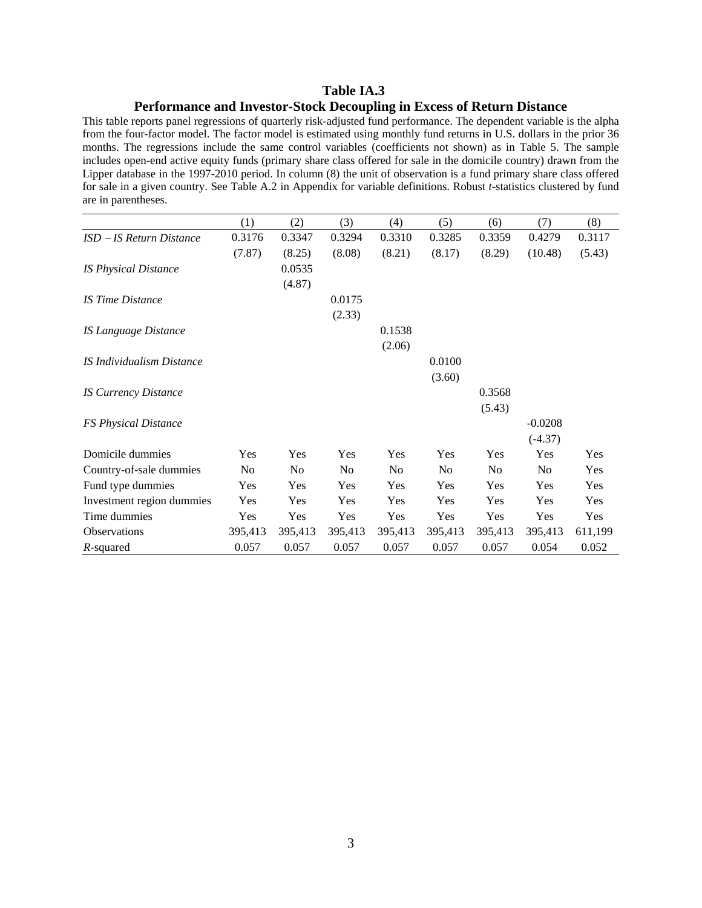## Table IA.3

## Performance and Investor-Stock Decoupling in Excess of Return Distance

This table reports panel regressions of quarterly risk-adjusted fund performance. The dependent variable is the alpha from the four-factor model. The factor model is estimated using monthly fund returns in U.S. dollars in the prior 36 months. The regressions include the same control variables (coefficients not shown) as in Table 5. The sample includes open-end active equity funds (primary share class offered for sale in the domicile country) drawn from the Lipper database in the 1997-2010 period. In column (8) the unit of observation is a fund primary share class offered for sale in a given country. See Table A.2 in Appendix for variable definitions. Robust *t*-statistics clustered by fund are in parentheses.

| | (1) | (2) | (3) | (4) | (5) | (6) | (7) | (8) |
|---|---|---|---|---|---|---|---|---|
| *ISD – IS Return Distance* | 0.3176 | 0.3347 | 0.3294 | 0.3310 | 0.3285 | 0.3359 | 0.4279 | 0.3117 |
| | (7.87) | (8.25) | (8.08) | (8.21) | (8.17) | (8.29) | (10.48) | (5.43) |
| *IS Physical Distance* | | 0.0535 | | | | | | |
| | | (4.87) | | | | | | |
| *IS Time Distance* | | | 0.0175 | | | | | |
| | | | (2.33) | | | | | |
| *IS Language Distance* | | | | 0.1538 | | | | |
| | | | | (2.06) | | | | |
| *IS Individualism Distance* | | | | | 0.0100 | | | |
| | | | | | (3.60) | | | |
| *IS Currency Distance* | | | | | | 0.3568 | | |
| | | | | | | (5.43) | | |
| *FS Physical Distance* | | | | | | | -0.0208 | |
| | | | | | | | (-4.37) | |
| Domicile dummies | Yes | Yes | Yes | Yes | Yes | Yes | Yes | Yes |
| Country-of-sale dummies | No | No | No | No | No | No | No | Yes |
| Fund type dummies | Yes | Yes | Yes | Yes | Yes | Yes | Yes | Yes |
| Investment region dummies | Yes | Yes | Yes | Yes | Yes | Yes | Yes | Yes |
| Time dummies | Yes | Yes | Yes | Yes | Yes | Yes | Yes | Yes |
| Observations | 395,413 | 395,413 | 395,413 | 395,413 | 395,413 | 395,413 | 395,413 | 611,199 |
| $R$-squared | 0.057 | 0.057 | 0.057 | 0.057 | 0.057 | 0.057 | 0.054 | 0.052 |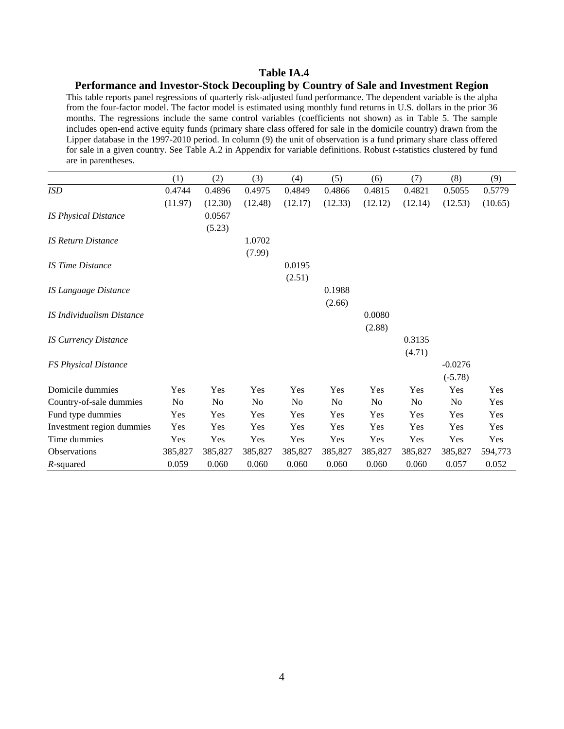# Table IA.4

## Performance and Investor-Stock Decoupling by Country of Sale and Investment Region

This table reports panel regressions of quarterly risk-adjusted fund performance. The dependent variable is the alpha from the four-factor model. The factor model is estimated using monthly fund returns in U.S. dollars in the prior 36 months. The regressions include the same control variables (coefficients not shown) as in Table 5. The sample includes open-end active equity funds (primary share class offered for sale in the domicile country) drawn from the Lipper database in the 1997-2010 period. In column (9) the unit of observation is a fund primary share class offered for sale in a given country. See Table A.2 in Appendix for variable definitions. Robust *t*-statistics clustered by fund are in parentheses.

| | (1) | (2) | (3) | (4) | (5) | (6) | (7) | (8) | (9) |
|---|---|---|---|---|---|---|---|---|---|
| *ISD* | 0.4744 | 0.4896 | 0.4975 | 0.4849 | 0.4866 | 0.4815 | 0.4821 | 0.5055 | 0.5779 |
| | (11.97) | (12.30) | (12.48) | (12.17) | (12.33) | (12.12) | (12.14) | (12.53) | (10.65) |
| *IS Physical Distance* | | 0.0567 | | | | | | | |
| | | (5.23) | | | | | | | |
| *IS Return Distance* | | | 1.0702 | | | | | | |
| | | | (7.99) | | | | | | |
| *IS Time Distance* | | | | 0.0195 | | | | | |
| | | | | (2.51) | | | | | |
| *IS Language Distance* | | | | | 0.1988 | | | | |
| | | | | | (2.66) | | | | |
| *IS Individualism Distance* | | | | | | 0.0080 | | | |
| | | | | | | (2.88) | | | |
| *IS Currency Distance* | | | | | | | 0.3135 | | |
| | | | | | | | (4.71) | | |
| *FS Physical Distance* | | | | | | | | -0.0276 | |
| | | | | | | | | (-5.78) | |
| Domicile dummies | Yes | Yes | Yes | Yes | Yes | Yes | Yes | Yes | Yes |
| Country-of-sale dummies | No | No | No | No | No | No | No | No | Yes |
| Fund type dummies | Yes | Yes | Yes | Yes | Yes | Yes | Yes | Yes | Yes |
| Investment region dummies | Yes | Yes | Yes | Yes | Yes | Yes | Yes | Yes | Yes |
| Time dummies | Yes | Yes | Yes | Yes | Yes | Yes | Yes | Yes | Yes |
| Observations | 385,827 | 385,827 | 385,827 | 385,827 | 385,827 | 385,827 | 385,827 | 385,827 | 594,773 |
| $R$-squared | 0.059 | 0.060 | 0.060 | 0.060 | 0.060 | 0.060 | 0.060 | 0.057 | 0.052 |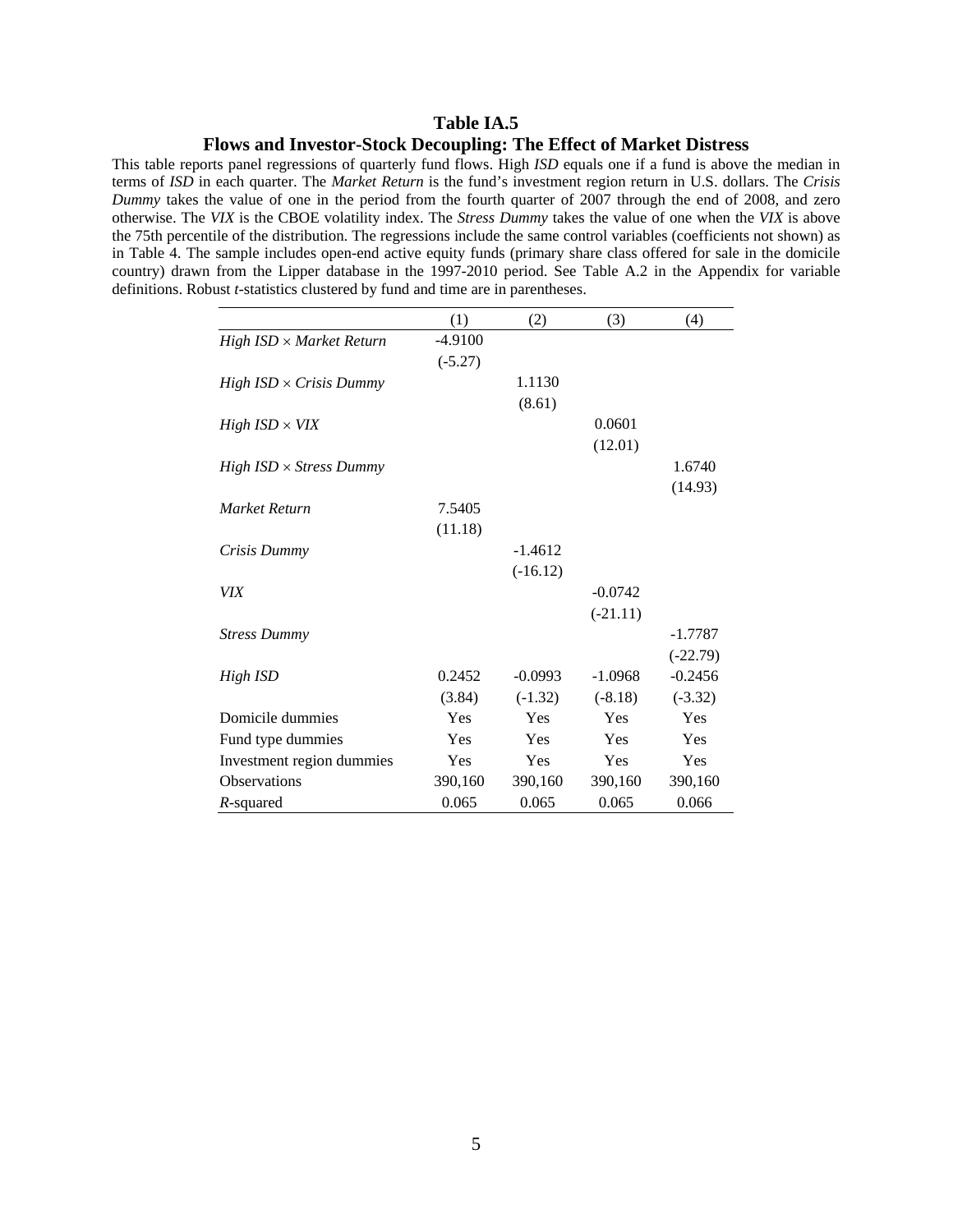# Table IA.5

## Flows and Investor-Stock Decoupling: The Effect of Market Distress

This table reports panel regressions of quarterly fund flows. High *ISD* equals one if a fund is above the median in terms of *ISD* in each quarter. The *Market Return* is the fund's investment region return in U.S. dollars. The *Crisis Dummy* takes the value of one in the period from the fourth quarter of 2007 through the end of 2008, and zero otherwise. The *VIX* is the CBOE volatility index. The *Stress Dummy* takes the value of one when the *VIX* is above the 75th percentile of the distribution. The regressions include the same control variables (coefficients not shown) as in Table 4. The sample includes open-end active equity funds (primary share class offered for sale in the domicile country) drawn from the Lipper database in the 1997-2010 period. See Table A.2 in the Appendix for variable definitions. Robust *t*-statistics clustered by fund and time are in parentheses.

| | (1) | (2) | (3) | (4) |
|---|---|---|---|---|
| *High ISD* × *Market Return* | -4.9100 | | | |
| | (-5.27) | | | |
| *High ISD* × *Crisis Dummy* | | 1.1130 | | |
| | | (8.61) | | |
| *High ISD* × *VIX* | | | 0.0601 | |
| | | | (12.01) | |
| *High ISD* × *Stress Dummy* | | | | 1.6740 |
| | | | | (14.93) |
| *Market Return* | 7.5405 | | | |
| | (11.18) | | | |
| *Crisis Dummy* | | -1.4612 | | |
| | | (-16.12) | | |
| *VIX* | | | -0.0742 | |
| | | | (-21.11) | |
| *Stress Dummy* | | | | -1.7787 |
| | | | | (-22.79) |
| *High ISD* | 0.2452 | -0.0993 | -1.0968 | -0.2456 |
| | (3.84) | (-1.32) | (-8.18) | (-3.32) |
| Domicile dummies | Yes | Yes | Yes | Yes |
| Fund type dummies | Yes | Yes | Yes | Yes |
| Investment region dummies | Yes | Yes | Yes | Yes |
| Observations | 390,160 | 390,160 | 390,160 | 390,160 |
| $R$-squared | 0.065 | 0.065 | 0.065 | 0.066 |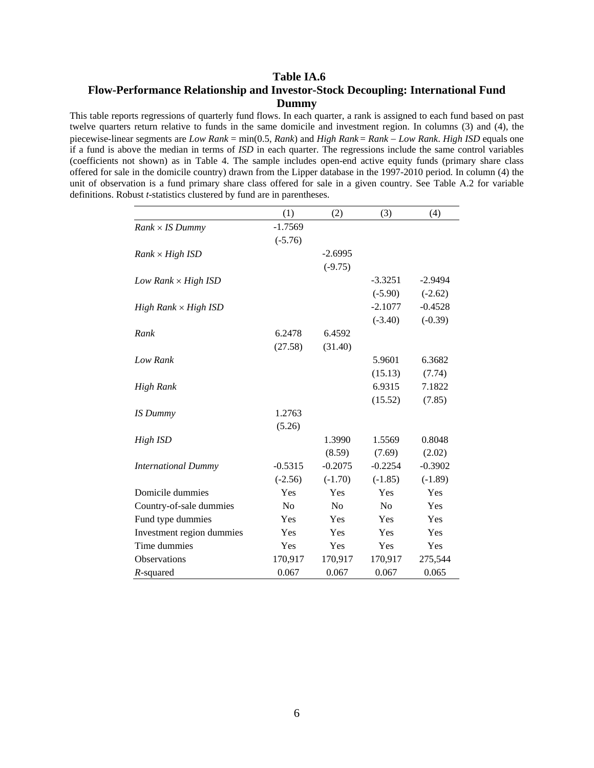# Table IA.6

## Flow-Performance Relationship and Investor-Stock Decoupling: International Fund Dummy

This table reports regressions of quarterly fund flows. In each quarter, a rank is assigned to each fund based on past twelve quarters return relative to funds in the same domicile and investment region. In columns (3) and (4), the piecewise-linear segments are *Low Rank* = min(0.5, *Rank*) and *High Rank* = *Rank* – *Low Rank*. *High ISD* equals one if a fund is above the median in terms of *ISD* in each quarter. The regressions include the same control variables (coefficients not shown) as in Table 4. The sample includes open-end active equity funds (primary share class offered for sale in the domicile country) drawn from the Lipper database in the 1997-2010 period. In column (4) the unit of observation is a fund primary share class offered for sale in a given country. See Table A.2 for variable definitions. Robust *t*-statistics clustered by fund are in parentheses.

| | (1) | (2) | (3) | (4) |
|---|---|---|---|---|
| *Rank* × *IS Dummy* | -1.7569 | | | |
| | (-5.76) | | | |
| *Rank* × *High ISD* | | -2.6995 | | |
| | | (-9.75) | | |
| *Low Rank* × *High ISD* | | | -3.3251 | -2.9494 |
| | | | (-5.90) | (-2.62) |
| *High Rank* × *High ISD* | | | -2.1077 | -0.4528 |
| | | | (-3.40) | (-0.39) |
| *Rank* | 6.2478 | 6.4592 | | |
| | (27.58) | (31.40) | | |
| *Low Rank* | | | 5.9601 | 6.3682 |
| | | | (15.13) | (7.74) |
| *High Rank* | | | 6.9315 | 7.1822 |
| | | | (15.52) | (7.85) |
| *IS Dummy* | 1.2763 | | | |
| | (5.26) | | | |
| *High ISD* | | 1.3990 | 1.5569 | 0.8048 |
| | | (8.59) | (7.69) | (2.02) |
| *International Dummy* | -0.5315 | -0.2075 | -0.2254 | -0.3902 |
| | (-2.56) | (-1.70) | (-1.85) | (-1.89) |
| Domicile dummies | Yes | Yes | Yes | Yes |
| Country-of-sale dummies | No | No | No | Yes |
| Fund type dummies | Yes | Yes | Yes | Yes |
| Investment region dummies | Yes | Yes | Yes | Yes |
| Time dummies | Yes | Yes | Yes | Yes |
| Observations | 170,917 | 170,917 | 170,917 | 275,544 |
| $R$-squared | 0.067 | 0.067 | 0.067 | 0.065 |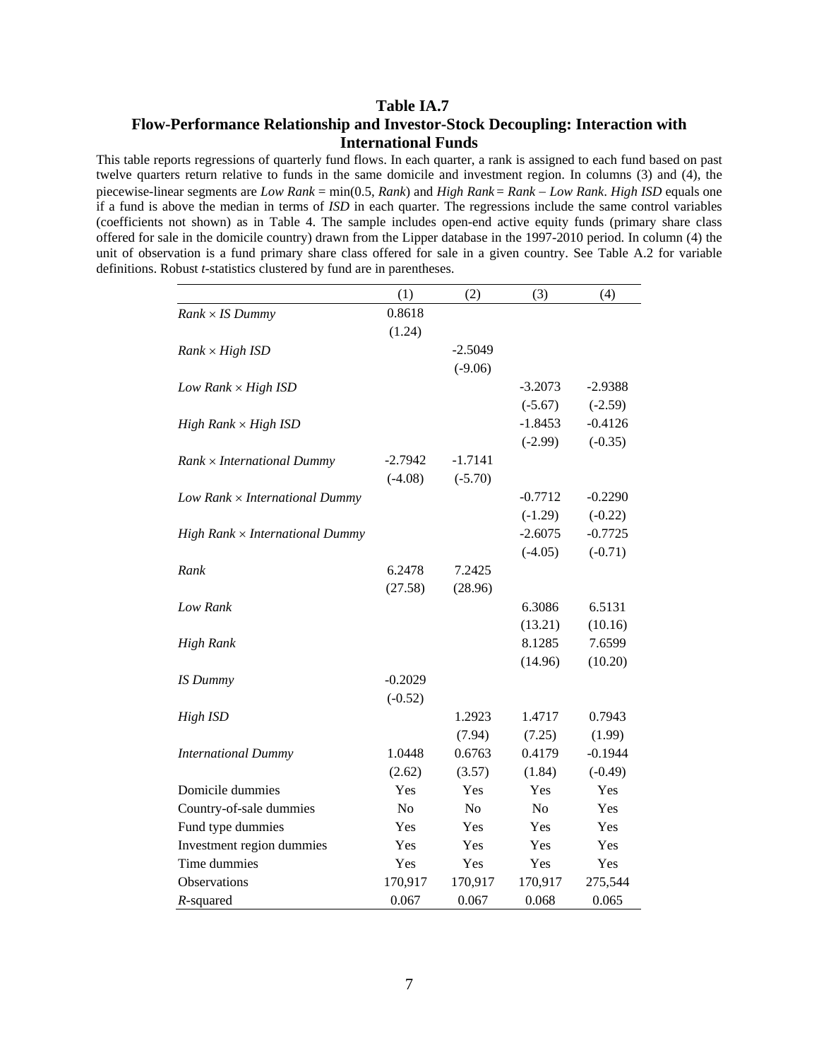# Table IA.7

## Flow-Performance Relationship and Investor-Stock Decoupling: Interaction with International Funds

This table reports regressions of quarterly fund flows. In each quarter, a rank is assigned to each fund based on past twelve quarters return relative to funds in the same domicile and investment region. In columns (3) and (4), the piecewise-linear segments are *Low Rank* = min(0.5, *Rank*) and *High Rank* = *Rank* – *Low Rank*. *High ISD* equals one if a fund is above the median in terms of *ISD* in each quarter. The regressions include the same control variables (coefficients not shown) as in Table 4. The sample includes open-end active equity funds (primary share class offered for sale in the domicile country) drawn from the Lipper database in the 1997-2010 period. In column (4) the unit of observation is a fund primary share class offered for sale in a given country. See Table A.2 for variable definitions. Robust *t*-statistics clustered by fund are in parentheses.

| | (1) | (2) | (3) | (4) |
|---|---|---|---|---|
| *Rank* × *IS Dummy* | 0.8618 | | | |
| | (1.24) | | | |
| *Rank* × *High ISD* | | -2.5049 | | |
| | | (-9.06) | | |
| *Low Rank* × *High ISD* | | | -3.2073 | -2.9388 |
| | | | (-5.67) | (-2.59) |
| *High Rank* × *High ISD* | | | -1.8453 | -0.4126 |
| | | | (-2.99) | (-0.35) |
| *Rank* × *International Dummy* | -2.7942 | -1.7141 | | |
| | (-4.08) | (-5.70) | | |
| *Low Rank* × *International Dummy* | | | -0.7712 | -0.2290 |
| | | | (-1.29) | (-0.22) |
| *High Rank* × *International Dummy* | | | -2.6075 | -0.7725 |
| | | | (-4.05) | (-0.71) |
| *Rank* | 6.2478 | 7.2425 | | |
| | (27.58) | (28.96) | | |
| *Low Rank* | | | 6.3086 | 6.5131 |
| | | | (13.21) | (10.16) |
| *High Rank* | | | 8.1285 | 7.6599 |
| | | | (14.96) | (10.20) |
| *IS Dummy* | -0.2029 | | | |
| | (-0.52) | | | |
| *High ISD* | | 1.2923 | 1.4717 | 0.7943 |
| | | (7.94) | (7.25) | (1.99) |
| *International Dummy* | 1.0448 | 0.6763 | 0.4179 | -0.1944 |
| | (2.62) | (3.57) | (1.84) | (-0.49) |
| Domicile dummies | Yes | Yes | Yes | Yes |
| Country-of-sale dummies | No | No | No | Yes |
| Fund type dummies | Yes | Yes | Yes | Yes |
| Investment region dummies | Yes | Yes | Yes | Yes |
| Time dummies | Yes | Yes | Yes | Yes |
| Observations | 170,917 | 170,917 | 170,917 | 275,544 |
| *R*-squared | 0.067 | 0.067 | 0.068 | 0.065 |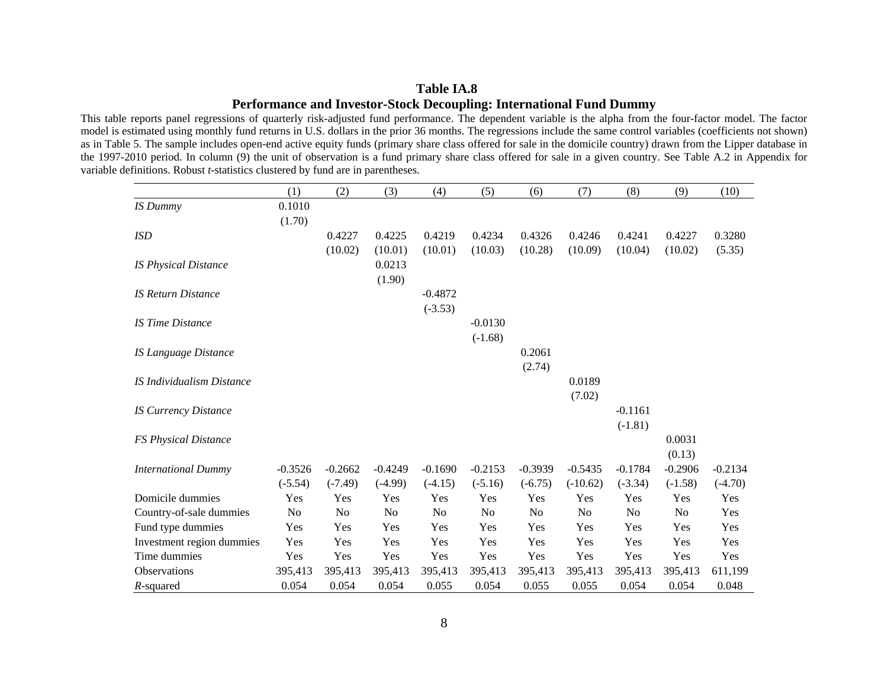**Table IA.8**

**Performance and Investor-Stock Decoupling: International Fund Dummy**

This table reports panel regressions of quarterly risk-adjusted fund performance. The dependent variable is the alpha from the four-factor model. The factor model is estimated using monthly fund returns in U.S. dollars in the prior 36 months. The regressions include the same control variables (coefficients not shown) as in Table 5. The sample includes open-end active equity funds (primary share class offered for sale in the domicile country) drawn from the Lipper database in the 1997-2010 period. In column (9) the unit of observation is a fund primary share class offered for sale in a given country. See Table A.2 in Appendix for variable definitions. Robust *t*-statistics clustered by fund are in parentheses.

| | (1) | (2) | (3) | (4) | (5) | (6) | (7) | (8) | (9) | (10) |
|---|---|---|---|---|---|---|---|---|---|---|
| *IS Dummy* | 0.1010 | | | | | | | | | |
| | (1.70) | | | | | | | | | |
| *ISD* | | 0.4227 | 0.4225 | 0.4219 | 0.4234 | 0.4326 | 0.4246 | 0.4241 | 0.4227 | 0.3280 |
| | | (10.02) | (10.01) | (10.01) | (10.03) | (10.28) | (10.09) | (10.04) | (10.02) | (5.35) |
| *IS Physical Distance* | | | 0.0213 | | | | | | | |
| | | | (1.90) | | | | | | | |
| *IS Return Distance* | | | | -0.4872 | | | | | | |
| | | | | (-3.53) | | | | | | |
| *IS Time Distance* | | | | | -0.0130 | | | | | |
| | | | | | (-1.68) | | | | | |
| *IS Language Distance* | | | | | | 0.2061 | | | | |
| | | | | | | (2.74) | | | | |
| *IS Individualism Distance* | | | | | | | 0.0189 | | | |
| | | | | | | | (7.02) | | | |
| *IS Currency Distance* | | | | | | | | -0.1161 | | |
| | | | | | | | | (-1.81) | | |
| *FS Physical Distance* | | | | | | | | | 0.0031 | |
| | | | | | | | | | (0.13) | |
| *International Dummy* | -0.3526 | -0.2662 | -0.4249 | -0.1690 | -0.2153 | -0.3939 | -0.5435 | -0.1784 | -0.2906 | -0.2134 |
| | (-5.54) | (-7.49) | (-4.99) | (-4.15) | (-5.16) | (-6.75) | (-10.62) | (-3.34) | (-1.58) | (-4.70) |
| Domicile dummies | Yes | Yes | Yes | Yes | Yes | Yes | Yes | Yes | Yes | Yes |
| Country-of-sale dummies | No | No | No | No | No | No | No | No | No | Yes |
| Fund type dummies | Yes | Yes | Yes | Yes | Yes | Yes | Yes | Yes | Yes | Yes |
| Investment region dummies | Yes | Yes | Yes | Yes | Yes | Yes | Yes | Yes | Yes | Yes |
| Time dummies | Yes | Yes | Yes | Yes | Yes | Yes | Yes | Yes | Yes | Yes |
| Observations | 395,413 | 395,413 | 395,413 | 395,413 | 395,413 | 395,413 | 395,413 | 395,413 | 395,413 | 611,199 |
| $R$-squared | 0.054 | 0.054 | 0.054 | 0.055 | 0.054 | 0.055 | 0.055 | 0.054 | 0.054 | 0.048 |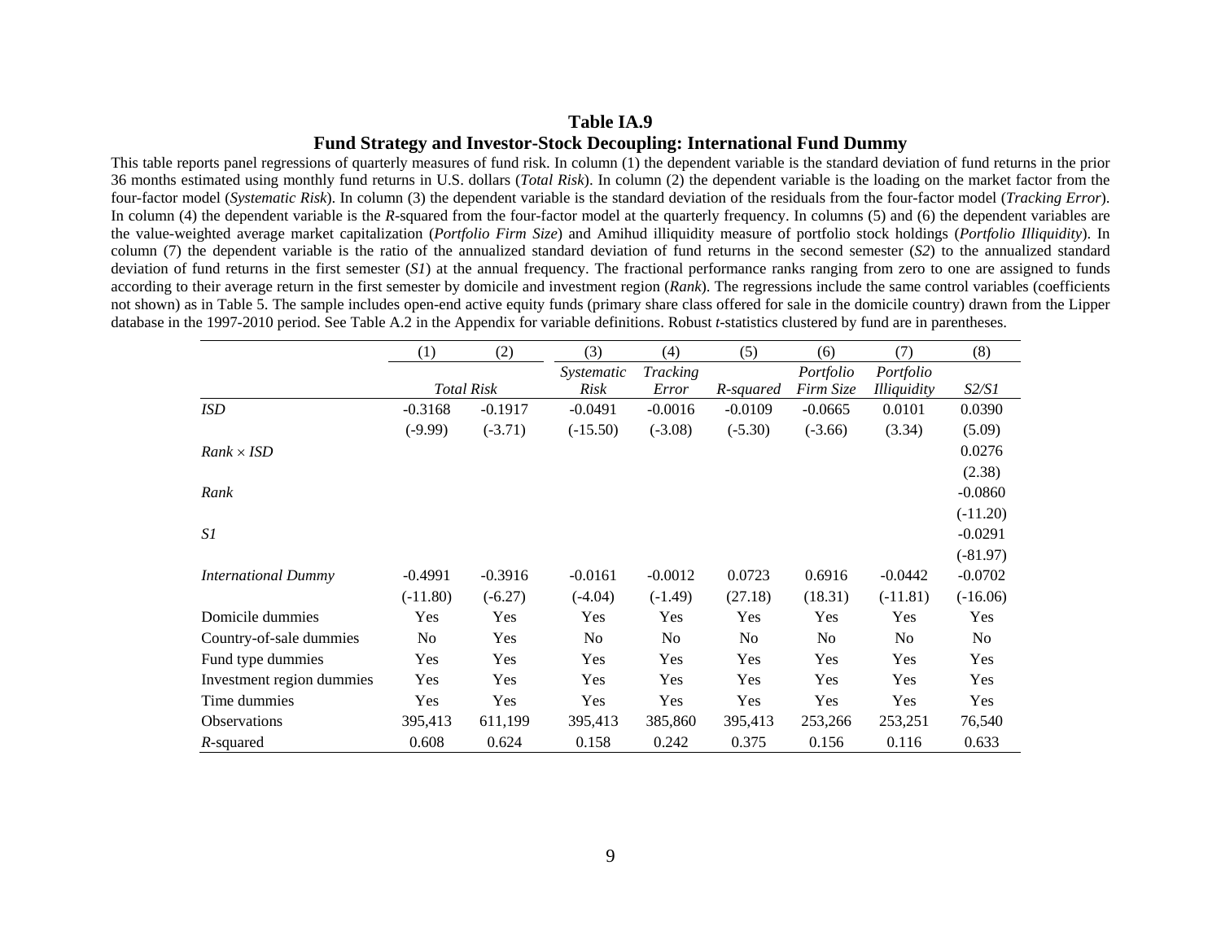**Table IA.9**

**Fund Strategy and Investor-Stock Decoupling: International Fund Dummy**

This table reports panel regressions of quarterly measures of fund risk. In column (1) the dependent variable is the standard deviation of fund returns in the prior 36 months estimated using monthly fund returns in U.S. dollars (*Total Risk*). In column (2) the dependent variable is the loading on the market factor from the four-factor model (*Systematic Risk*). In column (3) the dependent variable is the standard deviation of the residuals from the four-factor model (*Tracking Error*). In column (4) the dependent variable is the *R*-squared from the four-factor model at the quarterly frequency. In columns (5) and (6) the dependent variables are the value-weighted average market capitalization (*Portfolio Firm Size*) and Amihud illiquidity measure of portfolio stock holdings (*Portfolio Illiquidity*). In column (7) the dependent variable is the ratio of the annualized standard deviation of fund returns in the second semester (*S2*) to the annualized standard deviation of fund returns in the first semester (*S1*) at the annual frequency. The fractional performance ranks ranging from zero to one are assigned to funds according to their average return in the first semester by domicile and investment region (*Rank*). The regressions include the same control variables (coefficients not shown) as in Table 5. The sample includes open-end active equity funds (primary share class offered for sale in the domicile country) drawn from the Lipper database in the 1997-2010 period. See Table A.2 in the Appendix for variable definitions. Robust *t*-statistics clustered by fund are in parentheses.

| | (1) | (2) | (3) | (4) | (5) | (6) | (7) | (8) |
|---|---|---|---|---|---|---|---|---|
| | *Total Risk* | | *Systematic Risk* | *Tracking Error* | *R-squared* | *Portfolio Firm Size* | *Portfolio Illiquidity* | *S2/S1* |
| *ISD* | -0.3168 | -0.1917 | -0.0491 | -0.0016 | -0.0109 | -0.0665 | 0.0101 | 0.0390 |
| | (-9.99) | (-3.71) | (-15.50) | (-3.08) | (-5.30) | (-3.66) | (3.34) | (5.09) |
| *Rank* × *ISD* | | | | | | | | 0.0276 |
| | | | | | | | | (2.38) |
| *Rank* | | | | | | | | -0.0860 |
| | | | | | | | | (-11.20) |
| *S1* | | | | | | | | -0.0291 |
| | | | | | | | | (-81.97) |
| *International Dummy* | -0.4991 | -0.3916 | -0.0161 | -0.0012 | 0.0723 | 0.6916 | -0.0442 | -0.0702 |
| | (-11.80) | (-6.27) | (-4.04) | (-1.49) | (27.18) | (18.31) | (-11.81) | (-16.06) |
| Domicile dummies | Yes | Yes | Yes | Yes | Yes | Yes | Yes | Yes |
| Country-of-sale dummies | No | Yes | No | No | No | No | No | No |
| Fund type dummies | Yes | Yes | Yes | Yes | Yes | Yes | Yes | Yes |
| Investment region dummies | Yes | Yes | Yes | Yes | Yes | Yes | Yes | Yes |
| Time dummies | Yes | Yes | Yes | Yes | Yes | Yes | Yes | Yes |
| Observations | 395,413 | 611,199 | 395,413 | 385,860 | 395,413 | 253,266 | 253,251 | 76,540 |
| *R*-squared | 0.608 | 0.624 | 0.158 | 0.242 | 0.375 | 0.156 | 0.116 | 0.633 |